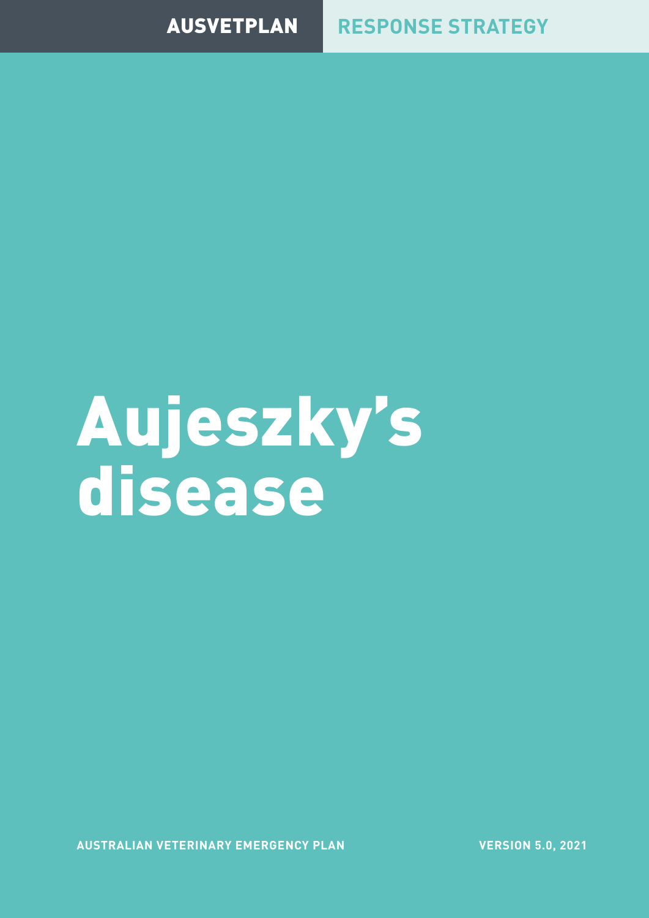AUSVETPLAN

RESPONSE STRATEGY

# Aujeszky's disease

AUSTRALIAN VETERINARY EMERGENCY PLAN

VERSION 5.0, 2021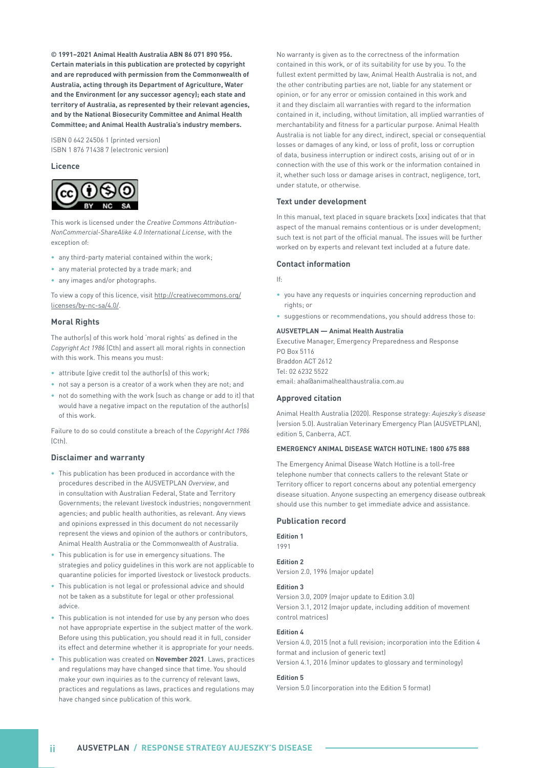**© 1991–2021 Animal Health Australia ABN 86 071 890 956. Certain materials in this publication are protected by copyright and are reproduced with permission from the Commonwealth of Australia, acting through its Department of Agriculture, Water and the Environment (or any successor agency); each state and territory of Australia, as represented by their relevant agencies, and by the National Biosecurity Committee and Animal Health Committee; and Animal Health Australia's industry members.**

ISBN 0 642 24506 1 (printed version)
ISBN 1 876 71438 7 (electronic version)

### Licence

This work is licensed under the *Creative Commons Attribution-NonCommercial-ShareAlike 4.0 International License*, with the exception of:

- any third-party material contained within the work;
- any material protected by a trade mark; and
- any images and/or photographs.

To view a copy of this licence, visit http://creativecommons.org/licenses/by-nc-sa/4.0/.

### Moral Rights

The author(s) of this work hold 'moral rights' as defined in the *Copyright Act 1986* (Cth) and assert all moral rights in connection with this work. This means you must:

- attribute (give credit to) the author(s) of this work;
- not say a person is a creator of a work when they are not; and
- not do something with the work (such as change or add to it) that would have a negative impact on the reputation of the author(s) of this work.

Failure to do so could constitute a breach of the *Copyright Act 1986* (Cth).

### Disclaimer and warranty

- This publication has been produced in accordance with the procedures described in the AUSVETPLAN *Overview*, and in consultation with Australian Federal, State and Territory Governments; the relevant livestock industries; nongovernment agencies; and public health authorities, as relevant. Any views and opinions expressed in this document do not necessarily represent the views and opinion of the authors or contributors, Animal Health Australia or the Commonwealth of Australia.
- This publication is for use in emergency situations. The strategies and policy guidelines in this work are not applicable to quarantine policies for imported livestock or livestock products.
- This publication is not legal or professional advice and should not be taken as a substitute for legal or other professional advice.
- This publication is not intended for use by any person who does not have appropriate expertise in the subject matter of the work. Before using this publication, you should read it in full, consider its effect and determine whether it is appropriate for your needs.
- This publication was created on **November 2021**. Laws, practices and regulations may have changed since that time. You should make your own inquiries as to the currency of relevant laws, practices and regulations as laws, practices and regulations may have changed since publication of this work.

No warranty is given as to the correctness of the information contained in this work, or of its suitability for use by you. To the fullest extent permitted by law, Animal Health Australia is not, and the other contributing parties are not, liable for any statement or opinion, or for any error or omission contained in this work and it and they disclaim all warranties with regard to the information contained in it, including, without limitation, all implied warranties of merchantability and fitness for a particular purpose. Animal Health Australia is not liable for any direct, indirect, special or consequential losses or damages of any kind, or loss of profit, loss or corruption of data, business interruption or indirect costs, arising out of or in connection with the use of this work or the information contained in it, whether such loss or damage arises in contract, negligence, tort, under statute, or otherwise.

### Text under development

In this manual, text placed in square brackets [xxx] indicates that that aspect of the manual remains contentious or is under development; such text is not part of the official manual. The issues will be further worked on by experts and relevant text included at a future date.

### Contact information

If:

- you have any requests or inquiries concerning reproduction and rights; or
- suggestions or recommendations, you should address those to:

**AUSVETPLAN — Animal Health Australia**
Executive Manager, Emergency Preparedness and Response
PO Box 5116
Braddon ACT 2612
Tel: 02 6232 5522
email: aha@animalhealthaustralia.com.au

### Approved citation

Animal Health Australia (2020). Response strategy: *Aujeszky's disease* (version 5.0). Australian Veterinary Emergency Plan (AUSVETPLAN), edition 5, Canberra, ACT.

**EMERGENCY ANIMAL DISEASE WATCH HOTLINE: 1800 675 888**

The Emergency Animal Disease Watch Hotline is a toll-free telephone number that connects callers to the relevant State or Territory officer to report concerns about any potential emergency disease situation. Anyone suspecting an emergency disease outbreak should use this number to get immediate advice and assistance.

### Publication record

**Edition 1**
1991

**Edition 2**
Version 2.0, 1996 (major update)

**Edition 3**
Version 3.0, 2009 (major update to Edition 3.0)
Version 3.1, 2012 (major update, including addition of movement control matrices)

**Edition 4**
Version 4.0, 2015 (not a full revision; incorporation into the Edition 4 format and inclusion of generic text)
Version 4.1, 2016 (minor updates to glossary and terminology)

**Edition 5**
Version 5.0 (incorporation into the Edition 5 format)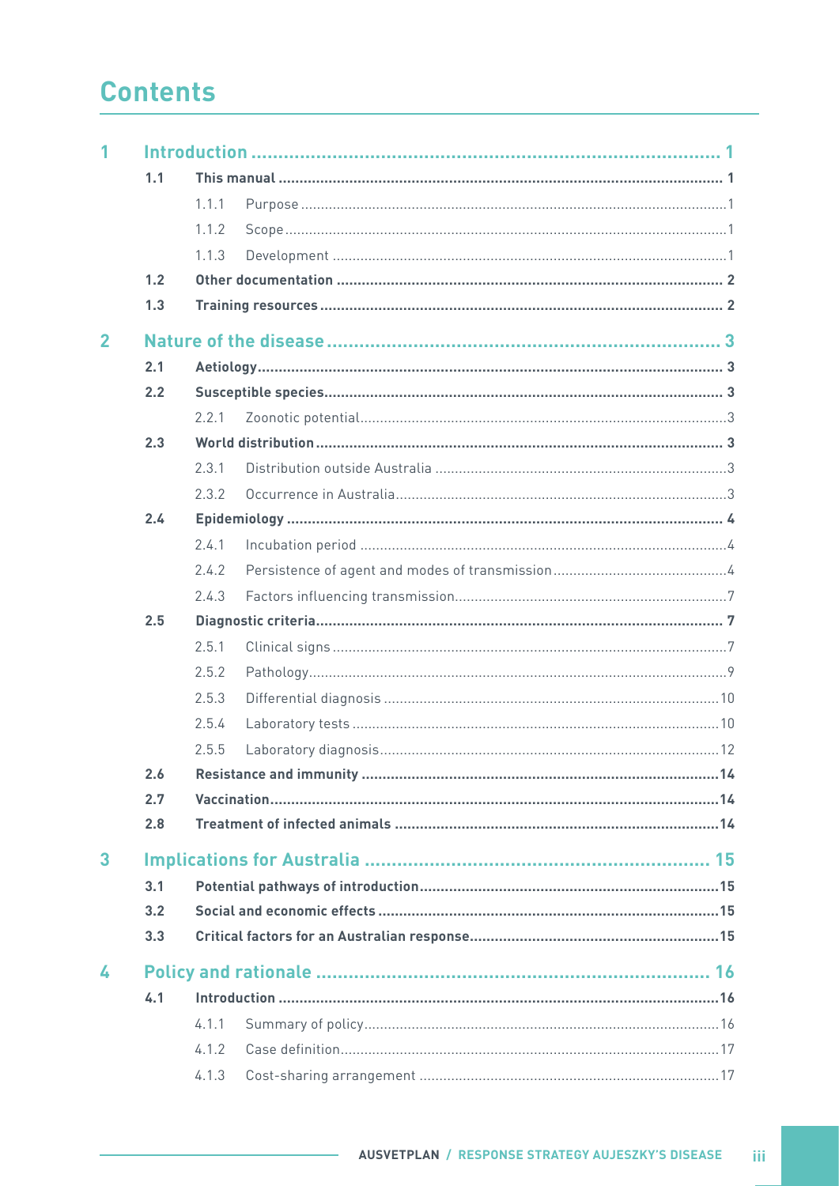# Contents

- **1 Introduction** 1
  - **1.1 This manual** 1
    - 1.1.1 Purpose 1
    - 1.1.2 Scope 1
    - 1.1.3 Development 1
  - **1.2 Other documentation** 2
  - **1.3 Training resources** 2
- **2 Nature of the disease** 3
  - **2.1 Aetiology** 3
  - **2.2 Susceptible species** 3
    - 2.2.1 Zoonotic potential 3
  - **2.3 World distribution** 3
    - 2.3.1 Distribution outside Australia 3
    - 2.3.2 Occurrence in Australia 3
  - **2.4 Epidemiology** 4
    - 2.4.1 Incubation period 4
    - 2.4.2 Persistence of agent and modes of transmission 4
    - 2.4.3 Factors influencing transmission 7
  - **2.5 Diagnostic criteria** 7
    - 2.5.1 Clinical signs 7
    - 2.5.2 Pathology 9
    - 2.5.3 Differential diagnosis 10
    - 2.5.4 Laboratory tests 10
    - 2.5.5 Laboratory diagnosis 12
  - **2.6 Resistance and immunity** 14
  - **2.7 Vaccination** 14
  - **2.8 Treatment of infected animals** 14
- **3 Implications for Australia** 15
  - **3.1 Potential pathways of introduction** 15
  - **3.2 Social and economic effects** 15
  - **3.3 Critical factors for an Australian response** 15
- **4 Policy and rationale** 16
  - **4.1 Introduction** 16
    - 4.1.1 Summary of policy 16
    - 4.1.2 Case definition 17
    - 4.1.3 Cost-sharing arrangement 17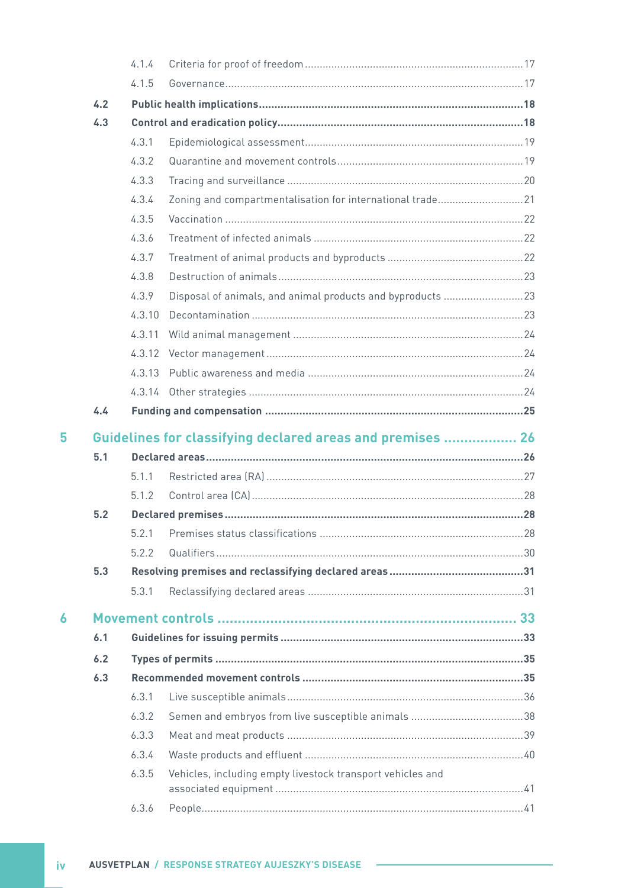- 4.1.4 Criteria for proof of freedom ... 17
- 4.1.5 Governance ... 17

**4.2 Public health implications ... 18**

**4.3 Control and eradication policy ... 18**

- 4.3.1 Epidemiological assessment ... 19
- 4.3.2 Quarantine and movement controls ... 19
- 4.3.3 Tracing and surveillance ... 20
- 4.3.4 Zoning and compartmentalisation for international trade ... 21
- 4.3.5 Vaccination ... 22
- 4.3.6 Treatment of infected animals ... 22
- 4.3.7 Treatment of animal products and byproducts ... 22
- 4.3.8 Destruction of animals ... 23
- 4.3.9 Disposal of animals, and animal products and byproducts ... 23
- 4.3.10 Decontamination ... 23
- 4.3.11 Wild animal management ... 24
- 4.3.12 Vector management ... 24
- 4.3.13 Public awareness and media ... 24
- 4.3.14 Other strategies ... 24

**4.4 Funding and compensation ... 25**

## 5 Guidelines for classifying declared areas and premises ... 26

**5.1 Declared areas ... 26**

- 5.1.1 Restricted area (RA) ... 27
- 5.1.2 Control area (CA) ... 28

**5.2 Declared premises ... 28**

- 5.2.1 Premises status classifications ... 28
- 5.2.2 Qualifiers ... 30

**5.3 Resolving premises and reclassifying declared areas ... 31**

- 5.3.1 Reclassifying declared areas ... 31

## 6 Movement controls ... 33

**6.1 Guidelines for issuing permits ... 33**

**6.2 Types of permits ... 35**

**6.3 Recommended movement controls ... 35**

- 6.3.1 Live susceptible animals ... 36
- 6.3.2 Semen and embryos from live susceptible animals ... 38
- 6.3.3 Meat and meat products ... 39
- 6.3.4 Waste products and effluent ... 40
- 6.3.5 Vehicles, including empty livestock transport vehicles and associated equipment ... 41
- 6.3.6 People ... 41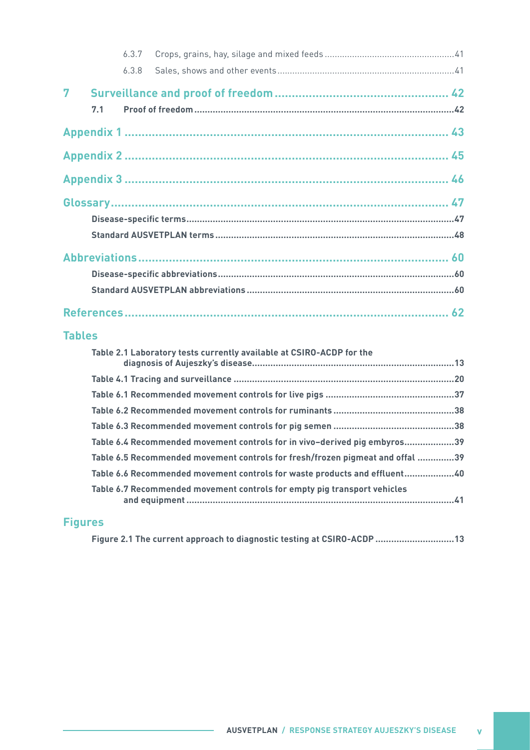6.3.7 Crops, grains, hay, silage and mixed feeds ....41

6.3.8 Sales, shows and other events ....41

**7 Surveillance and proof of freedom .... 42**

**7.1 Proof of freedom ....42**

**Appendix 1 .... 43**

**Appendix 2 .... 45**

**Appendix 3 .... 46**

**Glossary .... 47**

**Disease-specific terms ....47**

**Standard AUSVETPLAN terms ....48**

**Abbreviations .... 60**

**Disease-specific abbreviations ....60**

**Standard AUSVETPLAN abbreviations ....60**

**References .... 62**

## Tables

**Table 2.1 Laboratory tests currently available at CSIRO-ACDP for the diagnosis of Aujeszky's disease ....13**

**Table 4.1 Tracing and surveillance ....20**

**Table 6.1 Recommended movement controls for live pigs ....37**

**Table 6.2 Recommended movement controls for ruminants ....38**

**Table 6.3 Recommended movement controls for pig semen ....38**

**Table 6.4 Recommended movement controls for in vivo–derived pig embyros ....39**

**Table 6.5 Recommended movement controls for fresh/frozen pigmeat and offal ....39**

**Table 6.6 Recommended movement controls for waste products and effluent ....40**

**Table 6.7 Recommended movement controls for empty pig transport vehicles and equipment ....41**

## Figures

**Figure 2.1 The current approach to diagnostic testing at CSIRO-ACDP ....13**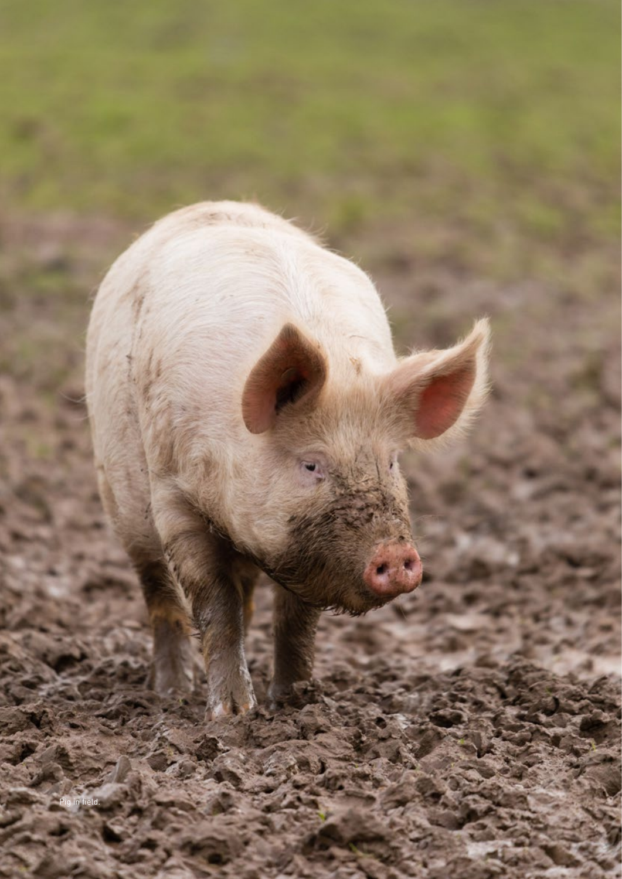Pig in field.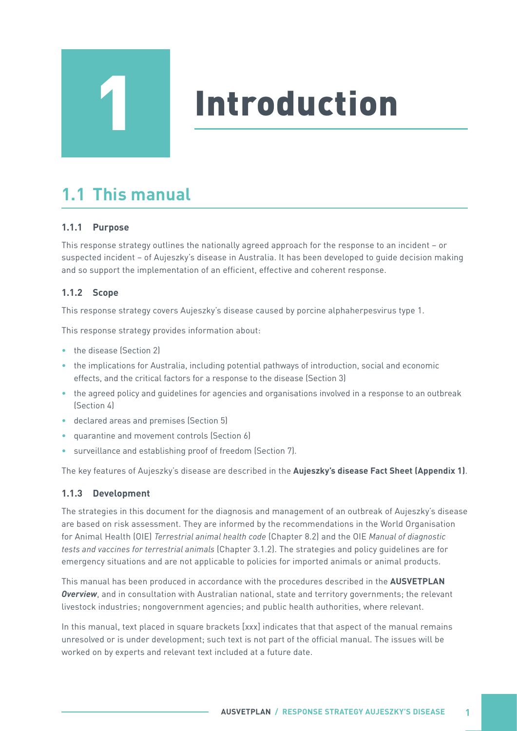# 1 Introduction

## 1.1 This manual

### 1.1.1 Purpose

This response strategy outlines the nationally agreed approach for the response to an incident – or suspected incident – of Aujeszky's disease in Australia. It has been developed to guide decision making and so support the implementation of an efficient, effective and coherent response.

### 1.1.2 Scope

This response strategy covers Aujeszky's disease caused by porcine alphaherpesvirus type 1.

This response strategy provides information about:

- the disease (Section 2)
- the implications for Australia, including potential pathways of introduction, social and economic effects, and the critical factors for a response to the disease (Section 3)
- the agreed policy and guidelines for agencies and organisations involved in a response to an outbreak (Section 4)
- declared areas and premises (Section 5)
- quarantine and movement controls (Section 6)
- surveillance and establishing proof of freedom (Section 7).

The key features of Aujeszky's disease are described in the **Aujeszky's disease Fact Sheet (Appendix 1)**.

### 1.1.3 Development

The strategies in this document for the diagnosis and management of an outbreak of Aujeszky's disease are based on risk assessment. They are informed by the recommendations in the World Organisation for Animal Health (OIE) *Terrestrial animal health code* (Chapter 8.2) and the OIE *Manual of diagnostic tests and vaccines for terrestrial animals* (Chapter 3.1.2). The strategies and policy guidelines are for emergency situations and are not applicable to policies for imported animals or animal products.

This manual has been produced in accordance with the procedures described in the **AUSVETPLAN *Overview***, and in consultation with Australian national, state and territory governments; the relevant livestock industries; nongovernment agencies; and public health authorities, where relevant.

In this manual, text placed in square brackets [xxx] indicates that that aspect of the manual remains unresolved or is under development; such text is not part of the official manual. The issues will be worked on by experts and relevant text included at a future date.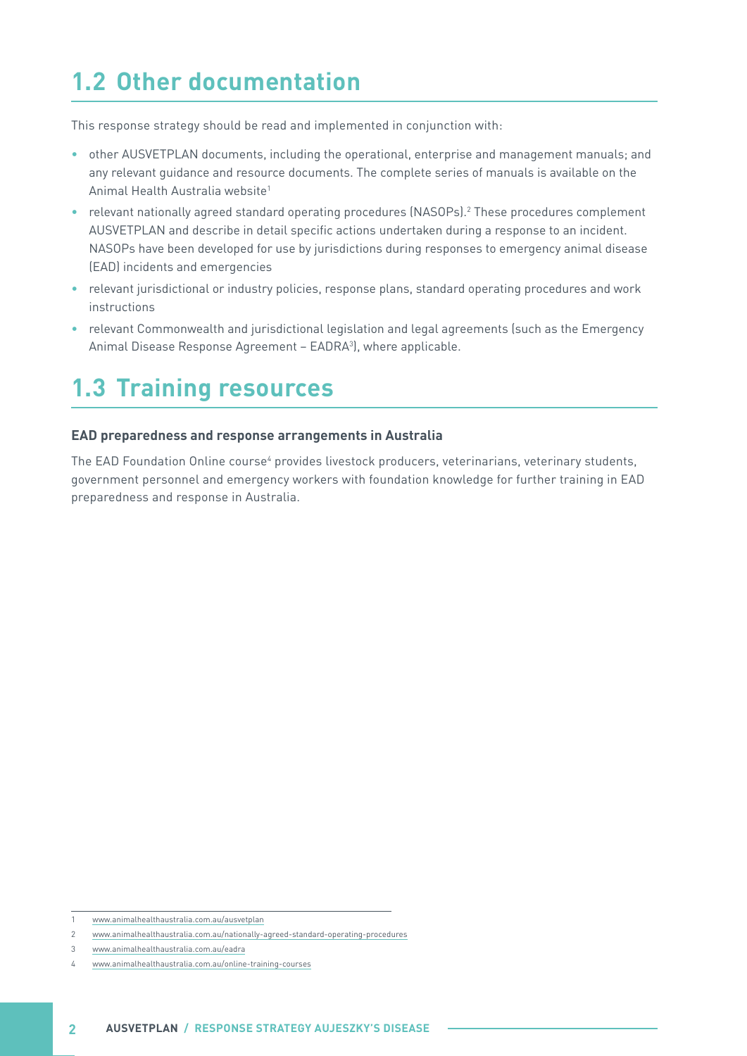## 1.2 Other documentation

This response strategy should be read and implemented in conjunction with:

- other AUSVETPLAN documents, including the operational, enterprise and management manuals; and any relevant guidance and resource documents. The complete series of manuals is available on the Animal Health Australia website[1]
- relevant nationally agreed standard operating procedures (NASOPs).[2] These procedures complement AUSVETPLAN and describe in detail specific actions undertaken during a response to an incident. NASOPs have been developed for use by jurisdictions during responses to emergency animal disease (EAD) incidents and emergencies
- relevant jurisdictional or industry policies, response plans, standard operating procedures and work instructions
- relevant Commonwealth and jurisdictional legislation and legal agreements (such as the Emergency Animal Disease Response Agreement – EADRA[3]), where applicable.

## 1.3 Training resources

**EAD preparedness and response arrangements in Australia**

The EAD Foundation Online course[4] provides livestock producers, veterinarians, veterinary students, government personnel and emergency workers with foundation knowledge for further training in EAD preparedness and response in Australia.

---

1 www.animalhealthaustralia.com.au/ausvetplan

2 www.animalhealthaustralia.com.au/nationally-agreed-standard-operating-procedures

3 www.animalhealthaustralia.com.au/eadra

4 www.animalhealthaustralia.com.au/online-training-courses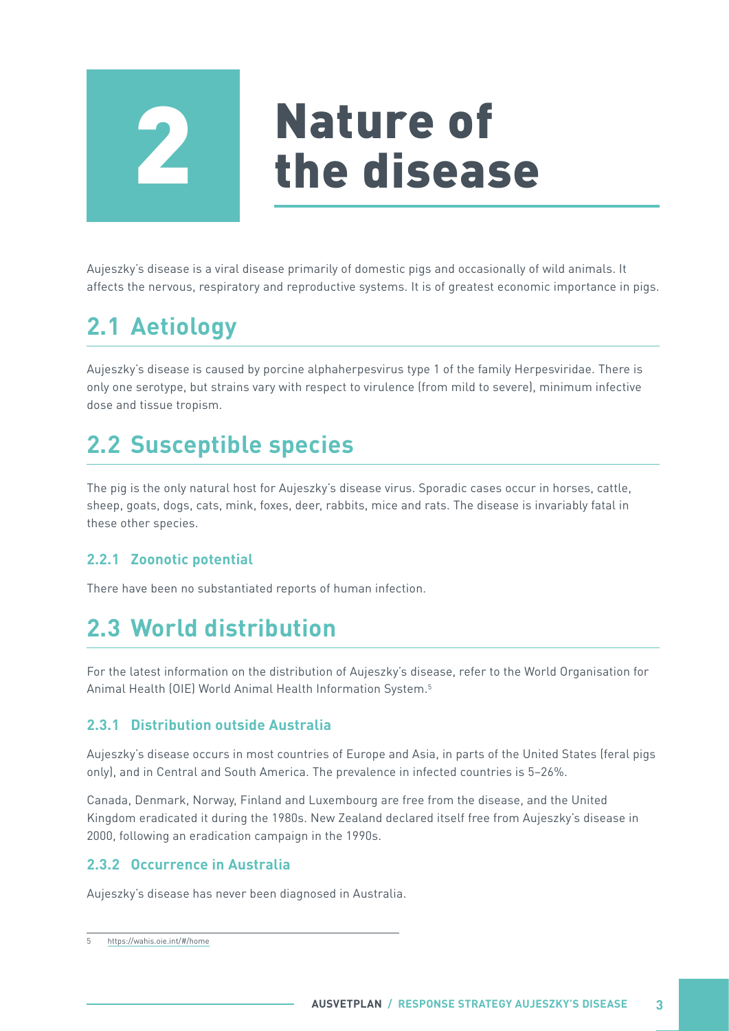# 2 Nature of the disease

Aujeszky's disease is a viral disease primarily of domestic pigs and occasionally of wild animals. It affects the nervous, respiratory and reproductive systems. It is of greatest economic importance in pigs.

## 2.1 Aetiology

Aujeszky's disease is caused by porcine alphaherpesvirus type 1 of the family Herpesviridae. There is only one serotype, but strains vary with respect to virulence (from mild to severe), minimum infective dose and tissue tropism.

## 2.2 Susceptible species

The pig is the only natural host for Aujeszky's disease virus. Sporadic cases occur in horses, cattle, sheep, goats, dogs, cats, mink, foxes, deer, rabbits, mice and rats. The disease is invariably fatal in these other species.

### 2.2.1 Zoonotic potential

There have been no substantiated reports of human infection.

## 2.3 World distribution

For the latest information on the distribution of Aujeszky's disease, refer to the World Organisation for Animal Health (OIE) World Animal Health Information System.[5]

### 2.3.1 Distribution outside Australia

Aujeszky's disease occurs in most countries of Europe and Asia, in parts of the United States (feral pigs only), and in Central and South America. The prevalence in infected countries is 5–26%.

Canada, Denmark, Norway, Finland and Luxembourg are free from the disease, and the United Kingdom eradicated it during the 1980s. New Zealand declared itself free from Aujeszky's disease in 2000, following an eradication campaign in the 1990s.

### 2.3.2 Occurrence in Australia

Aujeszky's disease has never been diagnosed in Australia.

5 https://wahis.oie.int/#/home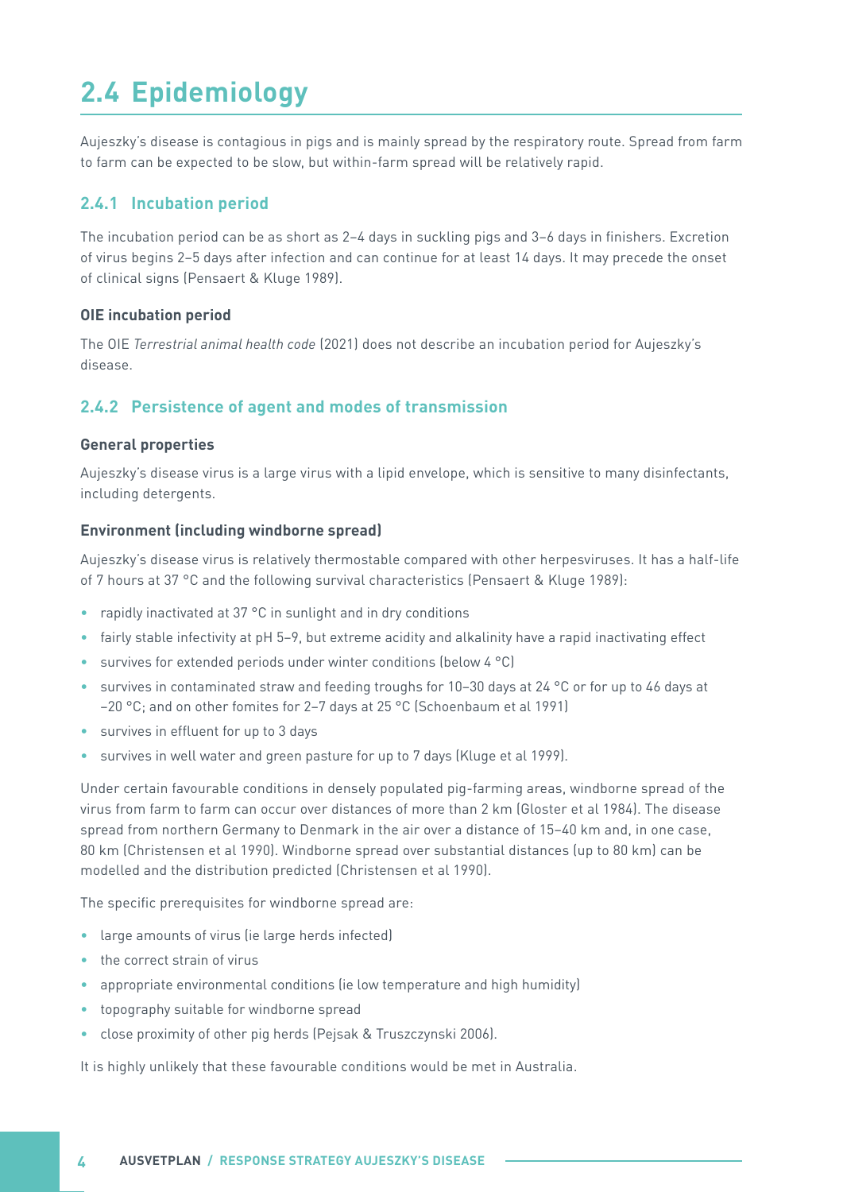## 2.4 Epidemiology

Aujeszky's disease is contagious in pigs and is mainly spread by the respiratory route. Spread from farm to farm can be expected to be slow, but within-farm spread will be relatively rapid.

### 2.4.1 Incubation period

The incubation period can be as short as 2–4 days in suckling pigs and 3–6 days in finishers. Excretion of virus begins 2–5 days after infection and can continue for at least 14 days. It may precede the onset of clinical signs (Pensaert & Kluge 1989).

#### OIE incubation period

The OIE *Terrestrial animal health code* (2021) does not describe an incubation period for Aujeszky's disease.

### 2.4.2 Persistence of agent and modes of transmission

#### General properties

Aujeszky's disease virus is a large virus with a lipid envelope, which is sensitive to many disinfectants, including detergents.

#### Environment (including windborne spread)

Aujeszky's disease virus is relatively thermostable compared with other herpesviruses. It has a half-life of 7 hours at 37 °C and the following survival characteristics (Pensaert & Kluge 1989):

- rapidly inactivated at 37 °C in sunlight and in dry conditions
- fairly stable infectivity at pH 5–9, but extreme acidity and alkalinity have a rapid inactivating effect
- survives for extended periods under winter conditions (below 4 °C)
- survives in contaminated straw and feeding troughs for 10–30 days at 24 °C or for up to 46 days at −20 °C; and on other fomites for 2–7 days at 25 °C (Schoenbaum et al 1991)
- survives in effluent for up to 3 days
- survives in well water and green pasture for up to 7 days (Kluge et al 1999).

Under certain favourable conditions in densely populated pig-farming areas, windborne spread of the virus from farm to farm can occur over distances of more than 2 km (Gloster et al 1984). The disease spread from northern Germany to Denmark in the air over a distance of 15–40 km and, in one case, 80 km (Christensen et al 1990). Windborne spread over substantial distances (up to 80 km) can be modelled and the distribution predicted (Christensen et al 1990).

The specific prerequisites for windborne spread are:

- large amounts of virus (ie large herds infected)
- the correct strain of virus
- appropriate environmental conditions (ie low temperature and high humidity)
- topography suitable for windborne spread
- close proximity of other pig herds (Pejsak & Truszczynski 2006).

It is highly unlikely that these favourable conditions would be met in Australia.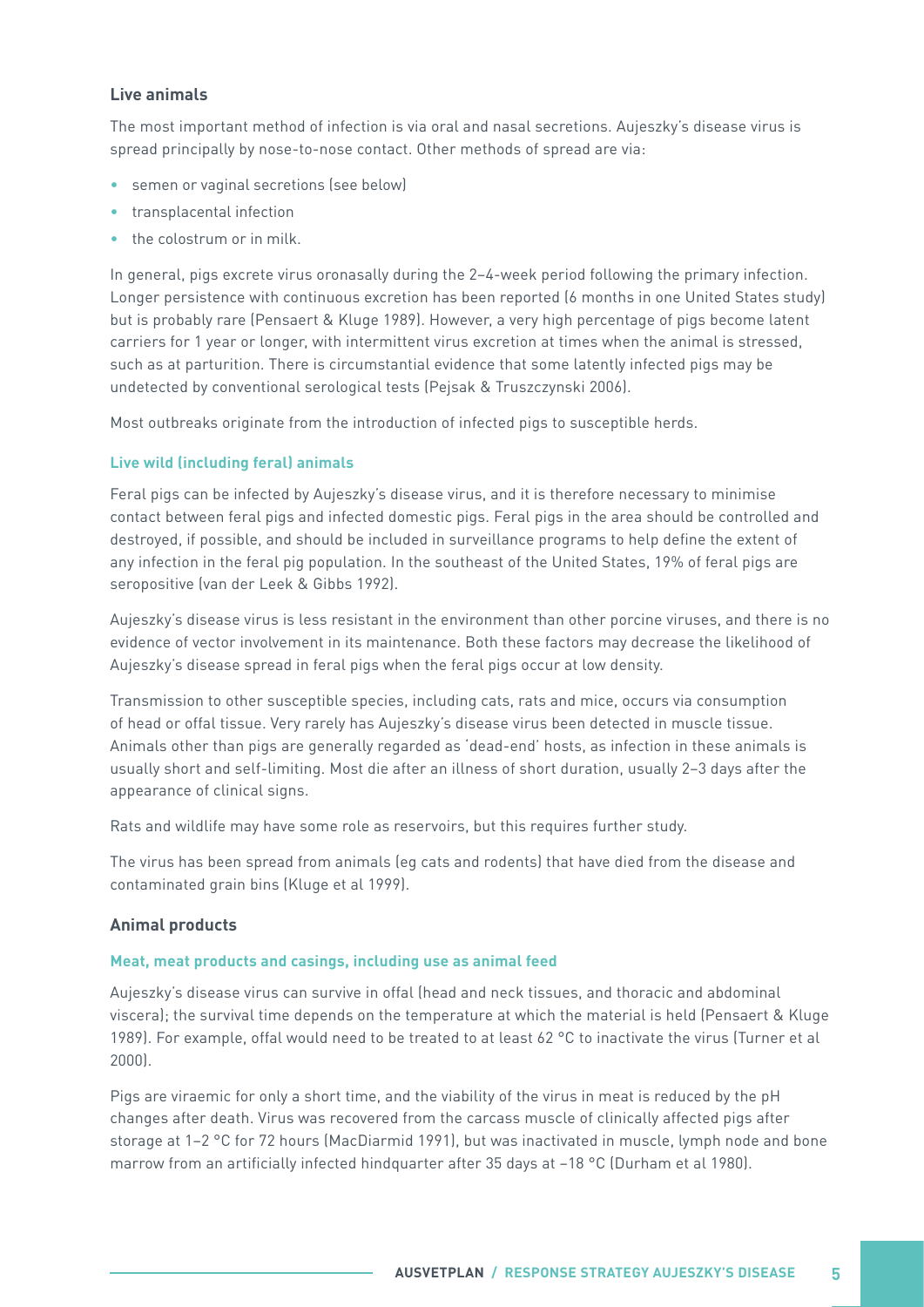### Live animals

The most important method of infection is via oral and nasal secretions. Aujeszky's disease virus is spread principally by nose-to-nose contact. Other methods of spread are via:

- semen or vaginal secretions (see below)
- transplacental infection
- the colostrum or in milk.

In general, pigs excrete virus oronasally during the 2–4-week period following the primary infection. Longer persistence with continuous excretion has been reported (6 months in one United States study) but is probably rare (Pensaert & Kluge 1989). However, a very high percentage of pigs become latent carriers for 1 year or longer, with intermittent virus excretion at times when the animal is stressed, such as at parturition. There is circumstantial evidence that some latently infected pigs may be undetected by conventional serological tests (Pejsak & Truszczynski 2006).

Most outbreaks originate from the introduction of infected pigs to susceptible herds.

#### Live wild (including feral) animals

Feral pigs can be infected by Aujeszky's disease virus, and it is therefore necessary to minimise contact between feral pigs and infected domestic pigs. Feral pigs in the area should be controlled and destroyed, if possible, and should be included in surveillance programs to help define the extent of any infection in the feral pig population. In the southeast of the United States, 19% of feral pigs are seropositive (van der Leek & Gibbs 1992).

Aujeszky's disease virus is less resistant in the environment than other porcine viruses, and there is no evidence of vector involvement in its maintenance. Both these factors may decrease the likelihood of Aujeszky's disease spread in feral pigs when the feral pigs occur at low density.

Transmission to other susceptible species, including cats, rats and mice, occurs via consumption of head or offal tissue. Very rarely has Aujeszky's disease virus been detected in muscle tissue. Animals other than pigs are generally regarded as 'dead-end' hosts, as infection in these animals is usually short and self-limiting. Most die after an illness of short duration, usually 2–3 days after the appearance of clinical signs.

Rats and wildlife may have some role as reservoirs, but this requires further study.

The virus has been spread from animals (eg cats and rodents) that have died from the disease and contaminated grain bins (Kluge et al 1999).

### Animal products

#### Meat, meat products and casings, including use as animal feed

Aujeszky's disease virus can survive in offal (head and neck tissues, and thoracic and abdominal viscera); the survival time depends on the temperature at which the material is held (Pensaert & Kluge 1989). For example, offal would need to be treated to at least 62 °C to inactivate the virus (Turner et al 2000).

Pigs are viraemic for only a short time, and the viability of the virus in meat is reduced by the pH changes after death. Virus was recovered from the carcass muscle of clinically affected pigs after storage at 1–2 °C for 72 hours (MacDiarmid 1991), but was inactivated in muscle, lymph node and bone marrow from an artificially infected hindquarter after 35 days at –18 °C (Durham et al 1980).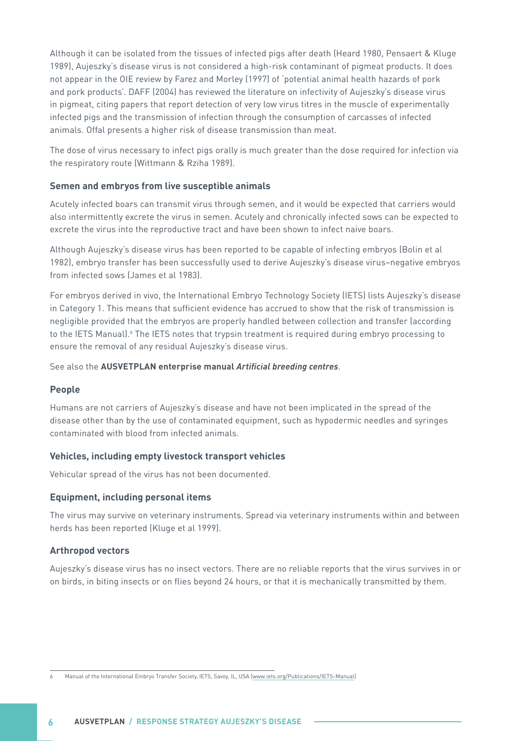Although it can be isolated from the tissues of infected pigs after death (Heard 1980, Pensaert & Kluge 1989), Aujeszky's disease virus is not considered a high-risk contaminant of pigmeat products. It does not appear in the OIE review by Farez and Morley (1997) of 'potential animal health hazards of pork and pork products'. DAFF (2004) has reviewed the literature on infectivity of Aujeszky's disease virus in pigmeat, citing papers that report detection of very low virus titres in the muscle of experimentally infected pigs and the transmission of infection through the consumption of carcasses of infected animals. Offal presents a higher risk of disease transmission than meat.

The dose of virus necessary to infect pigs orally is much greater than the dose required for infection via the respiratory route (Wittmann & Rziha 1989).

### Semen and embryos from live susceptible animals

Acutely infected boars can transmit virus through semen, and it would be expected that carriers would also intermittently excrete the virus in semen. Acutely and chronically infected sows can be expected to excrete the virus into the reproductive tract and have been shown to infect naive boars.

Although Aujeszky's disease virus has been reported to be capable of infecting embryos (Bolin et al 1982), embryo transfer has been successfully used to derive Aujeszky's disease virus–negative embryos from infected sows (James et al 1983).

For embryos derived in vivo, the International Embryo Technology Society (IETS) lists Aujeszky's disease in Category 1. This means that sufficient evidence has accrued to show that the risk of transmission is negligible provided that the embryos are properly handled between collection and transfer (according to the IETS Manual).[6] The IETS notes that trypsin treatment is required during embryo processing to ensure the removal of any residual Aujeszky's disease virus.

See also the **AUSVETPLAN enterprise manual *Artificial breeding centres***.

### People

Humans are not carriers of Aujeszky's disease and have not been implicated in the spread of the disease other than by the use of contaminated equipment, such as hypodermic needles and syringes contaminated with blood from infected animals.

### Vehicles, including empty livestock transport vehicles

Vehicular spread of the virus has not been documented.

### Equipment, including personal items

The virus may survive on veterinary instruments. Spread via veterinary instruments within and between herds has been reported (Kluge et al 1999).

### Arthropod vectors

Aujeszky's disease virus has no insect vectors. There are no reliable reports that the virus survives in or on birds, in biting insects or on flies beyond 24 hours, or that it is mechanically transmitted by them.

---

6 Manual of the International Embryo Transfer Society, IETS, Savoy, IL, USA (www.iets.org/Publications/IETS-Manual)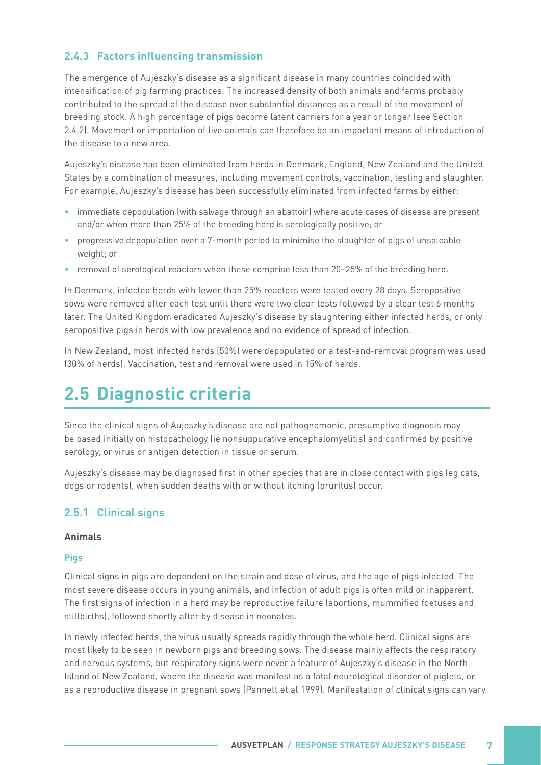### 2.4.3 Factors influencing transmission

The emergence of Aujeszky's disease as a significant disease in many countries coincided with intensification of pig farming practices. The increased density of both animals and farms probably contributed to the spread of the disease over substantial distances as a result of the movement of breeding stock. A high percentage of pigs become latent carriers for a year or longer (see Section 2.4.2). Movement or importation of live animals can therefore be an important means of introduction of the disease to a new area.

Aujeszky's disease has been eliminated from herds in Denmark, England, New Zealand and the United States by a combination of measures, including movement controls, vaccination, testing and slaughter. For example, Aujeszky's disease has been successfully eliminated from infected farms by either:

- immediate depopulation (with salvage through an abattoir) where acute cases of disease are present and/or when more than 25% of the breeding herd is serologically positive; or
- progressive depopulation over a 7-month period to minimise the slaughter of pigs of unsaleable weight; or
- removal of serological reactors when these comprise less than 20–25% of the breeding herd.

In Denmark, infected herds with fewer than 25% reactors were tested every 28 days. Seropositive sows were removed after each test until there were two clear tests followed by a clear test 6 months later. The United Kingdom eradicated Aujeszky's disease by slaughtering either infected herds, or only seropositive pigs in herds with low prevalence and no evidence of spread of infection.

In New Zealand, most infected herds (50%) were depopulated or a test-and-removal program was used (30% of herds). Vaccination, test and removal were used in 15% of herds.

## 2.5 Diagnostic criteria

Since the clinical signs of Aujeszky's disease are not pathognomonic, presumptive diagnosis may be based initially on histopathology (ie nonsuppurative encephalomyelitis) and confirmed by positive serology, or virus or antigen detection in tissue or serum.

Aujeszky's disease may be diagnosed first in other species that are in close contact with pigs (eg cats, dogs or rodents), when sudden deaths with or without itching (pruritus) occur.

### 2.5.1 Clinical signs

#### Animals

##### Pigs

Clinical signs in pigs are dependent on the strain and dose of virus, and the age of pigs infected. The most severe disease occurs in young animals, and infection of adult pigs is often mild or inapparent. The first signs of infection in a herd may be reproductive failure (abortions, mummified foetuses and stillbirths), followed shortly after by disease in neonates.

In newly infected herds, the virus usually spreads rapidly through the whole herd. Clinical signs are most likely to be seen in newborn pigs and breeding sows. The disease mainly affects the respiratory and nervous systems, but respiratory signs were never a feature of Aujeszky's disease in the North Island of New Zealand, where the disease was manifest as a fatal neurological disorder of piglets, or as a reproductive disease in pregnant sows (Pannett et al 1999). Manifestation of clinical signs can vary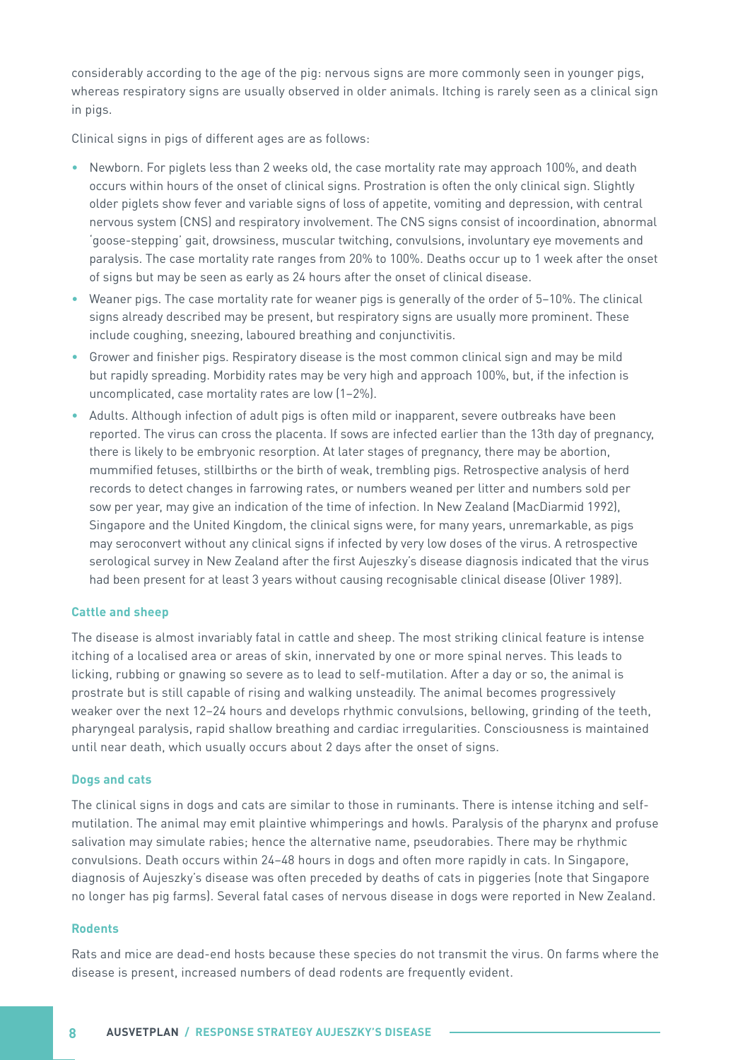considerably according to the age of the pig: nervous signs are more commonly seen in younger pigs, whereas respiratory signs are usually observed in older animals. Itching is rarely seen as a clinical sign in pigs.

Clinical signs in pigs of different ages are as follows:

- Newborn. For piglets less than 2 weeks old, the case mortality rate may approach 100%, and death occurs within hours of the onset of clinical signs. Prostration is often the only clinical sign. Slightly older piglets show fever and variable signs of loss of appetite, vomiting and depression, with central nervous system (CNS) and respiratory involvement. The CNS signs consist of incoordination, abnormal 'goose-stepping' gait, drowsiness, muscular twitching, convulsions, involuntary eye movements and paralysis. The case mortality rate ranges from 20% to 100%. Deaths occur up to 1 week after the onset of signs but may be seen as early as 24 hours after the onset of clinical disease.
- Weaner pigs. The case mortality rate for weaner pigs is generally of the order of 5–10%. The clinical signs already described may be present, but respiratory signs are usually more prominent. These include coughing, sneezing, laboured breathing and conjunctivitis.
- Grower and finisher pigs. Respiratory disease is the most common clinical sign and may be mild but rapidly spreading. Morbidity rates may be very high and approach 100%, but, if the infection is uncomplicated, case mortality rates are low (1–2%).
- Adults. Although infection of adult pigs is often mild or inapparent, severe outbreaks have been reported. The virus can cross the placenta. If sows are infected earlier than the 13th day of pregnancy, there is likely to be embryonic resorption. At later stages of pregnancy, there may be abortion, mummified fetuses, stillbirths or the birth of weak, trembling pigs. Retrospective analysis of herd records to detect changes in farrowing rates, or numbers weaned per litter and numbers sold per sow per year, may give an indication of the time of infection. In New Zealand (MacDiarmid 1992), Singapore and the United Kingdom, the clinical signs were, for many years, unremarkable, as pigs may seroconvert without any clinical signs if infected by very low doses of the virus. A retrospective serological survey in New Zealand after the first Aujeszky's disease diagnosis indicated that the virus had been present for at least 3 years without causing recognisable clinical disease (Oliver 1989).

#### Cattle and sheep

The disease is almost invariably fatal in cattle and sheep. The most striking clinical feature is intense itching of a localised area or areas of skin, innervated by one or more spinal nerves. This leads to licking, rubbing or gnawing so severe as to lead to self-mutilation. After a day or so, the animal is prostrate but is still capable of rising and walking unsteadily. The animal becomes progressively weaker over the next 12–24 hours and develops rhythmic convulsions, bellowing, grinding of the teeth, pharyngeal paralysis, rapid shallow breathing and cardiac irregularities. Consciousness is maintained until near death, which usually occurs about 2 days after the onset of signs.

#### Dogs and cats

The clinical signs in dogs and cats are similar to those in ruminants. There is intense itching and self-mutilation. The animal may emit plaintive whimperings and howls. Paralysis of the pharynx and profuse salivation may simulate rabies; hence the alternative name, pseudorabies. There may be rhythmic convulsions. Death occurs within 24–48 hours in dogs and often more rapidly in cats. In Singapore, diagnosis of Aujeszky's disease was often preceded by deaths of cats in piggeries (note that Singapore no longer has pig farms). Several fatal cases of nervous disease in dogs were reported in New Zealand.

#### Rodents

Rats and mice are dead-end hosts because these species do not transmit the virus. On farms where the disease is present, increased numbers of dead rodents are frequently evident.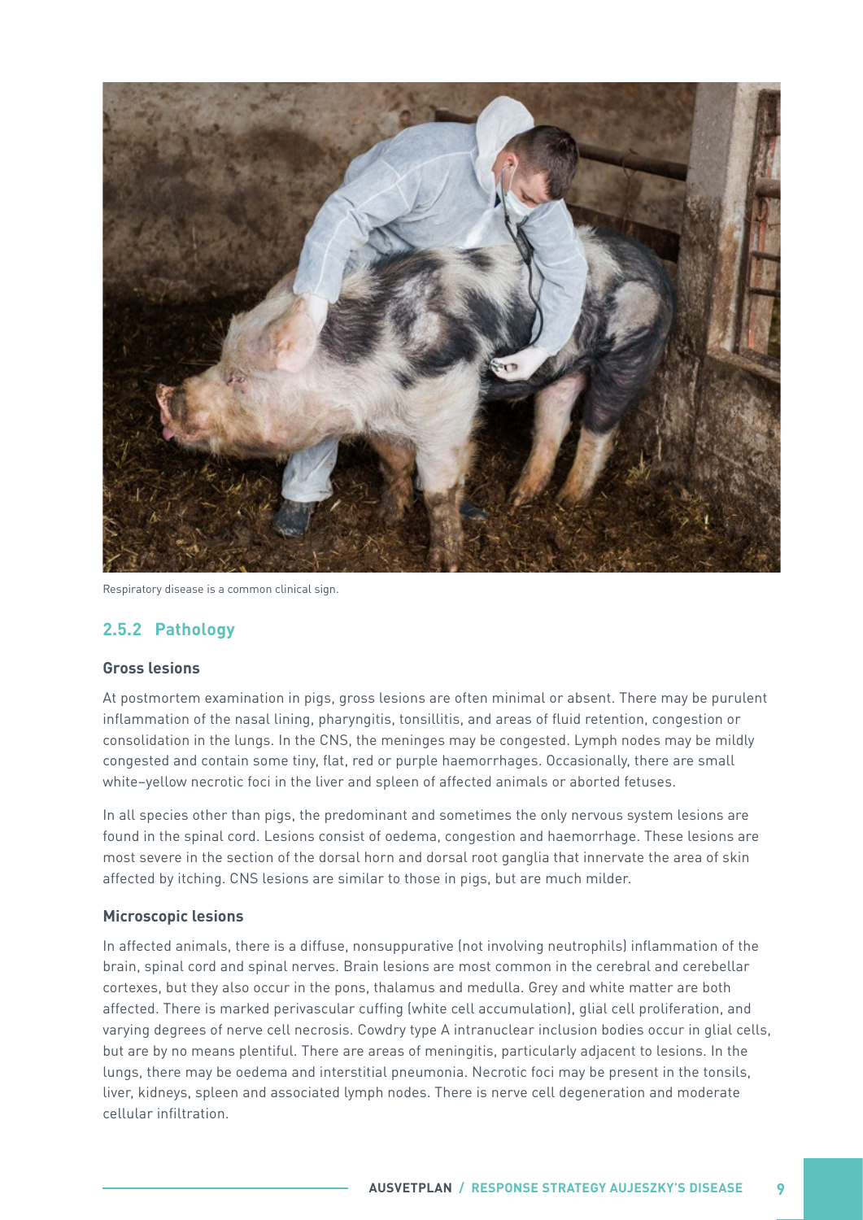Respiratory disease is a common clinical sign.

### 2.5.2 Pathology

#### Gross lesions

At postmortem examination in pigs, gross lesions are often minimal or absent. There may be purulent inflammation of the nasal lining, pharyngitis, tonsillitis, and areas of fluid retention, congestion or consolidation in the lungs. In the CNS, the meninges may be congested. Lymph nodes may be mildly congested and contain some tiny, flat, red or purple haemorrhages. Occasionally, there are small white–yellow necrotic foci in the liver and spleen of affected animals or aborted fetuses.

In all species other than pigs, the predominant and sometimes the only nervous system lesions are found in the spinal cord. Lesions consist of oedema, congestion and haemorrhage. These lesions are most severe in the section of the dorsal horn and dorsal root ganglia that innervate the area of skin affected by itching. CNS lesions are similar to those in pigs, but are much milder.

#### Microscopic lesions

In affected animals, there is a diffuse, nonsuppurative (not involving neutrophils) inflammation of the brain, spinal cord and spinal nerves. Brain lesions are most common in the cerebral and cerebellar cortexes, but they also occur in the pons, thalamus and medulla. Grey and white matter are both affected. There is marked perivascular cuffing (white cell accumulation), glial cell proliferation, and varying degrees of nerve cell necrosis. Cowdry type A intranuclear inclusion bodies occur in glial cells, but are by no means plentiful. There are areas of meningitis, particularly adjacent to lesions. In the lungs, there may be oedema and interstitial pneumonia. Necrotic foci may be present in the tonsils, liver, kidneys, spleen and associated lymph nodes. There is nerve cell degeneration and moderate cellular infiltration.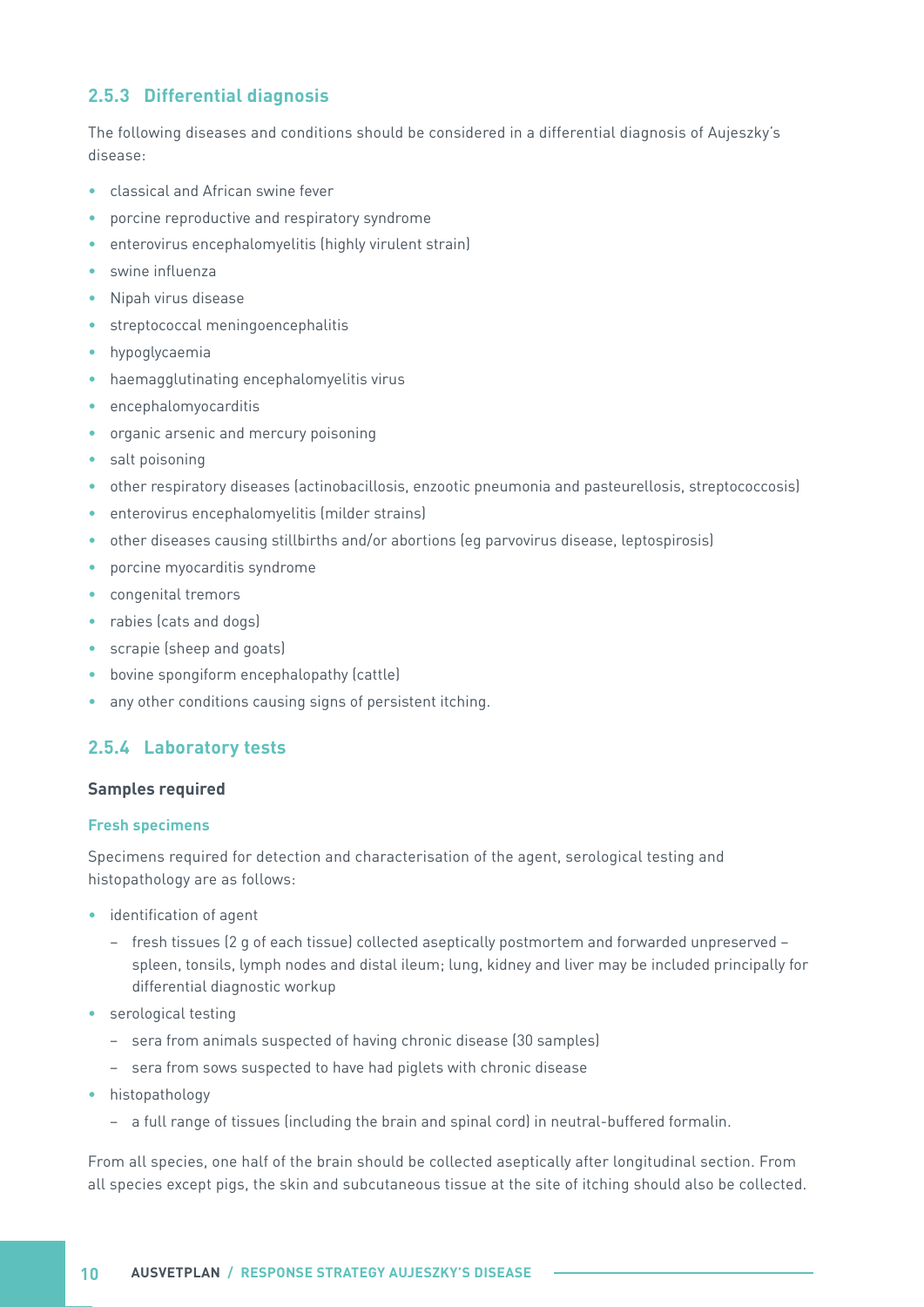### 2.5.3 Differential diagnosis

The following diseases and conditions should be considered in a differential diagnosis of Aujeszky's disease:

- classical and African swine fever
- porcine reproductive and respiratory syndrome
- enterovirus encephalomyelitis (highly virulent strain)
- swine influenza
- Nipah virus disease
- streptococcal meningoencephalitis
- hypoglycaemia
- haemagglutinating encephalomyelitis virus
- encephalomyocarditis
- organic arsenic and mercury poisoning
- salt poisoning
- other respiratory diseases (actinobacillosis, enzootic pneumonia and pasteurellosis, streptococcosis)
- enterovirus encephalomyelitis (milder strains)
- other diseases causing stillbirths and/or abortions (eg parvovirus disease, leptospirosis)
- porcine myocarditis syndrome
- congenital tremors
- rabies (cats and dogs)
- scrapie (sheep and goats)
- bovine spongiform encephalopathy (cattle)
- any other conditions causing signs of persistent itching.

### 2.5.4 Laboratory tests

**Samples required**

**Fresh specimens**

Specimens required for detection and characterisation of the agent, serological testing and histopathology are as follows:

- identification of agent
  - fresh tissues (2 g of each tissue) collected aseptically postmortem and forwarded unpreserved – spleen, tonsils, lymph nodes and distal ileum; lung, kidney and liver may be included principally for differential diagnostic workup
- serological testing
  - sera from animals suspected of having chronic disease (30 samples)
  - sera from sows suspected to have had piglets with chronic disease
- histopathology
  - a full range of tissues (including the brain and spinal cord) in neutral-buffered formalin.

From all species, one half of the brain should be collected aseptically after longitudinal section. From all species except pigs, the skin and subcutaneous tissue at the site of itching should also be collected.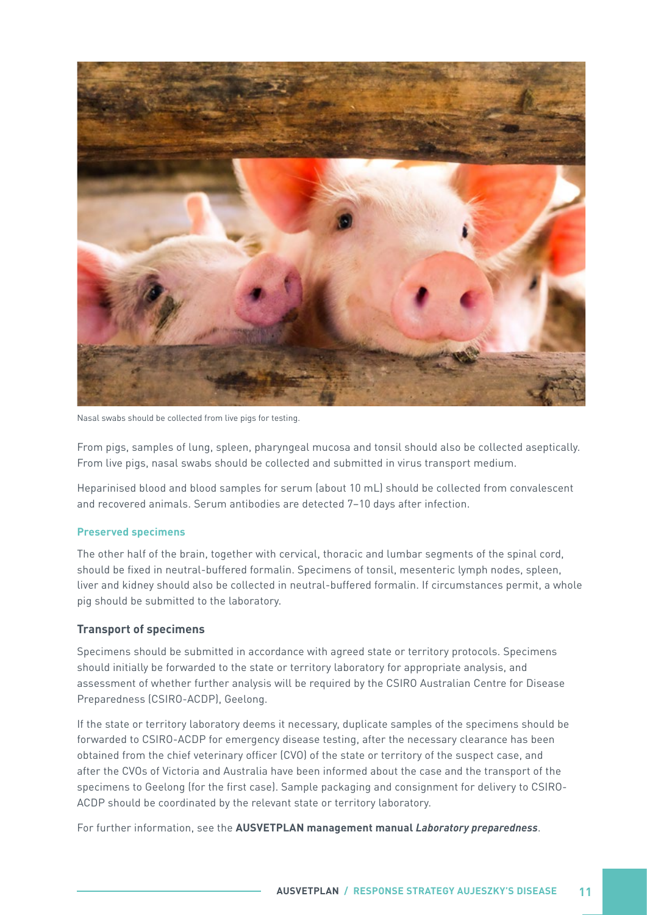Nasal swabs should be collected from live pigs for testing.

From pigs, samples of lung, spleen, pharyngeal mucosa and tonsil should also be collected aseptically. From live pigs, nasal swabs should be collected and submitted in virus transport medium.

Heparinised blood and blood samples for serum (about 10 mL) should be collected from convalescent and recovered animals. Serum antibodies are detected 7–10 days after infection.

#### Preserved specimens

The other half of the brain, together with cervical, thoracic and lumbar segments of the spinal cord, should be fixed in neutral-buffered formalin. Specimens of tonsil, mesenteric lymph nodes, spleen, liver and kidney should also be collected in neutral-buffered formalin. If circumstances permit, a whole pig should be submitted to the laboratory.

### Transport of specimens

Specimens should be submitted in accordance with agreed state or territory protocols. Specimens should initially be forwarded to the state or territory laboratory for appropriate analysis, and assessment of whether further analysis will be required by the CSIRO Australian Centre for Disease Preparedness (CSIRO-ACDP), Geelong.

If the state or territory laboratory deems it necessary, duplicate samples of the specimens should be forwarded to CSIRO-ACDP for emergency disease testing, after the necessary clearance has been obtained from the chief veterinary officer (CVO) of the state or territory of the suspect case, and after the CVOs of Victoria and Australia have been informed about the case and the transport of the specimens to Geelong (for the first case). Sample packaging and consignment for delivery to CSIRO-ACDP should be coordinated by the relevant state or territory laboratory.

For further information, see the **AUSVETPLAN management manual *Laboratory preparedness***.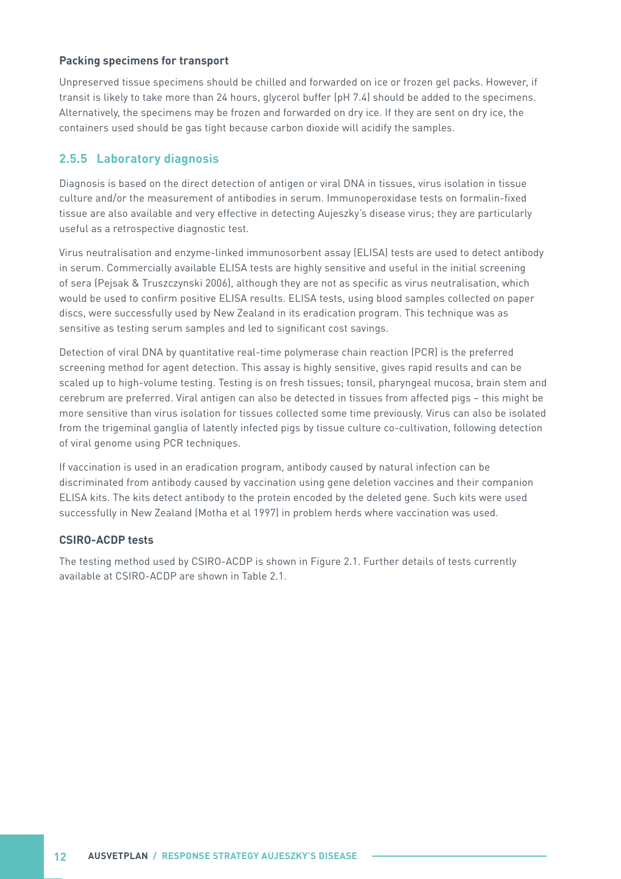**Packing specimens for transport**

Unpreserved tissue specimens should be chilled and forwarded on ice or frozen gel packs. However, if transit is likely to take more than 24 hours, glycerol buffer (pH 7.4) should be added to the specimens. Alternatively, the specimens may be frozen and forwarded on dry ice. If they are sent on dry ice, the containers used should be gas tight because carbon dioxide will acidify the samples.

### 2.5.5 Laboratory diagnosis

Diagnosis is based on the direct detection of antigen or viral DNA in tissues, virus isolation in tissue culture and/or the measurement of antibodies in serum. Immunoperoxidase tests on formalin-fixed tissue are also available and very effective in detecting Aujeszky's disease virus; they are particularly useful as a retrospective diagnostic test.

Virus neutralisation and enzyme-linked immunosorbent assay (ELISA) tests are used to detect antibody in serum. Commercially available ELISA tests are highly sensitive and useful in the initial screening of sera (Pejsak & Truszczynski 2006), although they are not as specific as virus neutralisation, which would be used to confirm positive ELISA results. ELISA tests, using blood samples collected on paper discs, were successfully used by New Zealand in its eradication program. This technique was as sensitive as testing serum samples and led to significant cost savings.

Detection of viral DNA by quantitative real-time polymerase chain reaction (PCR) is the preferred screening method for agent detection. This assay is highly sensitive, gives rapid results and can be scaled up to high-volume testing. Testing is on fresh tissues; tonsil, pharyngeal mucosa, brain stem and cerebrum are preferred. Viral antigen can also be detected in tissues from affected pigs – this might be more sensitive than virus isolation for tissues collected some time previously. Virus can also be isolated from the trigeminal ganglia of latently infected pigs by tissue culture co-cultivation, following detection of viral genome using PCR techniques.

If vaccination is used in an eradication program, antibody caused by natural infection can be discriminated from antibody caused by vaccination using gene deletion vaccines and their companion ELISA kits. The kits detect antibody to the protein encoded by the deleted gene. Such kits were used successfully in New Zealand (Motha et al 1997) in problem herds where vaccination was used.

**CSIRO-ACDP tests**

The testing method used by CSIRO-ACDP is shown in Figure 2.1. Further details of tests currently available at CSIRO-ACDP are shown in Table 2.1.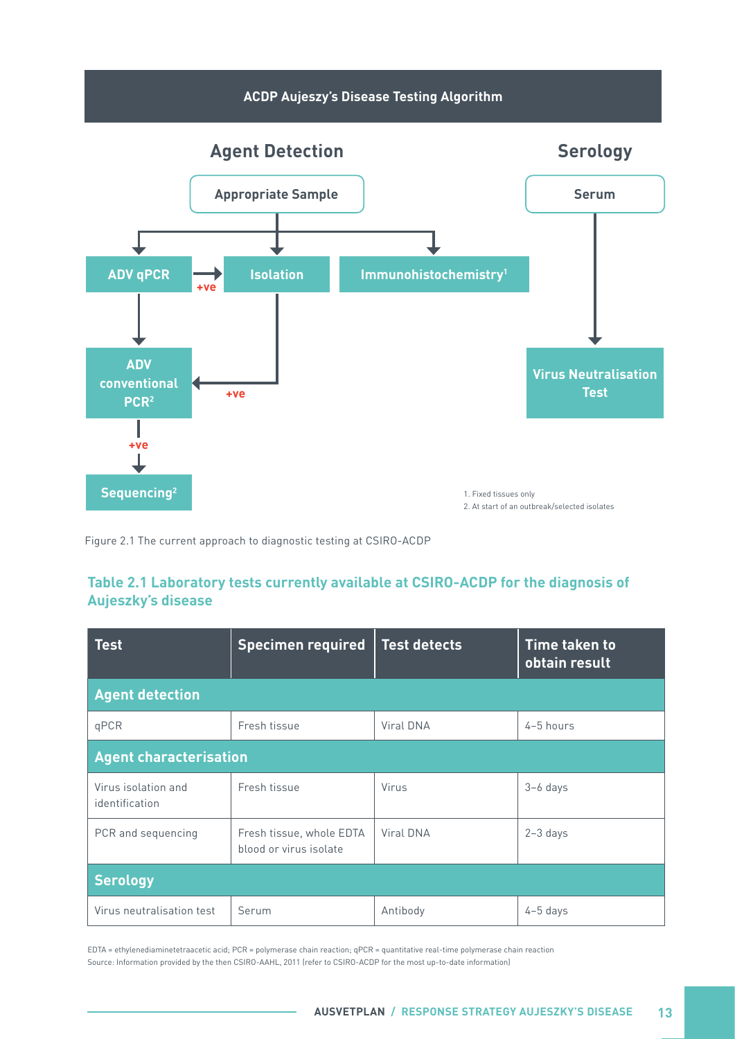**ACDP Aujeszy's Disease Testing Algorithm**

**Agent Detection**

Appropriate Sample → ADV qPCR; Isolation; Immunohistochemistry[1]

ADV qPCR → (+ve) → Isolation

ADV qPCR → ADV conventional PCR[2]

Isolation → (+ve) → ADV conventional PCR[2]

ADV conventional PCR[2] → (+ve) → Sequencing[2]

**Serology**

Serum → Virus Neutralisation Test

1. Fixed tissues only
2. At start of an outbreak/selected isolates

Figure 2.1 The current approach to diagnostic testing at CSIRO-ACDP

### Table 2.1 Laboratory tests currently available at CSIRO-ACDP for the diagnosis of Aujeszky's disease

| Test | Specimen required | Test detects | Time taken to obtain result |
|---|---|---|---|
| **Agent detection** | | | |
| qPCR | Fresh tissue | Viral DNA | 4–5 hours |
| **Agent characterisation** | | | |
| Virus isolation and identification | Fresh tissue | Virus | 3–6 days |
| PCR and sequencing | Fresh tissue, whole EDTA blood or virus isolate | Viral DNA | 2–3 days |
| **Serology** | | | |
| Virus neutralisation test | Serum | Antibody | 4–5 days |

EDTA = ethylenediaminetetraacetic acid; PCR = polymerase chain reaction; qPCR = quantitative real-time polymerase chain reaction
Source: Information provided by the then CSIRO-AAHL, 2011 (refer to CSIRO-ACDP for the most up-to-date information)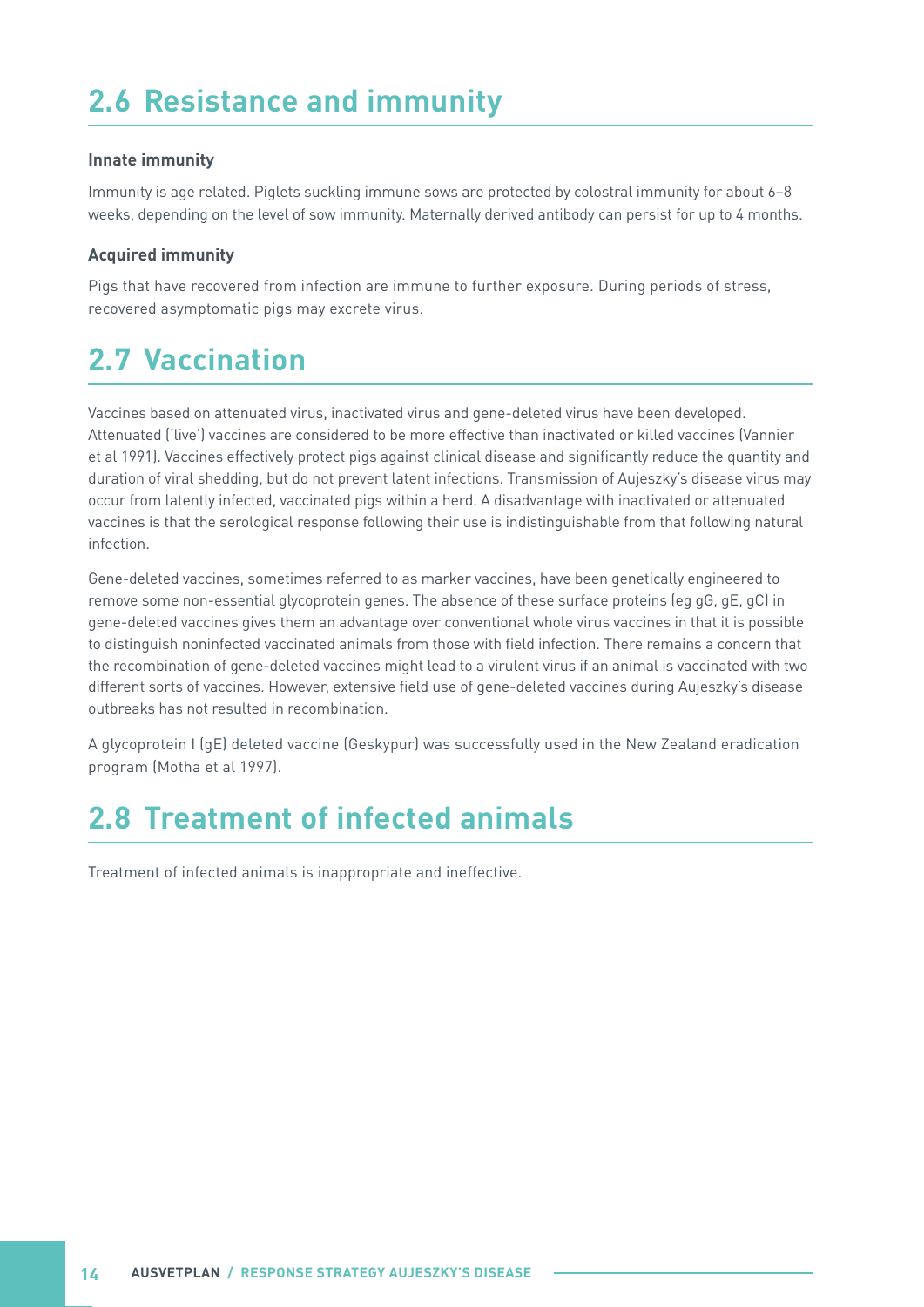## 2.6 Resistance and immunity

### Innate immunity

Immunity is age related. Piglets suckling immune sows are protected by colostral immunity for about 6–8 weeks, depending on the level of sow immunity. Maternally derived antibody can persist for up to 4 months.

### Acquired immunity

Pigs that have recovered from infection are immune to further exposure. During periods of stress, recovered asymptomatic pigs may excrete virus.

## 2.7 Vaccination

Vaccines based on attenuated virus, inactivated virus and gene-deleted virus have been developed. Attenuated ('live') vaccines are considered to be more effective than inactivated or killed vaccines (Vannier et al 1991). Vaccines effectively protect pigs against clinical disease and significantly reduce the quantity and duration of viral shedding, but do not prevent latent infections. Transmission of Aujeszky's disease virus may occur from latently infected, vaccinated pigs within a herd. A disadvantage with inactivated or attenuated vaccines is that the serological response following their use is indistinguishable from that following natural infection.

Gene-deleted vaccines, sometimes referred to as marker vaccines, have been genetically engineered to remove some non-essential glycoprotein genes. The absence of these surface proteins (eg gG, gE, gC) in gene-deleted vaccines gives them an advantage over conventional whole virus vaccines in that it is possible to distinguish noninfected vaccinated animals from those with field infection. There remains a concern that the recombination of gene-deleted vaccines might lead to a virulent virus if an animal is vaccinated with two different sorts of vaccines. However, extensive field use of gene-deleted vaccines during Aujeszky's disease outbreaks has not resulted in recombination.

A glycoprotein I (gE) deleted vaccine (Geskypur) was successfully used in the New Zealand eradication program (Motha et al 1997).

## 2.8 Treatment of infected animals

Treatment of infected animals is inappropriate and ineffective.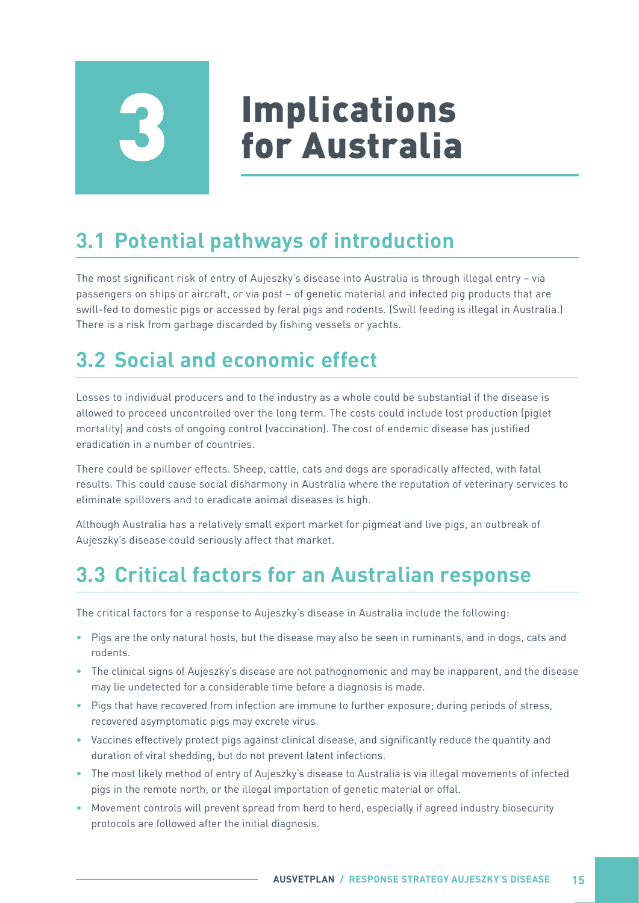# 3 Implications for Australia

## 3.1 Potential pathways of introduction

The most significant risk of entry of Aujeszky's disease into Australia is through illegal entry – via passengers on ships or aircraft, or via post – of genetic material and infected pig products that are swill-fed to domestic pigs or accessed by feral pigs and rodents. (Swill feeding is illegal in Australia.) There is a risk from garbage discarded by fishing vessels or yachts.

## 3.2 Social and economic effect

Losses to individual producers and to the industry as a whole could be substantial if the disease is allowed to proceed uncontrolled over the long term. The costs could include lost production (piglet mortality) and costs of ongoing control (vaccination). The cost of endemic disease has justified eradication in a number of countries.

There could be spillover effects. Sheep, cattle, cats and dogs are sporadically affected, with fatal results. This could cause social disharmony in Australia where the reputation of veterinary services to eliminate spillovers and to eradicate animal diseases is high.

Although Australia has a relatively small export market for pigmeat and live pigs, an outbreak of Aujeszky's disease could seriously affect that market.

## 3.3 Critical factors for an Australian response

The critical factors for a response to Aujeszky's disease in Australia include the following:

- Pigs are the only natural hosts, but the disease may also be seen in ruminants, and in dogs, cats and rodents.
- The clinical signs of Aujeszky's disease are not pathognomonic and may be inapparent, and the disease may lie undetected for a considerable time before a diagnosis is made.
- Pigs that have recovered from infection are immune to further exposure; during periods of stress, recovered asymptomatic pigs may excrete virus.
- Vaccines effectively protect pigs against clinical disease, and significantly reduce the quantity and duration of viral shedding, but do not prevent latent infections.
- The most likely method of entry of Aujeszky's disease to Australia is via illegal movements of infected pigs in the remote north, or the illegal importation of genetic material or offal.
- Movement controls will prevent spread from herd to herd, especially if agreed industry biosecurity protocols are followed after the initial diagnosis.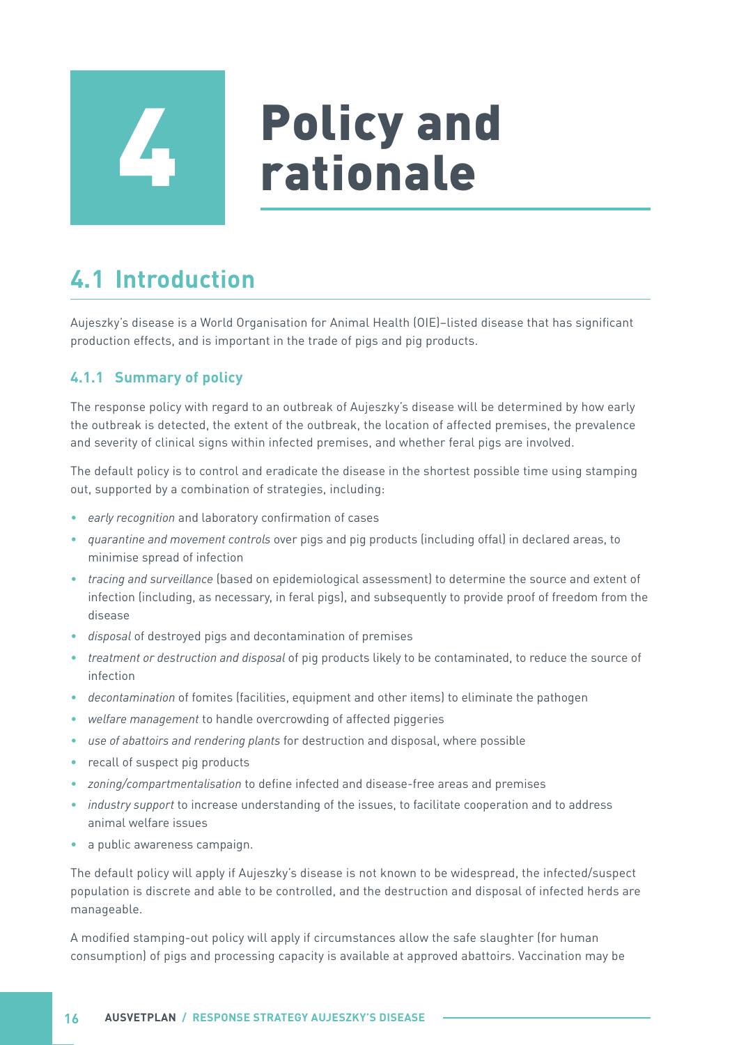# 4 Policy and rationale

## 4.1 Introduction

Aujeszky's disease is a World Organisation for Animal Health (OIE)–listed disease that has significant production effects, and is important in the trade of pigs and pig products.

### 4.1.1 Summary of policy

The response policy with regard to an outbreak of Aujeszky's disease will be determined by how early the outbreak is detected, the extent of the outbreak, the location of affected premises, the prevalence and severity of clinical signs within infected premises, and whether feral pigs are involved.

The default policy is to control and eradicate the disease in the shortest possible time using stamping out, supported by a combination of strategies, including:

- *early recognition* and laboratory confirmation of cases
- *quarantine and movement controls* over pigs and pig products (including offal) in declared areas, to minimise spread of infection
- *tracing and surveillance* (based on epidemiological assessment) to determine the source and extent of infection (including, as necessary, in feral pigs), and subsequently to provide proof of freedom from the disease
- *disposal* of destroyed pigs and decontamination of premises
- *treatment or destruction and disposal* of pig products likely to be contaminated, to reduce the source of infection
- *decontamination* of fomites (facilities, equipment and other items) to eliminate the pathogen
- *welfare management* to handle overcrowding of affected piggeries
- *use of abattoirs and rendering plants* for destruction and disposal, where possible
- recall of suspect pig products
- *zoning/compartmentalisation* to define infected and disease-free areas and premises
- *industry support* to increase understanding of the issues, to facilitate cooperation and to address animal welfare issues
- a public awareness campaign.

The default policy will apply if Aujeszky's disease is not known to be widespread, the infected/suspect population is discrete and able to be controlled, and the destruction and disposal of infected herds are manageable.

A modified stamping-out policy will apply if circumstances allow the safe slaughter (for human consumption) of pigs and processing capacity is available at approved abattoirs. Vaccination may be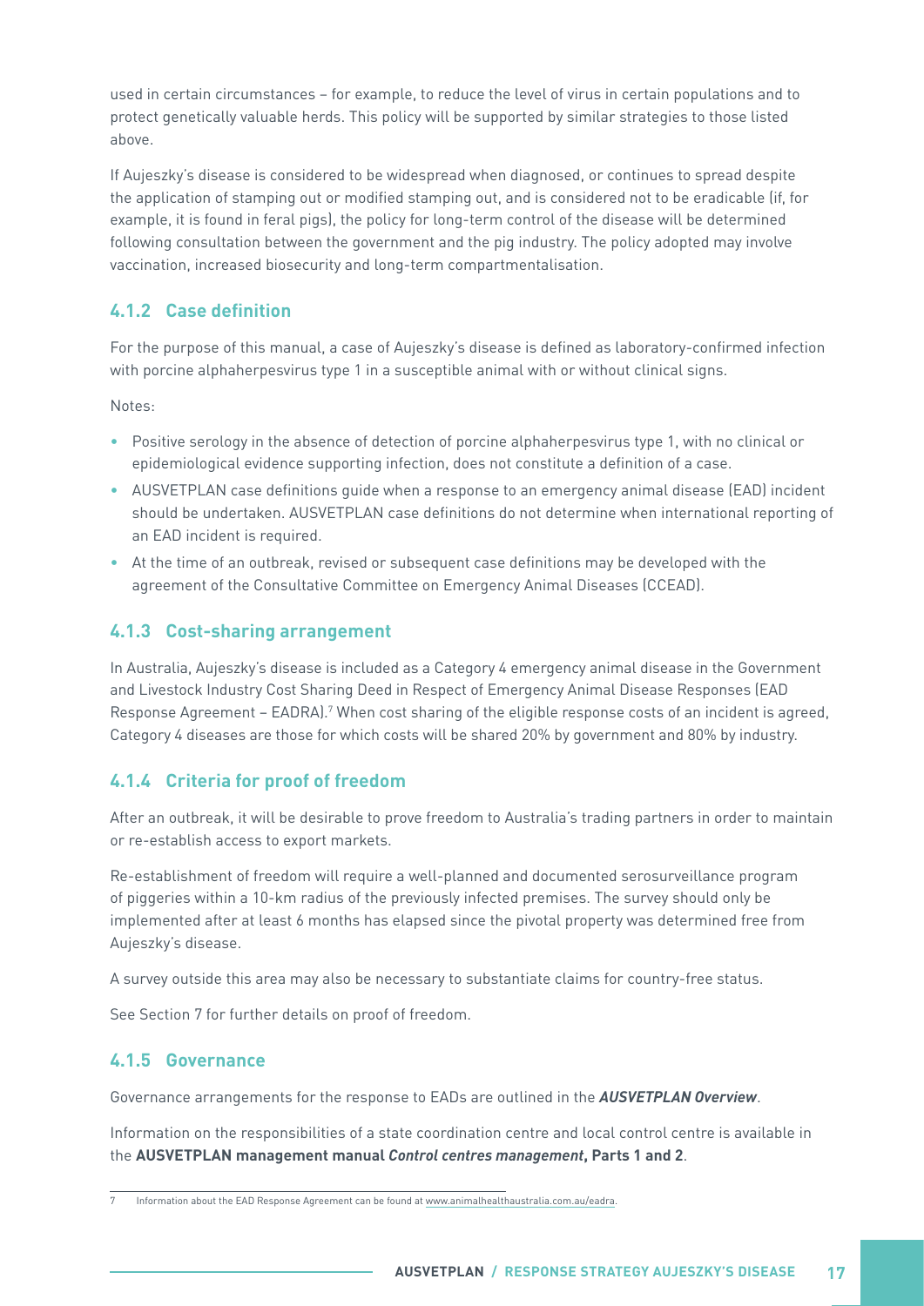used in certain circumstances – for example, to reduce the level of virus in certain populations and to protect genetically valuable herds. This policy will be supported by similar strategies to those listed above.

If Aujeszky's disease is considered to be widespread when diagnosed, or continues to spread despite the application of stamping out or modified stamping out, and is considered not to be eradicable (if, for example, it is found in feral pigs), the policy for long-term control of the disease will be determined following consultation between the government and the pig industry. The policy adopted may involve vaccination, increased biosecurity and long-term compartmentalisation.

### 4.1.2 Case definition

For the purpose of this manual, a case of Aujeszky's disease is defined as laboratory-confirmed infection with porcine alphaherpesvirus type 1 in a susceptible animal with or without clinical signs.

Notes:

- Positive serology in the absence of detection of porcine alphaherpesvirus type 1, with no clinical or epidemiological evidence supporting infection, does not constitute a definition of a case.
- AUSVETPLAN case definitions guide when a response to an emergency animal disease (EAD) incident should be undertaken. AUSVETPLAN case definitions do not determine when international reporting of an EAD incident is required.
- At the time of an outbreak, revised or subsequent case definitions may be developed with the agreement of the Consultative Committee on Emergency Animal Diseases (CCEAD).

### 4.1.3 Cost-sharing arrangement

In Australia, Aujeszky's disease is included as a Category 4 emergency animal disease in the Government and Livestock Industry Cost Sharing Deed in Respect of Emergency Animal Disease Responses (EAD Response Agreement – EADRA).[7] When cost sharing of the eligible response costs of an incident is agreed, Category 4 diseases are those for which costs will be shared 20% by government and 80% by industry.

### 4.1.4 Criteria for proof of freedom

After an outbreak, it will be desirable to prove freedom to Australia's trading partners in order to maintain or re-establish access to export markets.

Re-establishment of freedom will require a well-planned and documented serosurveillance program of piggeries within a 10-km radius of the previously infected premises. The survey should only be implemented after at least 6 months has elapsed since the pivotal property was determined free from Aujeszky's disease.

A survey outside this area may also be necessary to substantiate claims for country-free status.

See Section 7 for further details on proof of freedom.

### 4.1.5 Governance

Governance arrangements for the response to EADs are outlined in the ***AUSVETPLAN Overview***.

Information on the responsibilities of a state coordination centre and local control centre is available in the **AUSVETPLAN management manual *Control centres management*, Parts 1 and 2**.

---

7 Information about the EAD Response Agreement can be found at www.animalhealthaustralia.com.au/eadra.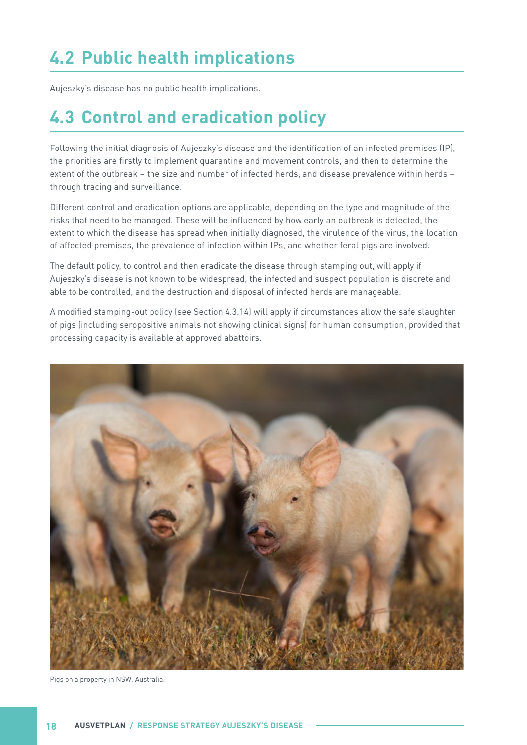## 4.2 Public health implications

Aujeszky's disease has no public health implications.

## 4.3 Control and eradication policy

Following the initial diagnosis of Aujeszky's disease and the identification of an infected premises (IP), the priorities are firstly to implement quarantine and movement controls, and then to determine the extent of the outbreak – the size and number of infected herds, and disease prevalence within herds – through tracing and surveillance.

Different control and eradication options are applicable, depending on the type and magnitude of the risks that need to be managed. These will be influenced by how early an outbreak is detected, the extent to which the disease has spread when initially diagnosed, the virulence of the virus, the location of affected premises, the prevalence of infection within IPs, and whether feral pigs are involved.

The default policy, to control and then eradicate the disease through stamping out, will apply if Aujeszky's disease is not known to be widespread, the infected and suspect population is discrete and able to be controlled, and the destruction and disposal of infected herds are manageable.

A modified stamping-out policy (see Section 4.3.14) will apply if circumstances allow the safe slaughter of pigs (including seropositive animals not showing clinical signs) for human consumption, provided that processing capacity is available at approved abattoirs.

Pigs on a property in NSW, Australia.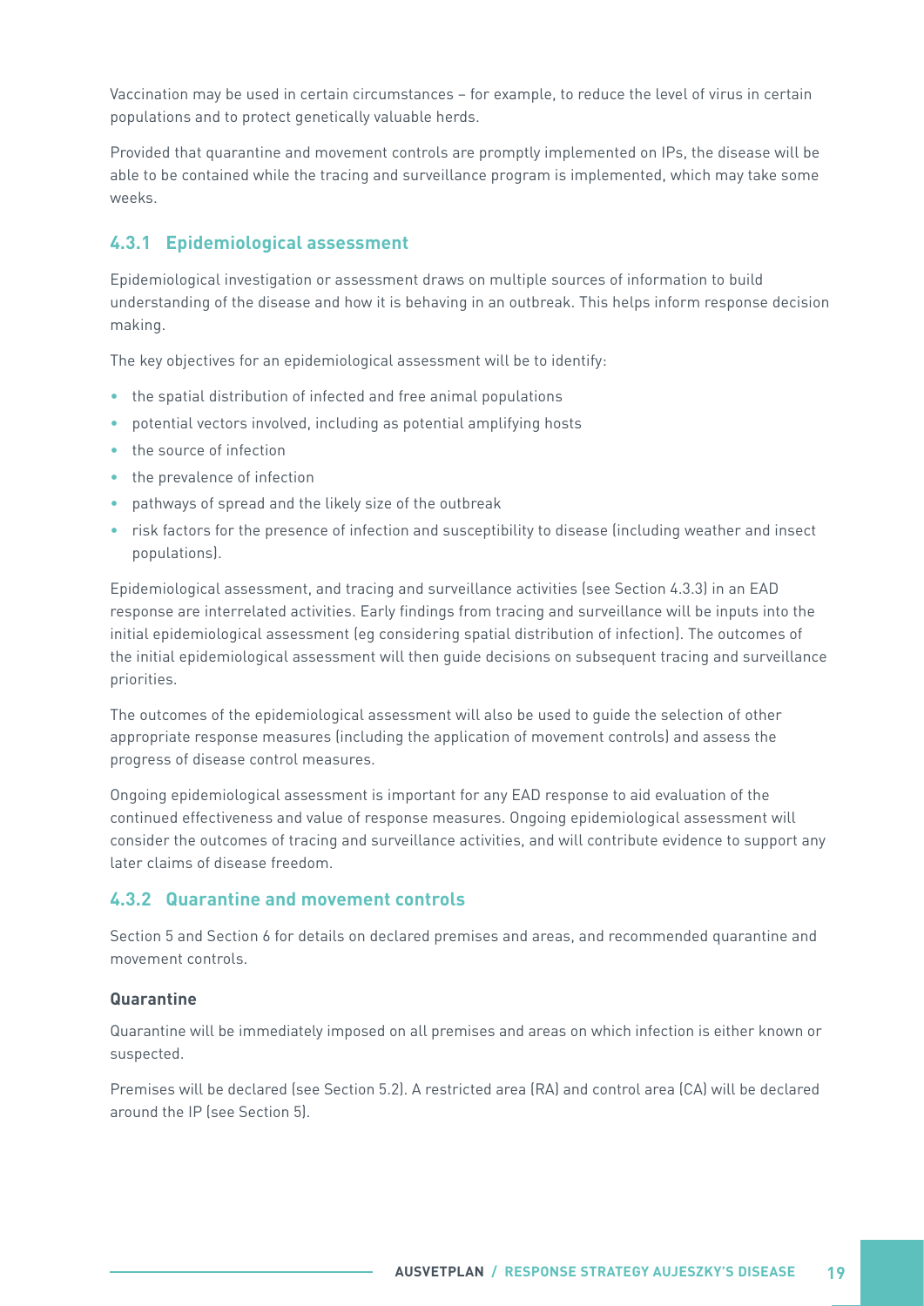Vaccination may be used in certain circumstances – for example, to reduce the level of virus in certain populations and to protect genetically valuable herds.

Provided that quarantine and movement controls are promptly implemented on IPs, the disease will be able to be contained while the tracing and surveillance program is implemented, which may take some weeks.

### 4.3.1 Epidemiological assessment

Epidemiological investigation or assessment draws on multiple sources of information to build understanding of the disease and how it is behaving in an outbreak. This helps inform response decision making.

The key objectives for an epidemiological assessment will be to identify:

- the spatial distribution of infected and free animal populations
- potential vectors involved, including as potential amplifying hosts
- the source of infection
- the prevalence of infection
- pathways of spread and the likely size of the outbreak
- risk factors for the presence of infection and susceptibility to disease (including weather and insect populations).

Epidemiological assessment, and tracing and surveillance activities (see Section 4.3.3) in an EAD response are interrelated activities. Early findings from tracing and surveillance will be inputs into the initial epidemiological assessment (eg considering spatial distribution of infection). The outcomes of the initial epidemiological assessment will then guide decisions on subsequent tracing and surveillance priorities.

The outcomes of the epidemiological assessment will also be used to guide the selection of other appropriate response measures (including the application of movement controls) and assess the progress of disease control measures.

Ongoing epidemiological assessment is important for any EAD response to aid evaluation of the continued effectiveness and value of response measures. Ongoing epidemiological assessment will consider the outcomes of tracing and surveillance activities, and will contribute evidence to support any later claims of disease freedom.

### 4.3.2 Quarantine and movement controls

Section 5 and Section 6 for details on declared premises and areas, and recommended quarantine and movement controls.

#### Quarantine

Quarantine will be immediately imposed on all premises and areas on which infection is either known or suspected.

Premises will be declared (see Section 5.2). A restricted area (RA) and control area (CA) will be declared around the IP (see Section 5).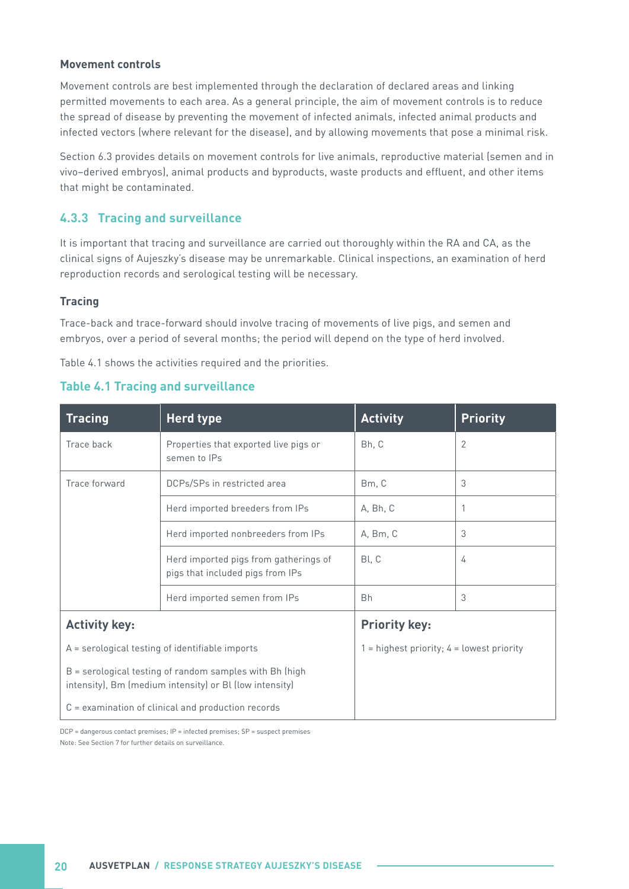**Movement controls**

Movement controls are best implemented through the declaration of declared areas and linking permitted movements to each area. As a general principle, the aim of movement controls is to reduce the spread of disease by preventing the movement of infected animals, infected animal products and infected vectors (where relevant for the disease), and by allowing movements that pose a minimal risk.

Section 6.3 provides details on movement controls for live animals, reproductive material (semen and in vivo–derived embryos), animal products and byproducts, waste products and effluent, and other items that might be contaminated.

### 4.3.3 Tracing and surveillance

It is important that tracing and surveillance are carried out thoroughly within the RA and CA, as the clinical signs of Aujeszky's disease may be unremarkable. Clinical inspections, an examination of herd reproduction records and serological testing will be necessary.

**Tracing**

Trace-back and trace-forward should involve tracing of movements of live pigs, and semen and embryos, over a period of several months; the period will depend on the type of herd involved.

Table 4.1 shows the activities required and the priorities.

**Table 4.1 Tracing and surveillance**

| Tracing | Herd type | Activity | Priority |
|---|---|---|---|
| Trace back | Properties that exported live pigs or semen to IPs | Bh, C | 2 |
| Trace forward | DCPs/SPs in restricted area | Bm, C | 3 |
| | Herd imported breeders from IPs | A, Bh, C | 1 |
| | Herd imported nonbreeders from IPs | A, Bm, C | 3 |
| | Herd imported pigs from gatherings of pigs that included pigs from IPs | Bl, C | 4 |
| | Herd imported semen from IPs | Bh | 3 |

**Activity key:**

A = serological testing of identifiable imports

B = serological testing of random samples with Bh (high intensity), Bm (medium intensity) or Bl (low intensity)

C = examination of clinical and production records

**Priority key:**

1 = highest priority; 4 = lowest priority

DCP = dangerous contact premises; IP = infected premises; SP = suspect premises

Note: See Section 7 for further details on surveillance.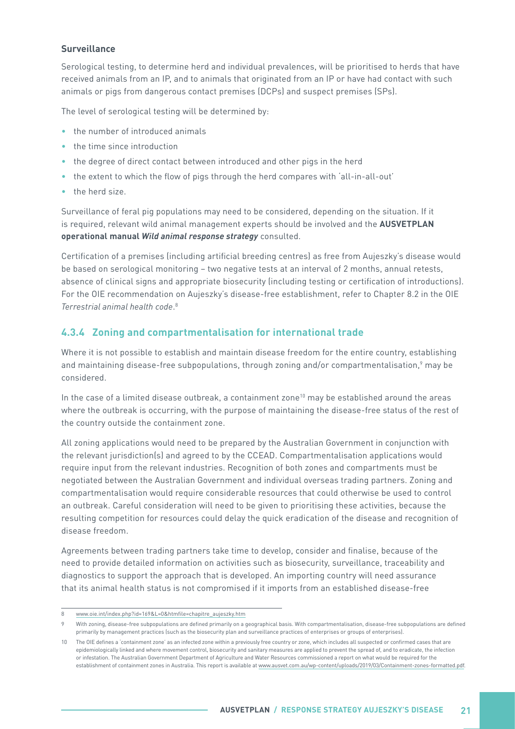#### Surveillance

Serological testing, to determine herd and individual prevalences, will be prioritised to herds that have received animals from an IP, and to animals that originated from an IP or have had contact with such animals or pigs from dangerous contact premises (DCPs) and suspect premises (SPs).

The level of serological testing will be determined by:

- the number of introduced animals
- the time since introduction
- the degree of direct contact between introduced and other pigs in the herd
- the extent to which the flow of pigs through the herd compares with 'all-in-all-out'
- the herd size.

Surveillance of feral pig populations may need to be considered, depending on the situation. If it is required, relevant wild animal management experts should be involved and the **AUSVETPLAN operational manual *Wild animal response strategy*** consulted.

Certification of a premises (including artificial breeding centres) as free from Aujeszky's disease would be based on serological monitoring – two negative tests at an interval of 2 months, annual retests, absence of clinical signs and appropriate biosecurity (including testing or certification of introductions). For the OIE recommendation on Aujeszky's disease-free establishment, refer to Chapter 8.2 in the OIE *Terrestrial animal health code*.[8]

### 4.3.4 Zoning and compartmentalisation for international trade

Where it is not possible to establish and maintain disease freedom for the entire country, establishing and maintaining disease-free subpopulations, through zoning and/or compartmentalisation,[9] may be considered.

In the case of a limited disease outbreak, a containment zone[10] may be established around the areas where the outbreak is occurring, with the purpose of maintaining the disease-free status of the rest of the country outside the containment zone.

All zoning applications would need to be prepared by the Australian Government in conjunction with the relevant jurisdiction(s) and agreed to by the CCEAD. Compartmentalisation applications would require input from the relevant industries. Recognition of both zones and compartments must be negotiated between the Australian Government and individual overseas trading partners. Zoning and compartmentalisation would require considerable resources that could otherwise be used to control an outbreak. Careful consideration will need to be given to prioritising these activities, because the resulting competition for resources could delay the quick eradication of the disease and recognition of disease freedom.

Agreements between trading partners take time to develop, consider and finalise, because of the need to provide detailed information on activities such as biosecurity, surveillance, traceability and diagnostics to support the approach that is developed. An importing country will need assurance that its animal health status is not compromised if it imports from an established disease-free

---

8 www.oie.int/index.php?id=169&L=0&htmfile=chapitre_aujeszky.htm

9 With zoning, disease-free subpopulations are defined primarily on a geographical basis. With compartmentalisation, disease-free subpopulations are defined primarily by management practices (such as the biosecurity plan and surveillance practices of enterprises or groups of enterprises).

10 The OIE defines a 'containment zone' as an infected zone within a previously free country or zone, which includes all suspected or confirmed cases that are epidemiologically linked and where movement control, biosecurity and sanitary measures are applied to prevent the spread of, and to eradicate, the infection or infestation. The Australian Government Department of Agriculture and Water Resources commissioned a report on what would be required for the establishment of containment zones in Australia. This report is available at www.ausvet.com.au/wp-content/uploads/2019/03/Containment-zones-formatted.pdf.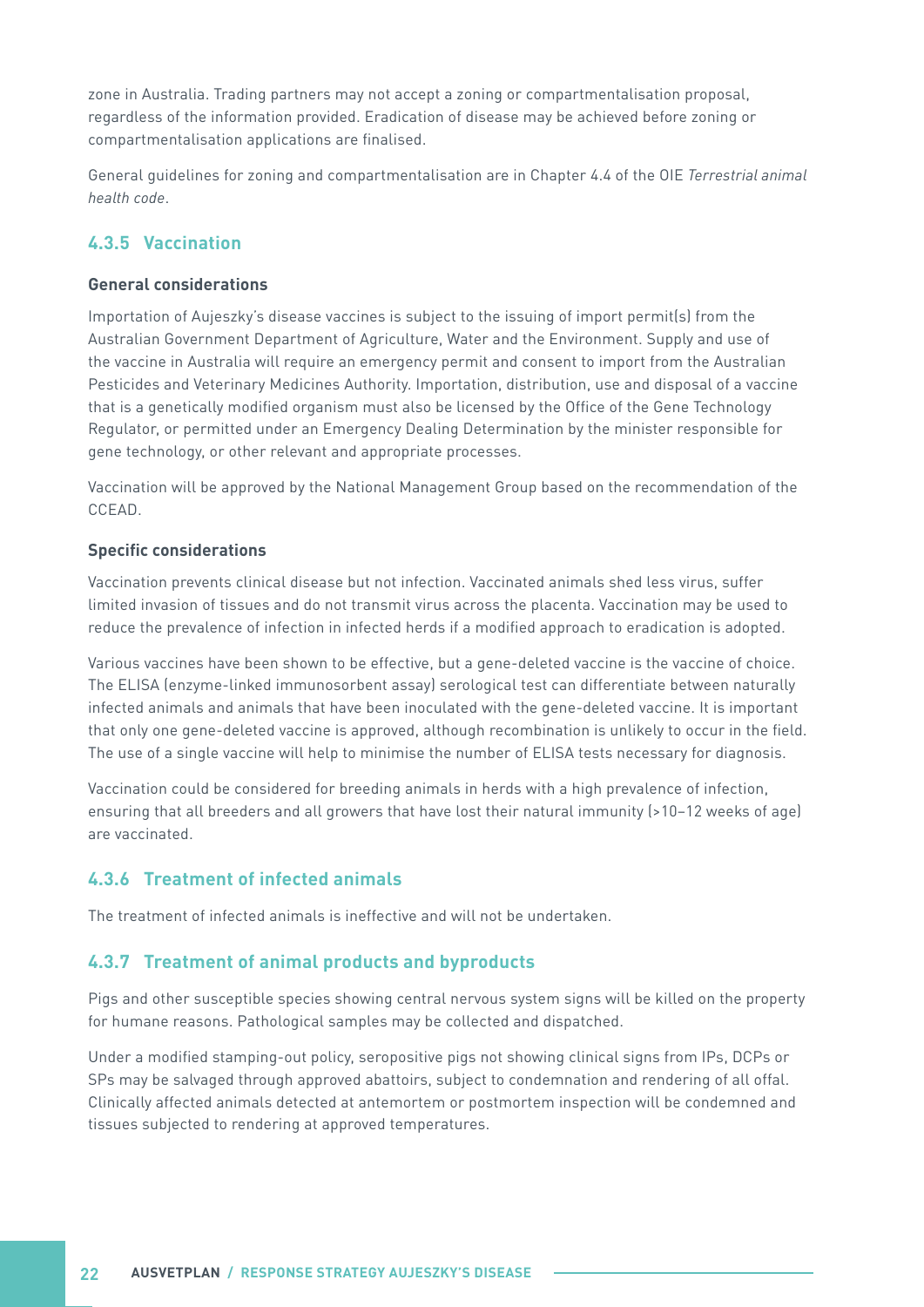zone in Australia. Trading partners may not accept a zoning or compartmentalisation proposal, regardless of the information provided. Eradication of disease may be achieved before zoning or compartmentalisation applications are finalised.

General guidelines for zoning and compartmentalisation are in Chapter 4.4 of the OIE *Terrestrial animal health code*.

### 4.3.5 Vaccination

**General considerations**

Importation of Aujeszky's disease vaccines is subject to the issuing of import permit(s) from the Australian Government Department of Agriculture, Water and the Environment. Supply and use of the vaccine in Australia will require an emergency permit and consent to import from the Australian Pesticides and Veterinary Medicines Authority. Importation, distribution, use and disposal of a vaccine that is a genetically modified organism must also be licensed by the Office of the Gene Technology Regulator, or permitted under an Emergency Dealing Determination by the minister responsible for gene technology, or other relevant and appropriate processes.

Vaccination will be approved by the National Management Group based on the recommendation of the CCEAD.

**Specific considerations**

Vaccination prevents clinical disease but not infection. Vaccinated animals shed less virus, suffer limited invasion of tissues and do not transmit virus across the placenta. Vaccination may be used to reduce the prevalence of infection in infected herds if a modified approach to eradication is adopted.

Various vaccines have been shown to be effective, but a gene-deleted vaccine is the vaccine of choice. The ELISA (enzyme-linked immunosorbent assay) serological test can differentiate between naturally infected animals and animals that have been inoculated with the gene-deleted vaccine. It is important that only one gene-deleted vaccine is approved, although recombination is unlikely to occur in the field. The use of a single vaccine will help to minimise the number of ELISA tests necessary for diagnosis.

Vaccination could be considered for breeding animals in herds with a high prevalence of infection, ensuring that all breeders and all growers that have lost their natural immunity (>10–12 weeks of age) are vaccinated.

### 4.3.6 Treatment of infected animals

The treatment of infected animals is ineffective and will not be undertaken.

### 4.3.7 Treatment of animal products and byproducts

Pigs and other susceptible species showing central nervous system signs will be killed on the property for humane reasons. Pathological samples may be collected and dispatched.

Under a modified stamping-out policy, seropositive pigs not showing clinical signs from IPs, DCPs or SPs may be salvaged through approved abattoirs, subject to condemnation and rendering of all offal. Clinically affected animals detected at antemortem or postmortem inspection will be condemned and tissues subjected to rendering at approved temperatures.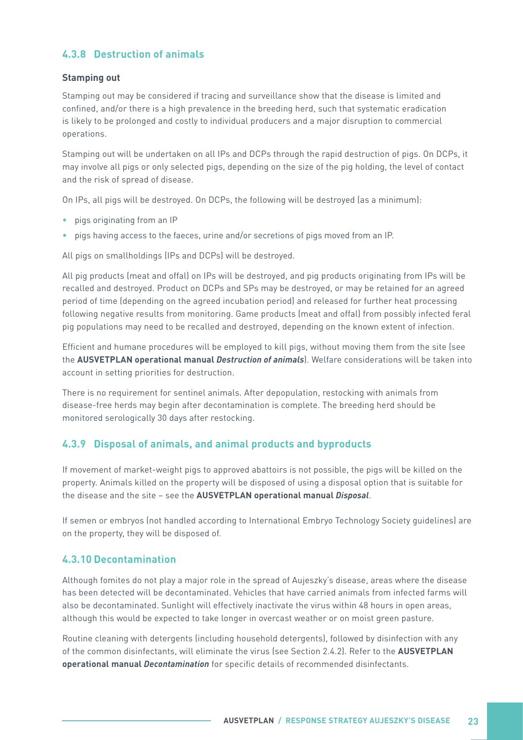### 4.3.8 Destruction of animals

**Stamping out**

Stamping out may be considered if tracing and surveillance show that the disease is limited and confined, and/or there is a high prevalence in the breeding herd, such that systematic eradication is likely to be prolonged and costly to individual producers and a major disruption to commercial operations.

Stamping out will be undertaken on all IPs and DCPs through the rapid destruction of pigs. On DCPs, it may involve all pigs or only selected pigs, depending on the size of the pig holding, the level of contact and the risk of spread of disease.

On IPs, all pigs will be destroyed. On DCPs, the following will be destroyed (as a minimum):

- pigs originating from an IP
- pigs having access to the faeces, urine and/or secretions of pigs moved from an IP.

All pigs on smallholdings (IPs and DCPs) will be destroyed.

All pig products (meat and offal) on IPs will be destroyed, and pig products originating from IPs will be recalled and destroyed. Product on DCPs and SPs may be destroyed, or may be retained for an agreed period of time (depending on the agreed incubation period) and released for further heat processing following negative results from monitoring. Game products (meat and offal) from possibly infected feral pig populations may need to be recalled and destroyed, depending on the known extent of infection.

Efficient and humane procedures will be employed to kill pigs, without moving them from the site (see the **AUSVETPLAN operational manual *Destruction of animals***). Welfare considerations will be taken into account in setting priorities for destruction.

There is no requirement for sentinel animals. After depopulation, restocking with animals from disease-free herds may begin after decontamination is complete. The breeding herd should be monitored serologically 30 days after restocking.

### 4.3.9 Disposal of animals, and animal products and byproducts

If movement of market-weight pigs to approved abattoirs is not possible, the pigs will be killed on the property. Animals killed on the property will be disposed of using a disposal option that is suitable for the disease and the site – see the **AUSVETPLAN operational manual *Disposal***.

If semen or embryos (not handled according to International Embryo Technology Society guidelines) are on the property, they will be disposed of.

### 4.3.10 Decontamination

Although fomites do not play a major role in the spread of Aujeszky's disease, areas where the disease has been detected will be decontaminated. Vehicles that have carried animals from infected farms will also be decontaminated. Sunlight will effectively inactivate the virus within 48 hours in open areas, although this would be expected to take longer in overcast weather or on moist green pasture.

Routine cleaning with detergents (including household detergents), followed by disinfection with any of the common disinfectants, will eliminate the virus (see Section 2.4.2). Refer to the **AUSVETPLAN operational manual *Decontamination*** for specific details of recommended disinfectants.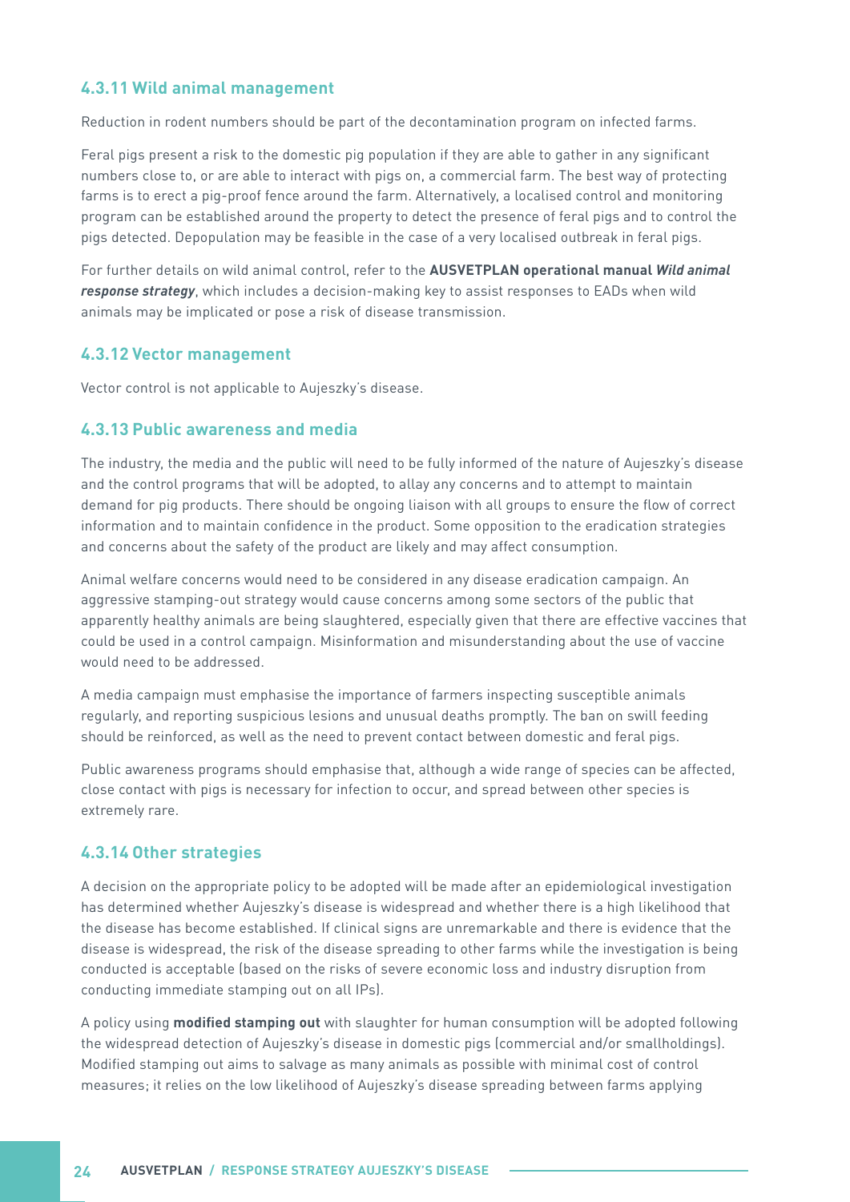### 4.3.11 Wild animal management

Reduction in rodent numbers should be part of the decontamination program on infected farms.

Feral pigs present a risk to the domestic pig population if they are able to gather in any significant numbers close to, or are able to interact with pigs on, a commercial farm. The best way of protecting farms is to erect a pig-proof fence around the farm. Alternatively, a localised control and monitoring program can be established around the property to detect the presence of feral pigs and to control the pigs detected. Depopulation may be feasible in the case of a very localised outbreak in feral pigs.

For further details on wild animal control, refer to the **AUSVETPLAN operational manual *Wild animal response strategy***, which includes a decision-making key to assist responses to EADs when wild animals may be implicated or pose a risk of disease transmission.

### 4.3.12 Vector management

Vector control is not applicable to Aujeszky's disease.

### 4.3.13 Public awareness and media

The industry, the media and the public will need to be fully informed of the nature of Aujeszky's disease and the control programs that will be adopted, to allay any concerns and to attempt to maintain demand for pig products. There should be ongoing liaison with all groups to ensure the flow of correct information and to maintain confidence in the product. Some opposition to the eradication strategies and concerns about the safety of the product are likely and may affect consumption.

Animal welfare concerns would need to be considered in any disease eradication campaign. An aggressive stamping-out strategy would cause concerns among some sectors of the public that apparently healthy animals are being slaughtered, especially given that there are effective vaccines that could be used in a control campaign. Misinformation and misunderstanding about the use of vaccine would need to be addressed.

A media campaign must emphasise the importance of farmers inspecting susceptible animals regularly, and reporting suspicious lesions and unusual deaths promptly. The ban on swill feeding should be reinforced, as well as the need to prevent contact between domestic and feral pigs.

Public awareness programs should emphasise that, although a wide range of species can be affected, close contact with pigs is necessary for infection to occur, and spread between other species is extremely rare.

### 4.3.14 Other strategies

A decision on the appropriate policy to be adopted will be made after an epidemiological investigation has determined whether Aujeszky's disease is widespread and whether there is a high likelihood that the disease has become established. If clinical signs are unremarkable and there is evidence that the disease is widespread, the risk of the disease spreading to other farms while the investigation is being conducted is acceptable (based on the risks of severe economic loss and industry disruption from conducting immediate stamping out on all IPs).

A policy using **modified stamping out** with slaughter for human consumption will be adopted following the widespread detection of Aujeszky's disease in domestic pigs (commercial and/or smallholdings). Modified stamping out aims to salvage as many animals as possible with minimal cost of control measures; it relies on the low likelihood of Aujeszky's disease spreading between farms applying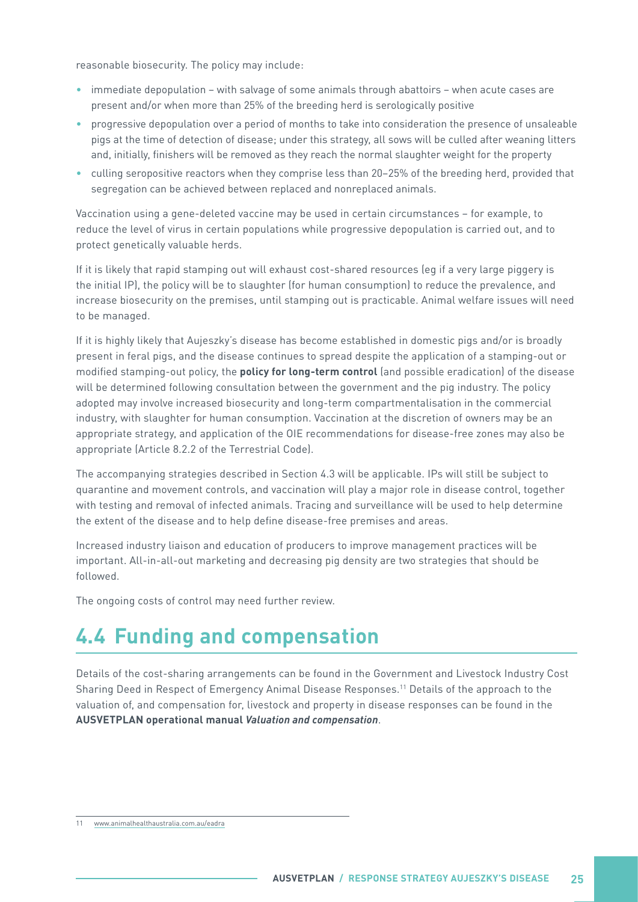reasonable biosecurity. The policy may include:

- immediate depopulation – with salvage of some animals through abattoirs – when acute cases are present and/or when more than 25% of the breeding herd is serologically positive
- progressive depopulation over a period of months to take into consideration the presence of unsaleable pigs at the time of detection of disease; under this strategy, all sows will be culled after weaning litters and, initially, finishers will be removed as they reach the normal slaughter weight for the property
- culling seropositive reactors when they comprise less than 20–25% of the breeding herd, provided that segregation can be achieved between replaced and nonreplaced animals.

Vaccination using a gene-deleted vaccine may be used in certain circumstances – for example, to reduce the level of virus in certain populations while progressive depopulation is carried out, and to protect genetically valuable herds.

If it is likely that rapid stamping out will exhaust cost-shared resources (eg if a very large piggery is the initial IP), the policy will be to slaughter (for human consumption) to reduce the prevalence, and increase biosecurity on the premises, until stamping out is practicable. Animal welfare issues will need to be managed.

If it is highly likely that Aujeszky's disease has become established in domestic pigs and/or is broadly present in feral pigs, and the disease continues to spread despite the application of a stamping-out or modified stamping-out policy, the **policy for long-term control** (and possible eradication) of the disease will be determined following consultation between the government and the pig industry. The policy adopted may involve increased biosecurity and long-term compartmentalisation in the commercial industry, with slaughter for human consumption. Vaccination at the discretion of owners may be an appropriate strategy, and application of the OIE recommendations for disease-free zones may also be appropriate (Article 8.2.2 of the Terrestrial Code).

The accompanying strategies described in Section 4.3 will be applicable. IPs will still be subject to quarantine and movement controls, and vaccination will play a major role in disease control, together with testing and removal of infected animals. Tracing and surveillance will be used to help determine the extent of the disease and to help define disease-free premises and areas.

Increased industry liaison and education of producers to improve management practices will be important. All-in-all-out marketing and decreasing pig density are two strategies that should be followed.

The ongoing costs of control may need further review.

## 4.4 Funding and compensation

Details of the cost-sharing arrangements can be found in the Government and Livestock Industry Cost Sharing Deed in Respect of Emergency Animal Disease Responses.[11] Details of the approach to the valuation of, and compensation for, livestock and property in disease responses can be found in the **AUSVETPLAN operational manual *Valuation and compensation***.

11 www.animalhealthaustralia.com.au/eadra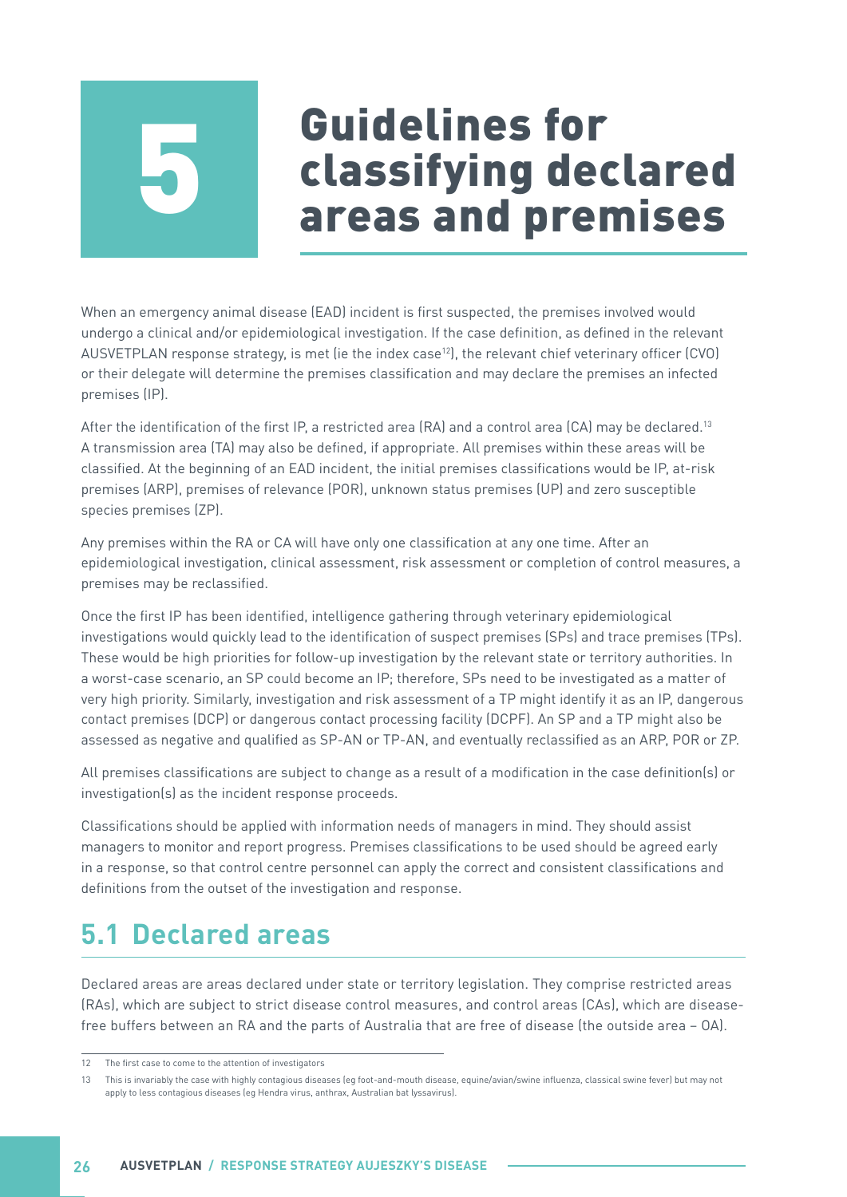# 5 Guidelines for classifying declared areas and premises

When an emergency animal disease (EAD) incident is first suspected, the premises involved would undergo a clinical and/or epidemiological investigation. If the case definition, as defined in the relevant AUSVETPLAN response strategy, is met (ie the index case[12]), the relevant chief veterinary officer (CVO) or their delegate will determine the premises classification and may declare the premises an infected premises (IP).

After the identification of the first IP, a restricted area (RA) and a control area (CA) may be declared.[13] A transmission area (TA) may also be defined, if appropriate. All premises within these areas will be classified. At the beginning of an EAD incident, the initial premises classifications would be IP, at-risk premises (ARP), premises of relevance (POR), unknown status premises (UP) and zero susceptible species premises (ZP).

Any premises within the RA or CA will have only one classification at any one time. After an epidemiological investigation, clinical assessment, risk assessment or completion of control measures, a premises may be reclassified.

Once the first IP has been identified, intelligence gathering through veterinary epidemiological investigations would quickly lead to the identification of suspect premises (SPs) and trace premises (TPs). These would be high priorities for follow-up investigation by the relevant state or territory authorities. In a worst-case scenario, an SP could become an IP; therefore, SPs need to be investigated as a matter of very high priority. Similarly, investigation and risk assessment of a TP might identify it as an IP, dangerous contact premises (DCP) or dangerous contact processing facility (DCPF). An SP and a TP might also be assessed as negative and qualified as SP-AN or TP-AN, and eventually reclassified as an ARP, POR or ZP.

All premises classifications are subject to change as a result of a modification in the case definition(s) or investigation(s) as the incident response proceeds.

Classifications should be applied with information needs of managers in mind. They should assist managers to monitor and report progress. Premises classifications to be used should be agreed early in a response, so that control centre personnel can apply the correct and consistent classifications and definitions from the outset of the investigation and response.

## 5.1 Declared areas

Declared areas are areas declared under state or territory legislation. They comprise restricted areas (RAs), which are subject to strict disease control measures, and control areas (CAs), which are disease-free buffers between an RA and the parts of Australia that are free of disease (the outside area – OA).

---

12 The first case to come to the attention of investigators

13 This is invariably the case with highly contagious diseases (eg foot-and-mouth disease, equine/avian/swine influenza, classical swine fever) but may not apply to less contagious diseases (eg Hendra virus, anthrax, Australian bat lyssavirus).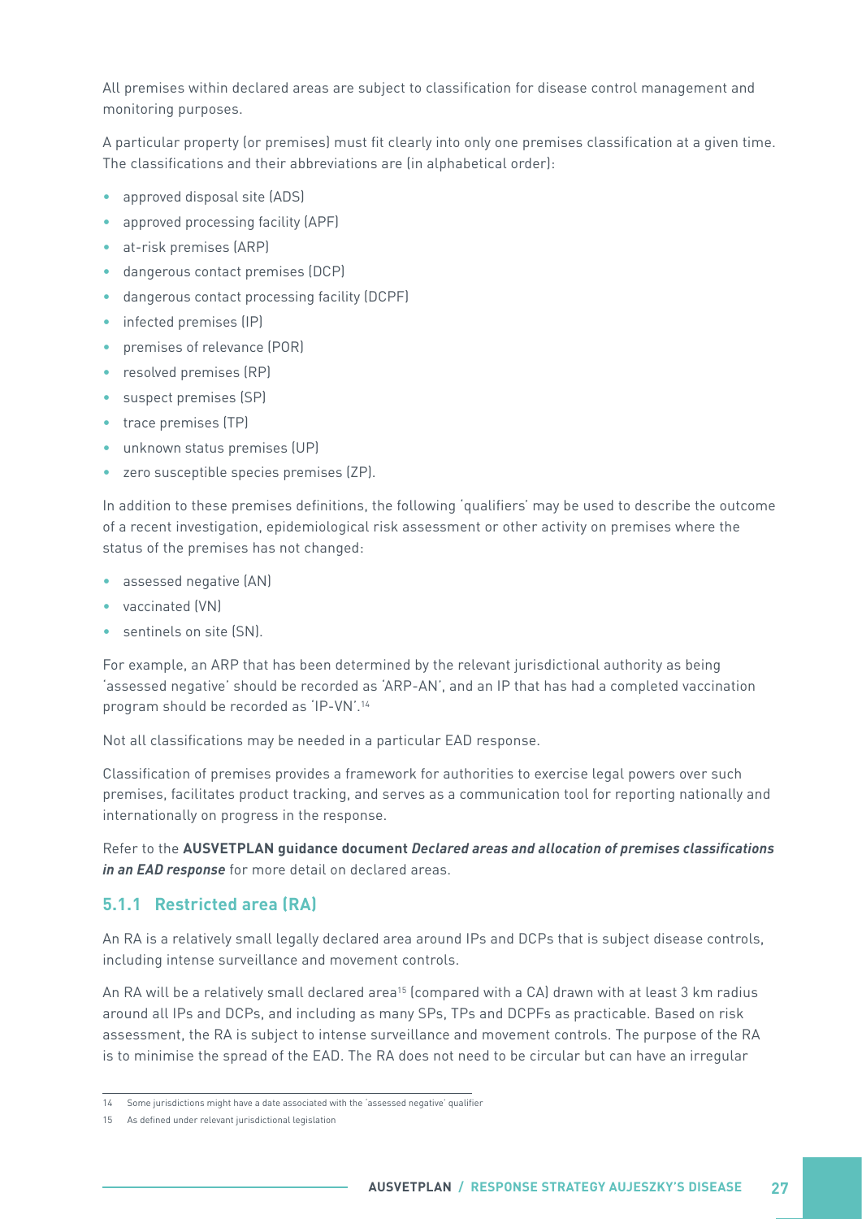All premises within declared areas are subject to classification for disease control management and monitoring purposes.

A particular property (or premises) must fit clearly into only one premises classification at a given time. The classifications and their abbreviations are (in alphabetical order):

- approved disposal site (ADS)
- approved processing facility (APF)
- at-risk premises (ARP)
- dangerous contact premises (DCP)
- dangerous contact processing facility (DCPF)
- infected premises (IP)
- premises of relevance (POR)
- resolved premises (RP)
- suspect premises (SP)
- trace premises (TP)
- unknown status premises (UP)
- zero susceptible species premises (ZP).

In addition to these premises definitions, the following 'qualifiers' may be used to describe the outcome of a recent investigation, epidemiological risk assessment or other activity on premises where the status of the premises has not changed:

- assessed negative (AN)
- vaccinated (VN)
- sentinels on site (SN).

For example, an ARP that has been determined by the relevant jurisdictional authority as being 'assessed negative' should be recorded as 'ARP-AN', and an IP that has had a completed vaccination program should be recorded as 'IP-VN'.[14]

Not all classifications may be needed in a particular EAD response.

Classification of premises provides a framework for authorities to exercise legal powers over such premises, facilitates product tracking, and serves as a communication tool for reporting nationally and internationally on progress in the response.

Refer to the **AUSVETPLAN guidance document *Declared areas and allocation of premises classifications in an EAD response*** for more detail on declared areas.

### 5.1.1 Restricted area (RA)

An RA is a relatively small legally declared area around IPs and DCPs that is subject disease controls, including intense surveillance and movement controls.

An RA will be a relatively small declared area[15] (compared with a CA) drawn with at least 3 km radius around all IPs and DCPs, and including as many SPs, TPs and DCPFs as practicable. Based on risk assessment, the RA is subject to intense surveillance and movement controls. The purpose of the RA is to minimise the spread of the EAD. The RA does not need to be circular but can have an irregular

14 Some jurisdictions might have a date associated with the 'assessed negative' qualifier

15 As defined under relevant jurisdictional legislation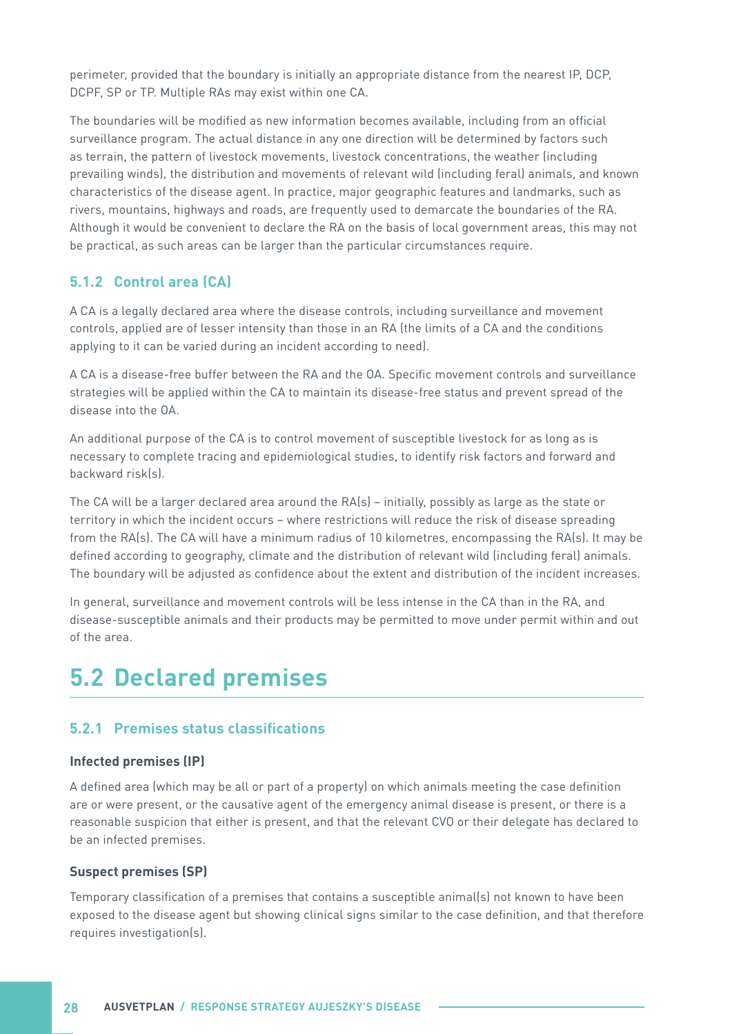perimeter, provided that the boundary is initially an appropriate distance from the nearest IP, DCP, DCPF, SP or TP. Multiple RAs may exist within one CA.

The boundaries will be modified as new information becomes available, including from an official surveillance program. The actual distance in any one direction will be determined by factors such as terrain, the pattern of livestock movements, livestock concentrations, the weather (including prevailing winds), the distribution and movements of relevant wild (including feral) animals, and known characteristics of the disease agent. In practice, major geographic features and landmarks, such as rivers, mountains, highways and roads, are frequently used to demarcate the boundaries of the RA. Although it would be convenient to declare the RA on the basis of local government areas, this may not be practical, as such areas can be larger than the particular circumstances require.

### 5.1.2 Control area (CA)

A CA is a legally declared area where the disease controls, including surveillance and movement controls, applied are of lesser intensity than those in an RA (the limits of a CA and the conditions applying to it can be varied during an incident according to need).

A CA is a disease-free buffer between the RA and the OA. Specific movement controls and surveillance strategies will be applied within the CA to maintain its disease-free status and prevent spread of the disease into the OA.

An additional purpose of the CA is to control movement of susceptible livestock for as long as is necessary to complete tracing and epidemiological studies, to identify risk factors and forward and backward risk(s).

The CA will be a larger declared area around the RA(s) – initially, possibly as large as the state or territory in which the incident occurs – where restrictions will reduce the risk of disease spreading from the RA(s). The CA will have a minimum radius of 10 kilometres, encompassing the RA(s). It may be defined according to geography, climate and the distribution of relevant wild (including feral) animals. The boundary will be adjusted as confidence about the extent and distribution of the incident increases.

In general, surveillance and movement controls will be less intense in the CA than in the RA, and disease-susceptible animals and their products may be permitted to move under permit within and out of the area.

## 5.2 Declared premises

### 5.2.1 Premises status classifications

#### Infected premises (IP)

A defined area (which may be all or part of a property) on which animals meeting the case definition are or were present, or the causative agent of the emergency animal disease is present, or there is a reasonable suspicion that either is present, and that the relevant CVO or their delegate has declared to be an infected premises.

#### Suspect premises (SP)

Temporary classification of a premises that contains a susceptible animal(s) not known to have been exposed to the disease agent but showing clinical signs similar to the case definition, and that therefore requires investigation(s).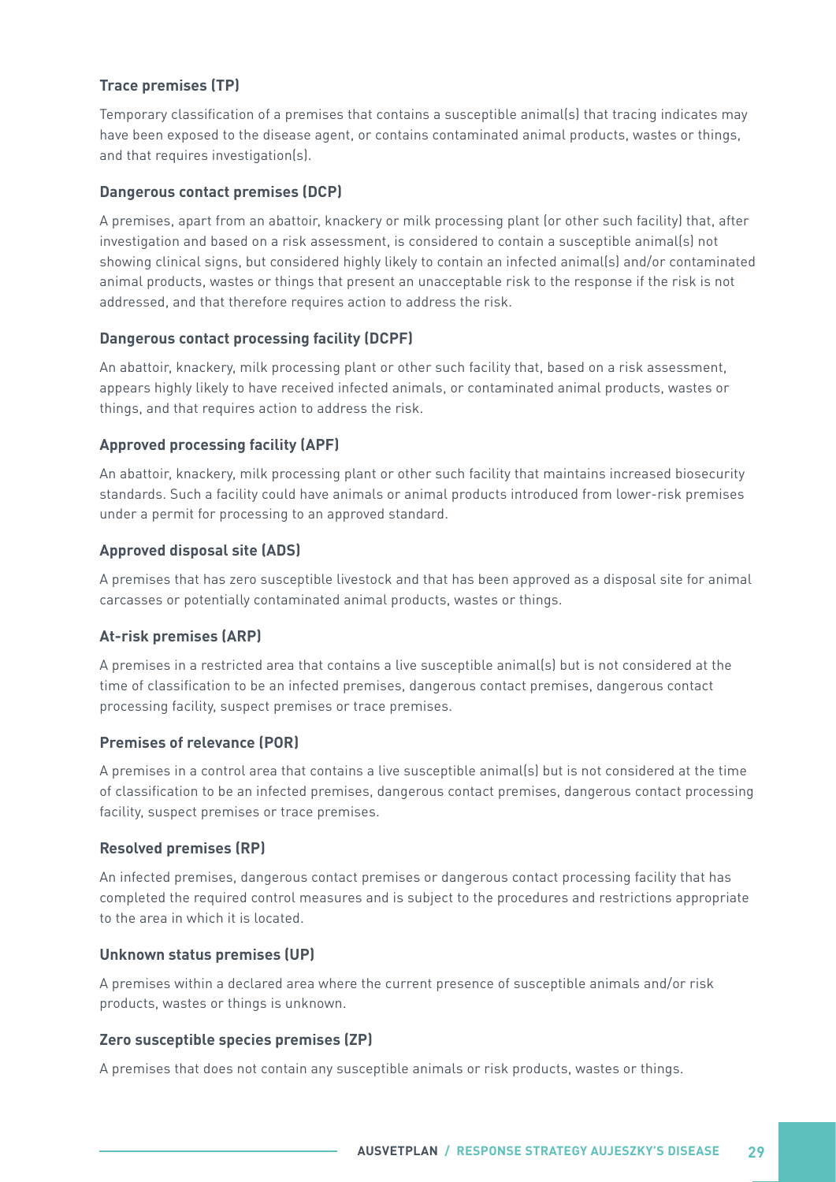#### Trace premises (TP)

Temporary classification of a premises that contains a susceptible animal(s) that tracing indicates may have been exposed to the disease agent, or contains contaminated animal products, wastes or things, and that requires investigation(s).

#### Dangerous contact premises (DCP)

A premises, apart from an abattoir, knackery or milk processing plant (or other such facility) that, after investigation and based on a risk assessment, is considered to contain a susceptible animal(s) not showing clinical signs, but considered highly likely to contain an infected animal(s) and/or contaminated animal products, wastes or things that present an unacceptable risk to the response if the risk is not addressed, and that therefore requires action to address the risk.

#### Dangerous contact processing facility (DCPF)

An abattoir, knackery, milk processing plant or other such facility that, based on a risk assessment, appears highly likely to have received infected animals, or contaminated animal products, wastes or things, and that requires action to address the risk.

#### Approved processing facility (APF)

An abattoir, knackery, milk processing plant or other such facility that maintains increased biosecurity standards. Such a facility could have animals or animal products introduced from lower-risk premises under a permit for processing to an approved standard.

#### Approved disposal site (ADS)

A premises that has zero susceptible livestock and that has been approved as a disposal site for animal carcasses or potentially contaminated animal products, wastes or things.

#### At-risk premises (ARP)

A premises in a restricted area that contains a live susceptible animal(s) but is not considered at the time of classification to be an infected premises, dangerous contact premises, dangerous contact processing facility, suspect premises or trace premises.

#### Premises of relevance (POR)

A premises in a control area that contains a live susceptible animal(s) but is not considered at the time of classification to be an infected premises, dangerous contact premises, dangerous contact processing facility, suspect premises or trace premises.

#### Resolved premises (RP)

An infected premises, dangerous contact premises or dangerous contact processing facility that has completed the required control measures and is subject to the procedures and restrictions appropriate to the area in which it is located.

#### Unknown status premises (UP)

A premises within a declared area where the current presence of susceptible animals and/or risk products, wastes or things is unknown.

#### Zero susceptible species premises (ZP)

A premises that does not contain any susceptible animals or risk products, wastes or things.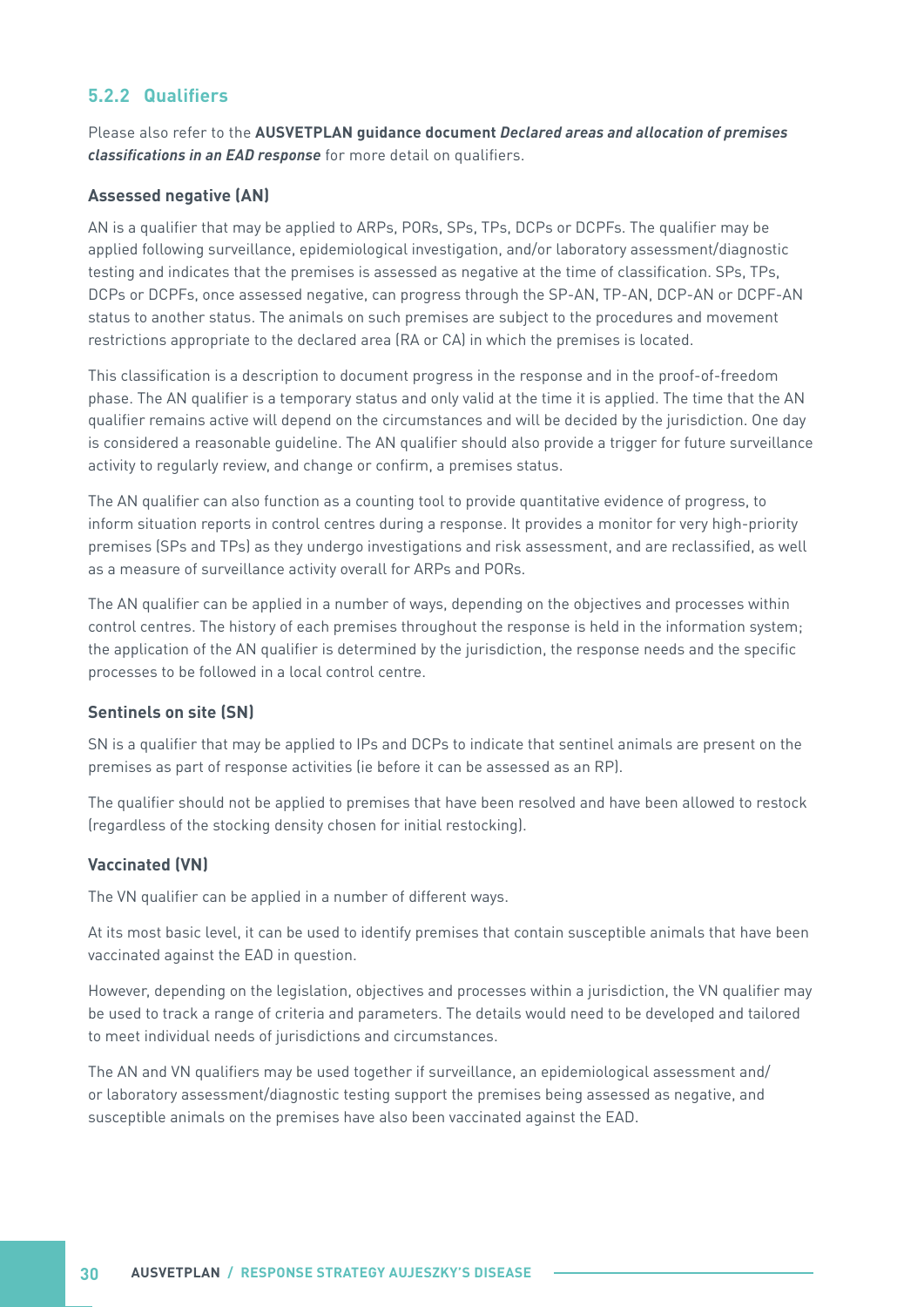### 5.2.2 Qualifiers

Please also refer to the **AUSVETPLAN guidance document *Declared areas and allocation of premises classifications in an EAD response*** for more detail on qualifiers.

#### Assessed negative (AN)

AN is a qualifier that may be applied to ARPs, PORs, SPs, TPs, DCPs or DCPFs. The qualifier may be applied following surveillance, epidemiological investigation, and/or laboratory assessment/diagnostic testing and indicates that the premises is assessed as negative at the time of classification. SPs, TPs, DCPs or DCPFs, once assessed negative, can progress through the SP-AN, TP-AN, DCP-AN or DCPF-AN status to another status. The animals on such premises are subject to the procedures and movement restrictions appropriate to the declared area (RA or CA) in which the premises is located.

This classification is a description to document progress in the response and in the proof-of-freedom phase. The AN qualifier is a temporary status and only valid at the time it is applied. The time that the AN qualifier remains active will depend on the circumstances and will be decided by the jurisdiction. One day is considered a reasonable guideline. The AN qualifier should also provide a trigger for future surveillance activity to regularly review, and change or confirm, a premises status.

The AN qualifier can also function as a counting tool to provide quantitative evidence of progress, to inform situation reports in control centres during a response. It provides a monitor for very high-priority premises (SPs and TPs) as they undergo investigations and risk assessment, and are reclassified, as well as a measure of surveillance activity overall for ARPs and PORs.

The AN qualifier can be applied in a number of ways, depending on the objectives and processes within control centres. The history of each premises throughout the response is held in the information system; the application of the AN qualifier is determined by the jurisdiction, the response needs and the specific processes to be followed in a local control centre.

#### Sentinels on site (SN)

SN is a qualifier that may be applied to IPs and DCPs to indicate that sentinel animals are present on the premises as part of response activities (ie before it can be assessed as an RP).

The qualifier should not be applied to premises that have been resolved and have been allowed to restock (regardless of the stocking density chosen for initial restocking).

#### Vaccinated (VN)

The VN qualifier can be applied in a number of different ways.

At its most basic level, it can be used to identify premises that contain susceptible animals that have been vaccinated against the EAD in question.

However, depending on the legislation, objectives and processes within a jurisdiction, the VN qualifier may be used to track a range of criteria and parameters. The details would need to be developed and tailored to meet individual needs of jurisdictions and circumstances.

The AN and VN qualifiers may be used together if surveillance, an epidemiological assessment and/or laboratory assessment/diagnostic testing support the premises being assessed as negative, and susceptible animals on the premises have also been vaccinated against the EAD.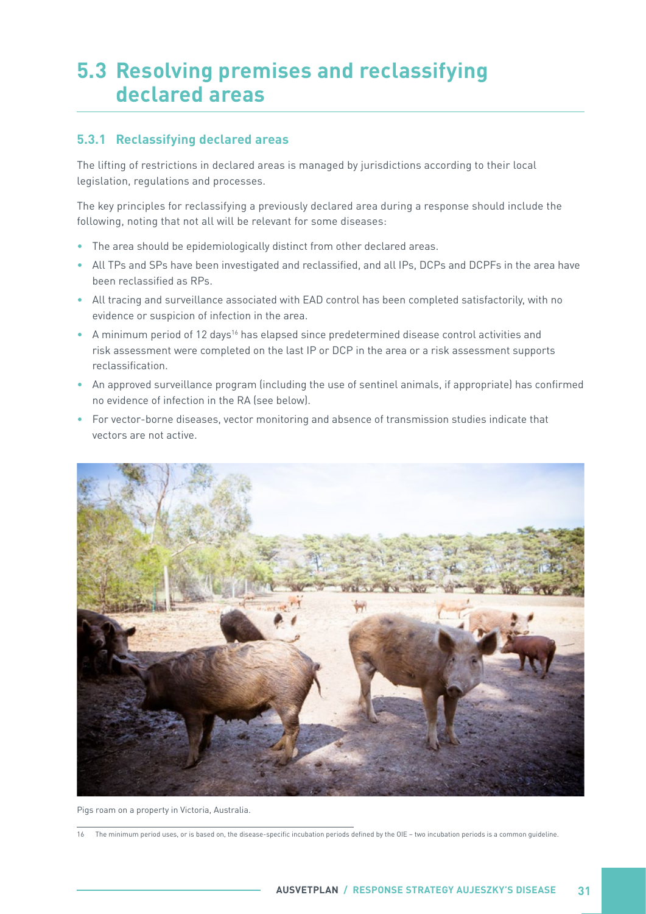# 5.3 Resolving premises and reclassifying declared areas

## 5.3.1 Reclassifying declared areas

The lifting of restrictions in declared areas is managed by jurisdictions according to their local legislation, regulations and processes.

The key principles for reclassifying a previously declared area during a response should include the following, noting that not all will be relevant for some diseases:

- The area should be epidemiologically distinct from other declared areas.
- All TPs and SPs have been investigated and reclassified, and all IPs, DCPs and DCPFs in the area have been reclassified as RPs.
- All tracing and surveillance associated with EAD control has been completed satisfactorily, with no evidence or suspicion of infection in the area.
- A minimum period of 12 days[16] has elapsed since predetermined disease control activities and risk assessment were completed on the last IP or DCP in the area or a risk assessment supports reclassification.
- An approved surveillance program (including the use of sentinel animals, if appropriate) has confirmed no evidence of infection in the RA (see below).
- For vector-borne diseases, vector monitoring and absence of transmission studies indicate that vectors are not active.

Pigs roam on a property in Victoria, Australia.

16 The minimum period uses, or is based on, the disease-specific incubation periods defined by the OIE – two incubation periods is a common guideline.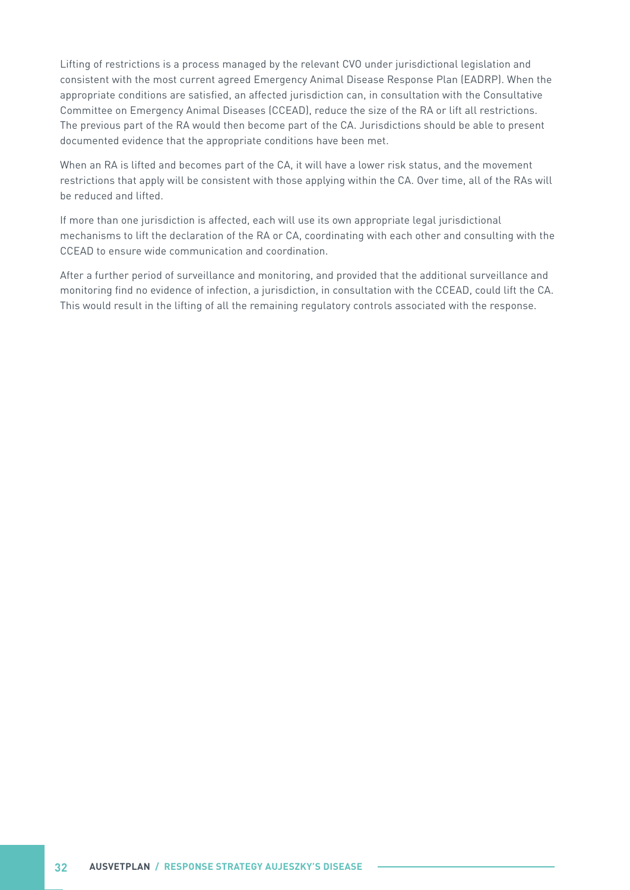Lifting of restrictions is a process managed by the relevant CVO under jurisdictional legislation and consistent with the most current agreed Emergency Animal Disease Response Plan (EADRP). When the appropriate conditions are satisfied, an affected jurisdiction can, in consultation with the Consultative Committee on Emergency Animal Diseases (CCEAD), reduce the size of the RA or lift all restrictions. The previous part of the RA would then become part of the CA. Jurisdictions should be able to present documented evidence that the appropriate conditions have been met.

When an RA is lifted and becomes part of the CA, it will have a lower risk status, and the movement restrictions that apply will be consistent with those applying within the CA. Over time, all of the RAs will be reduced and lifted.

If more than one jurisdiction is affected, each will use its own appropriate legal jurisdictional mechanisms to lift the declaration of the RA or CA, coordinating with each other and consulting with the CCEAD to ensure wide communication and coordination.

After a further period of surveillance and monitoring, and provided that the additional surveillance and monitoring find no evidence of infection, a jurisdiction, in consultation with the CCEAD, could lift the CA. This would result in the lifting of all the remaining regulatory controls associated with the response.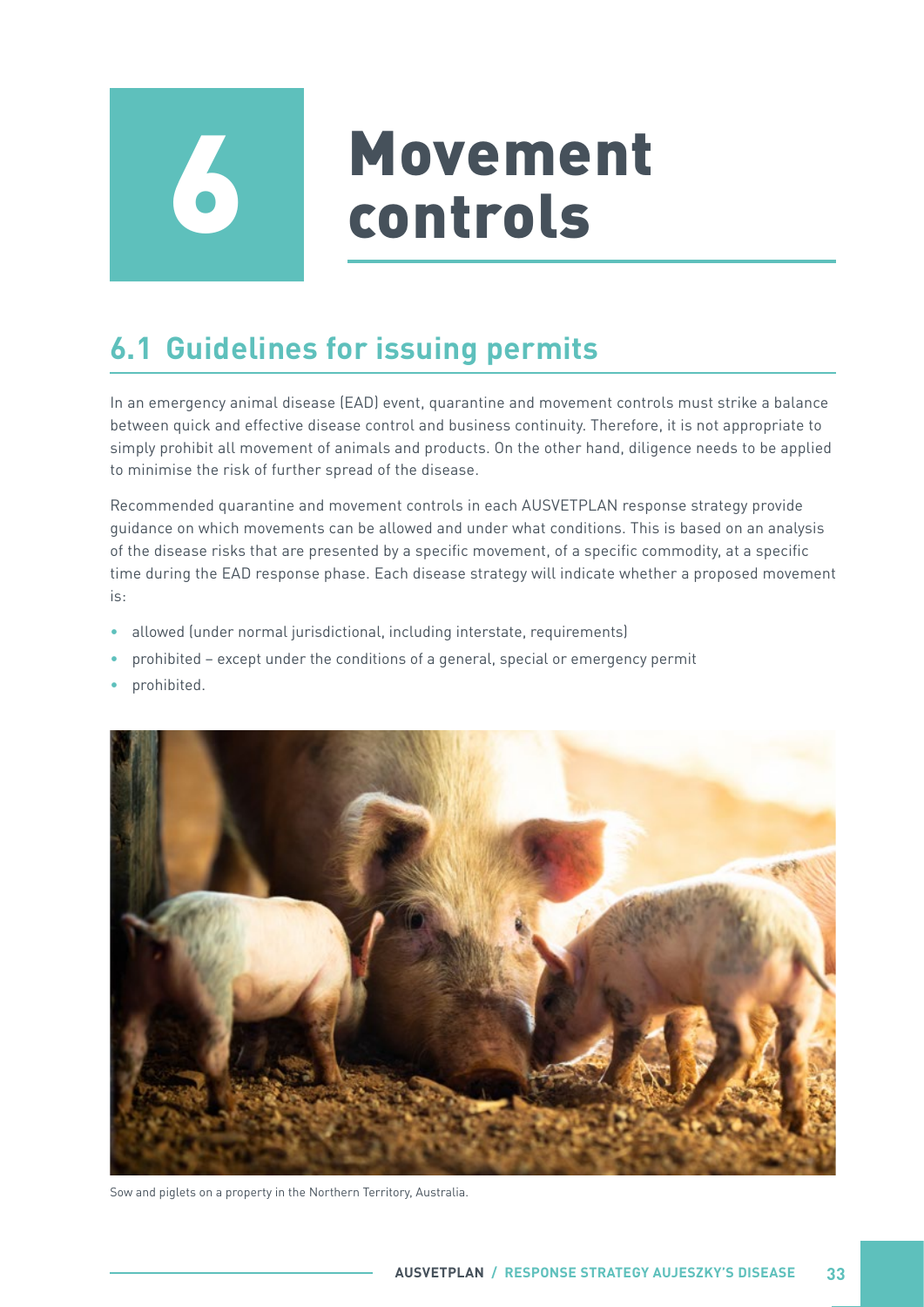# 6 Movement controls

## 6.1 Guidelines for issuing permits

In an emergency animal disease (EAD) event, quarantine and movement controls must strike a balance between quick and effective disease control and business continuity. Therefore, it is not appropriate to simply prohibit all movement of animals and products. On the other hand, diligence needs to be applied to minimise the risk of further spread of the disease.

Recommended quarantine and movement controls in each AUSVETPLAN response strategy provide guidance on which movements can be allowed and under what conditions. This is based on an analysis of the disease risks that are presented by a specific movement, of a specific commodity, at a specific time during the EAD response phase. Each disease strategy will indicate whether a proposed movement is:

- allowed (under normal jurisdictional, including interstate, requirements)
- prohibited – except under the conditions of a general, special or emergency permit
- prohibited.

Sow and piglets on a property in the Northern Territory, Australia.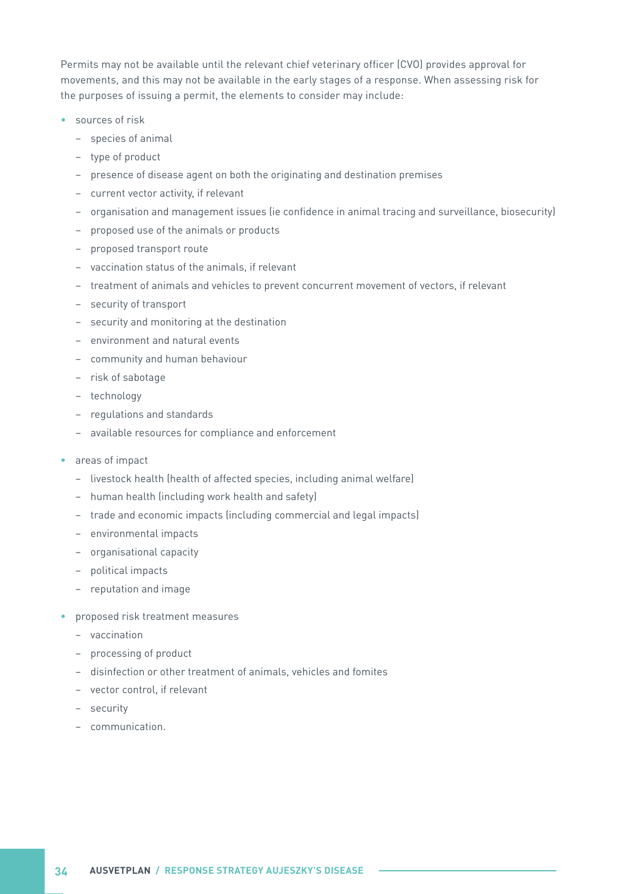Permits may not be available until the relevant chief veterinary officer (CVO) provides approval for movements, and this may not be available in the early stages of a response. When assessing risk for the purposes of issuing a permit, the elements to consider may include:

- sources of risk
  - species of animal
  - type of product
  - presence of disease agent on both the originating and destination premises
  - current vector activity, if relevant
  - organisation and management issues (ie confidence in animal tracing and surveillance, biosecurity)
  - proposed use of the animals or products
  - proposed transport route
  - vaccination status of the animals, if relevant
  - treatment of animals and vehicles to prevent concurrent movement of vectors, if relevant
  - security of transport
  - security and monitoring at the destination
  - environment and natural events
  - community and human behaviour
  - risk of sabotage
  - technology
  - regulations and standards
  - available resources for compliance and enforcement
- areas of impact
  - livestock health (health of affected species, including animal welfare)
  - human health (including work health and safety)
  - trade and economic impacts (including commercial and legal impacts)
  - environmental impacts
  - organisational capacity
  - political impacts
  - reputation and image
- proposed risk treatment measures
  - vaccination
  - processing of product
  - disinfection or other treatment of animals, vehicles and fomites
  - vector control, if relevant
  - security
  - communication.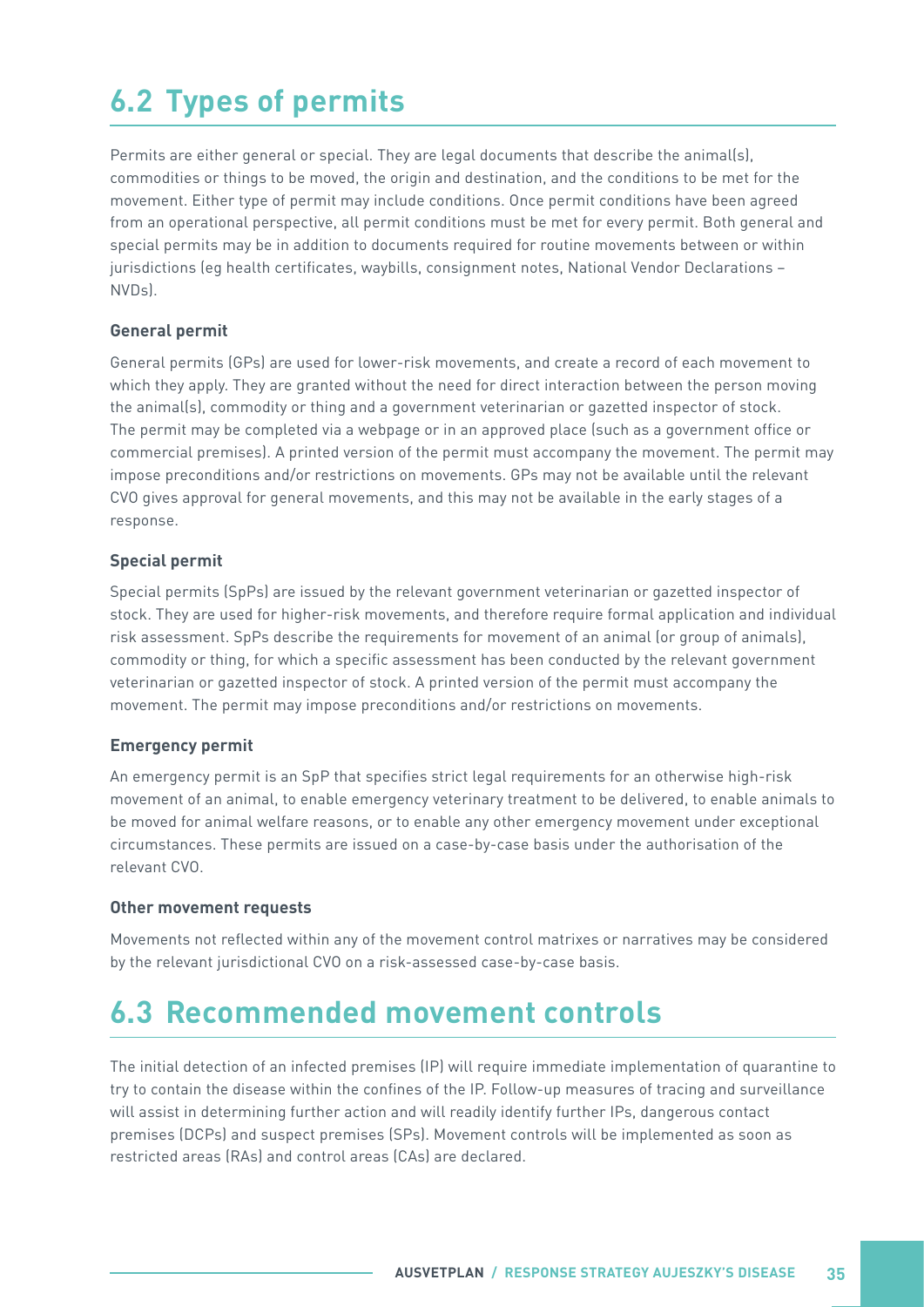## 6.2 Types of permits

Permits are either general or special. They are legal documents that describe the animal(s), commodities or things to be moved, the origin and destination, and the conditions to be met for the movement. Either type of permit may include conditions. Once permit conditions have been agreed from an operational perspective, all permit conditions must be met for every permit. Both general and special permits may be in addition to documents required for routine movements between or within jurisdictions (eg health certificates, waybills, consignment notes, National Vendor Declarations – NVDs).

### General permit

General permits (GPs) are used for lower-risk movements, and create a record of each movement to which they apply. They are granted without the need for direct interaction between the person moving the animal(s), commodity or thing and a government veterinarian or gazetted inspector of stock. The permit may be completed via a webpage or in an approved place (such as a government office or commercial premises). A printed version of the permit must accompany the movement. The permit may impose preconditions and/or restrictions on movements. GPs may not be available until the relevant CVO gives approval for general movements, and this may not be available in the early stages of a response.

### Special permit

Special permits (SpPs) are issued by the relevant government veterinarian or gazetted inspector of stock. They are used for higher-risk movements, and therefore require formal application and individual risk assessment. SpPs describe the requirements for movement of an animal (or group of animals), commodity or thing, for which a specific assessment has been conducted by the relevant government veterinarian or gazetted inspector of stock. A printed version of the permit must accompany the movement. The permit may impose preconditions and/or restrictions on movements.

### Emergency permit

An emergency permit is an SpP that specifies strict legal requirements for an otherwise high-risk movement of an animal, to enable emergency veterinary treatment to be delivered, to enable animals to be moved for animal welfare reasons, or to enable any other emergency movement under exceptional circumstances. These permits are issued on a case-by-case basis under the authorisation of the relevant CVO.

### Other movement requests

Movements not reflected within any of the movement control matrixes or narratives may be considered by the relevant jurisdictional CVO on a risk-assessed case-by-case basis.

## 6.3 Recommended movement controls

The initial detection of an infected premises (IP) will require immediate implementation of quarantine to try to contain the disease within the confines of the IP. Follow-up measures of tracing and surveillance will assist in determining further action and will readily identify further IPs, dangerous contact premises (DCPs) and suspect premises (SPs). Movement controls will be implemented as soon as restricted areas (RAs) and control areas (CAs) are declared.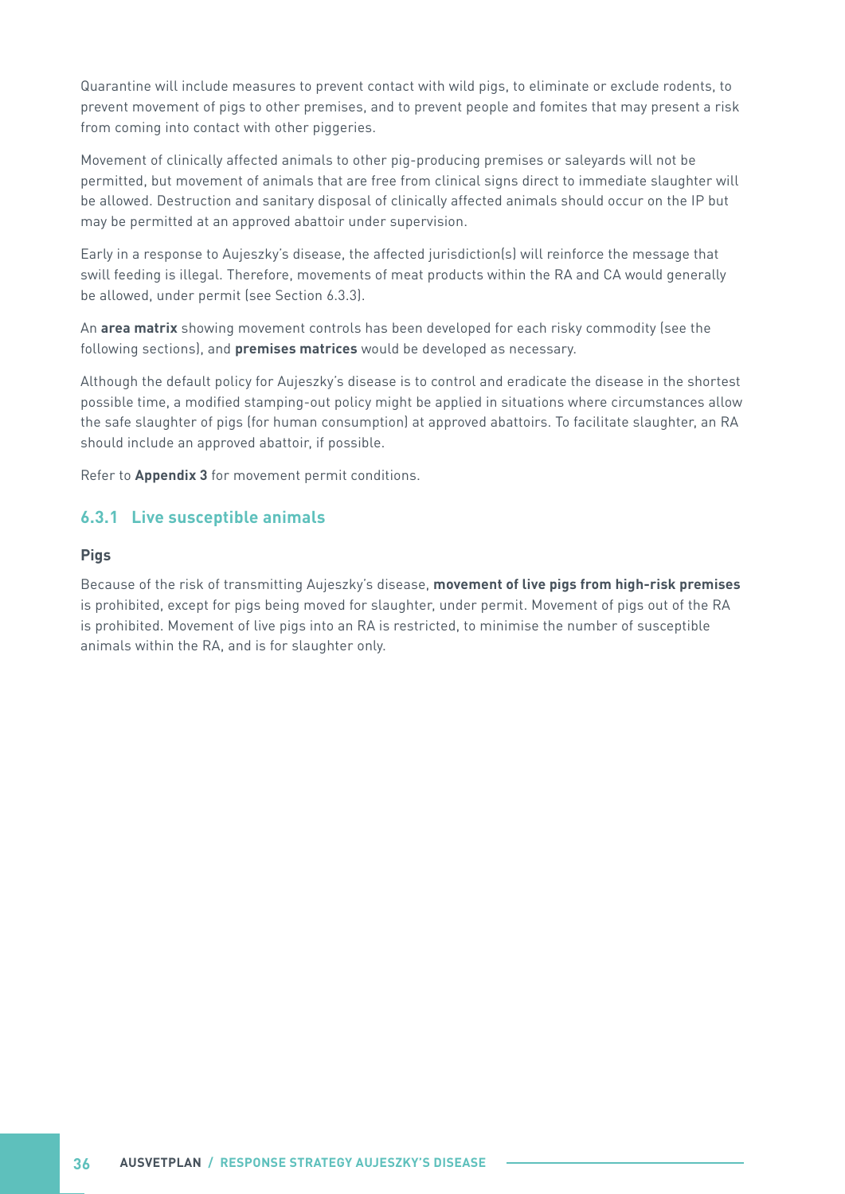Quarantine will include measures to prevent contact with wild pigs, to eliminate or exclude rodents, to prevent movement of pigs to other premises, and to prevent people and fomites that may present a risk from coming into contact with other piggeries.

Movement of clinically affected animals to other pig-producing premises or saleyards will not be permitted, but movement of animals that are free from clinical signs direct to immediate slaughter will be allowed. Destruction and sanitary disposal of clinically affected animals should occur on the IP but may be permitted at an approved abattoir under supervision.

Early in a response to Aujeszky's disease, the affected jurisdiction(s) will reinforce the message that swill feeding is illegal. Therefore, movements of meat products within the RA and CA would generally be allowed, under permit (see Section 6.3.3).

An **area matrix** showing movement controls has been developed for each risky commodity (see the following sections), and **premises matrices** would be developed as necessary.

Although the default policy for Aujeszky's disease is to control and eradicate the disease in the shortest possible time, a modified stamping-out policy might be applied in situations where circumstances allow the safe slaughter of pigs (for human consumption) at approved abattoirs. To facilitate slaughter, an RA should include an approved abattoir, if possible.

Refer to **Appendix 3** for movement permit conditions.

### 6.3.1 Live susceptible animals

#### Pigs

Because of the risk of transmitting Aujeszky's disease, **movement of live pigs from high-risk premises** is prohibited, except for pigs being moved for slaughter, under permit. Movement of pigs out of the RA is prohibited. Movement of live pigs into an RA is restricted, to minimise the number of susceptible animals within the RA, and is for slaughter only.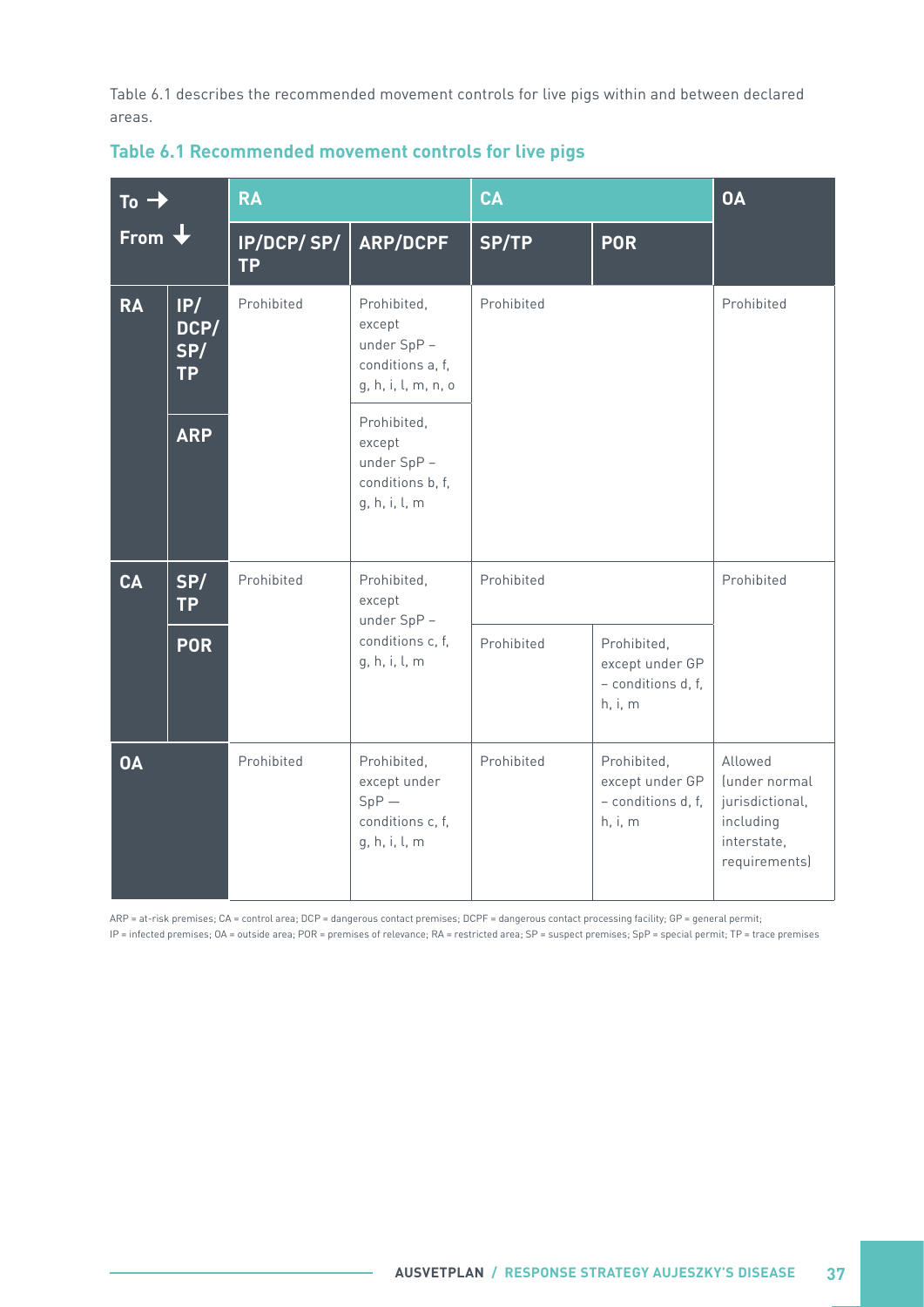Table 6.1 describes the recommended movement controls for live pigs within and between declared areas.

### Table 6.1 Recommended movement controls for live pigs

| To → / From ↓ | | RA | | CA | | OA |
|---|---|---|---|---|---|---|
| | | IP/DCP/ SP/ TP | ARP/DCPF | SP/TP | POR | |
| RA | IP/ DCP/ SP/ TP | Prohibited | Prohibited, except under SpP – conditions a, f, g, h, i, l, m, n, o | Prohibited | | Prohibited |
| | ARP | | Prohibited, except under SpP – conditions b, f, g, h, i, l, m | | | |
| CA | SP/ TP | Prohibited | Prohibited, except under SpP – conditions c, f, g, h, i, l, m | Prohibited | | Prohibited |
| | POR | | | Prohibited | Prohibited, except under GP – conditions d, f, h, i, m | |
| OA | | Prohibited | Prohibited, except under SpP — conditions c, f, g, h, i, l, m | Prohibited | Prohibited, except under GP – conditions d, f, h, i, m | Allowed (under normal jurisdictional, including interstate, requirements) |

ARP = at-risk premises; CA = control area; DCP = dangerous contact premises; DCPF = dangerous contact processing facility; GP = general permit; IP = infected premises; OA = outside area; POR = premises of relevance; RA = restricted area; SP = suspect premises; SpP = special permit; TP = trace premises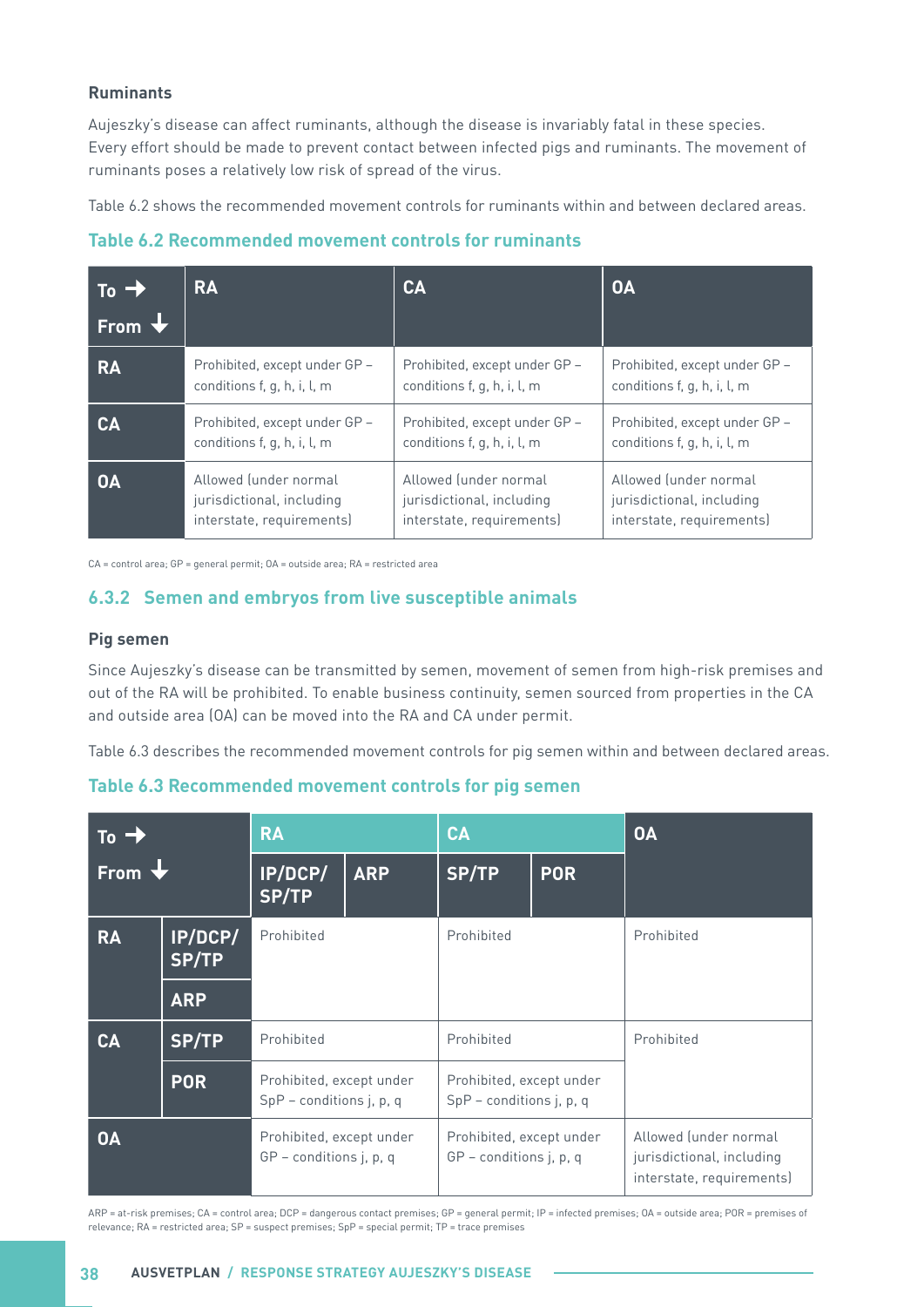**Ruminants**

Aujeszky's disease can affect ruminants, although the disease is invariably fatal in these species. Every effort should be made to prevent contact between infected pigs and ruminants. The movement of ruminants poses a relatively low risk of spread of the virus.

Table 6.2 shows the recommended movement controls for ruminants within and between declared areas.

### Table 6.2 Recommended movement controls for ruminants

| To → / From ↓ | RA | CA | OA |
|---|---|---|---|
| **RA** | Prohibited, except under GP – conditions f, g, h, i, l, m | Prohibited, except under GP – conditions f, g, h, i, l, m | Prohibited, except under GP – conditions f, g, h, i, l, m |
| **CA** | Prohibited, except under GP – conditions f, g, h, i, l, m | Prohibited, except under GP – conditions f, g, h, i, l, m | Prohibited, except under GP – conditions f, g, h, i, l, m |
| **OA** | Allowed (under normal jurisdictional, including interstate, requirements) | Allowed (under normal jurisdictional, including interstate, requirements) | Allowed (under normal jurisdictional, including interstate, requirements) |

CA = control area; GP = general permit; OA = outside area; RA = restricted area

## 6.3.2 Semen and embryos from live susceptible animals

**Pig semen**

Since Aujeszky's disease can be transmitted by semen, movement of semen from high-risk premises and out of the RA will be prohibited. To enable business continuity, semen sourced from properties in the CA and outside area (OA) can be moved into the RA and CA under permit.

Table 6.3 describes the recommended movement controls for pig semen within and between declared areas.

### Table 6.3 Recommended movement controls for pig semen

| To → / From ↓ | | RA | | CA | | OA |
|---|---|---|---|---|---|---|
| | | IP/DCP/SP/TP | ARP | SP/TP | POR | |
| **RA** | **IP/DCP/SP/TP** | Prohibited | | Prohibited | | Prohibited |
| | **ARP** | | | | | |
| **CA** | **SP/TP** | Prohibited | | Prohibited | | Prohibited |
| | **POR** | Prohibited, except under SpP – conditions j, p, q | | Prohibited, except under SpP – conditions j, p, q | | |
| **OA** | | Prohibited, except under GP – conditions j, p, q | | Prohibited, except under GP – conditions j, p, q | | Allowed (under normal jurisdictional, including interstate, requirements) |

ARP = at-risk premises; CA = control area; DCP = dangerous contact premises; GP = general permit; IP = infected premises; OA = outside area; POR = premises of relevance; RA = restricted area; SP = suspect premises; SpP = special permit; TP = trace premises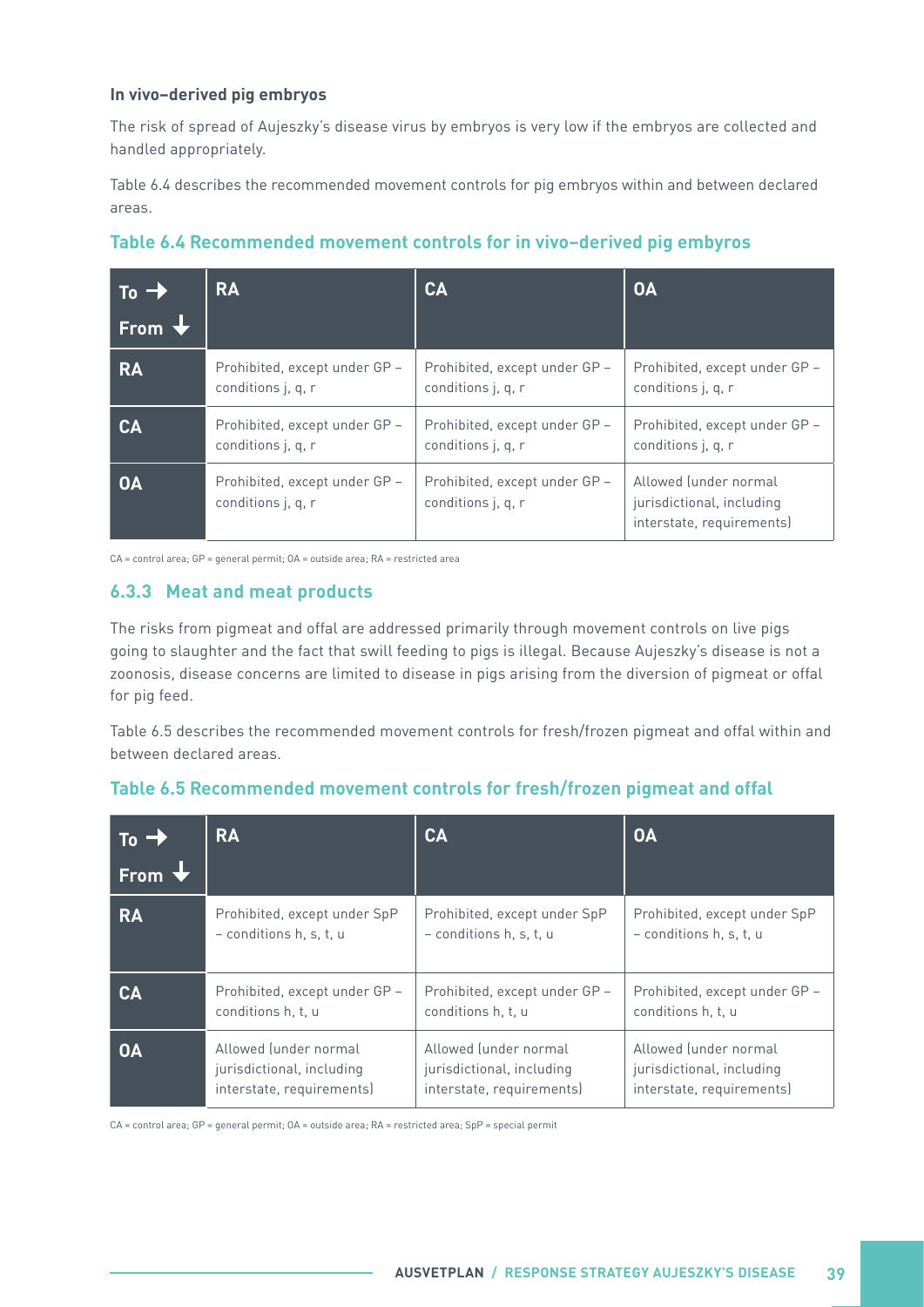#### In vivo–derived pig embryos

The risk of spread of Aujeszky's disease virus by embryos is very low if the embryos are collected and handled appropriately.

Table 6.4 describes the recommended movement controls for pig embryos within and between declared areas.

**Table 6.4 Recommended movement controls for in vivo–derived pig embryos**

| To → From ↓ | RA | CA | OA |
|---|---|---|---|
| **RA** | Prohibited, except under GP – conditions j, q, r | Prohibited, except under GP – conditions j, q, r | Prohibited, except under GP – conditions j, q, r |
| **CA** | Prohibited, except under GP – conditions j, q, r | Prohibited, except under GP – conditions j, q, r | Prohibited, except under GP – conditions j, q, r |
| **OA** | Prohibited, except under GP – conditions j, q, r | Prohibited, except under GP – conditions j, q, r | Allowed (under normal jurisdictional, including interstate, requirements) |

CA = control area; GP = general permit; OA = outside area; RA = restricted area

### 6.3.3 Meat and meat products

The risks from pigmeat and offal are addressed primarily through movement controls on live pigs going to slaughter and the fact that swill feeding to pigs is illegal. Because Aujeszky's disease is not a zoonosis, disease concerns are limited to disease in pigs arising from the diversion of pigmeat or offal for pig feed.

Table 6.5 describes the recommended movement controls for fresh/frozen pigmeat and offal within and between declared areas.

**Table 6.5 Recommended movement controls for fresh/frozen pigmeat and offal**

| To → From ↓ | RA | CA | OA |
|---|---|---|---|
| **RA** | Prohibited, except under SpP – conditions h, s, t, u | Prohibited, except under SpP – conditions h, s, t, u | Prohibited, except under SpP – conditions h, s, t, u |
| **CA** | Prohibited, except under GP – conditions h, t, u | Prohibited, except under GP – conditions h, t, u | Prohibited, except under GP – conditions h, t, u |
| **OA** | Allowed (under normal jurisdictional, including interstate, requirements) | Allowed (under normal jurisdictional, including interstate, requirements) | Allowed (under normal jurisdictional, including interstate, requirements) |

CA = control area; GP = general permit; OA = outside area; RA = restricted area; SpP = special permit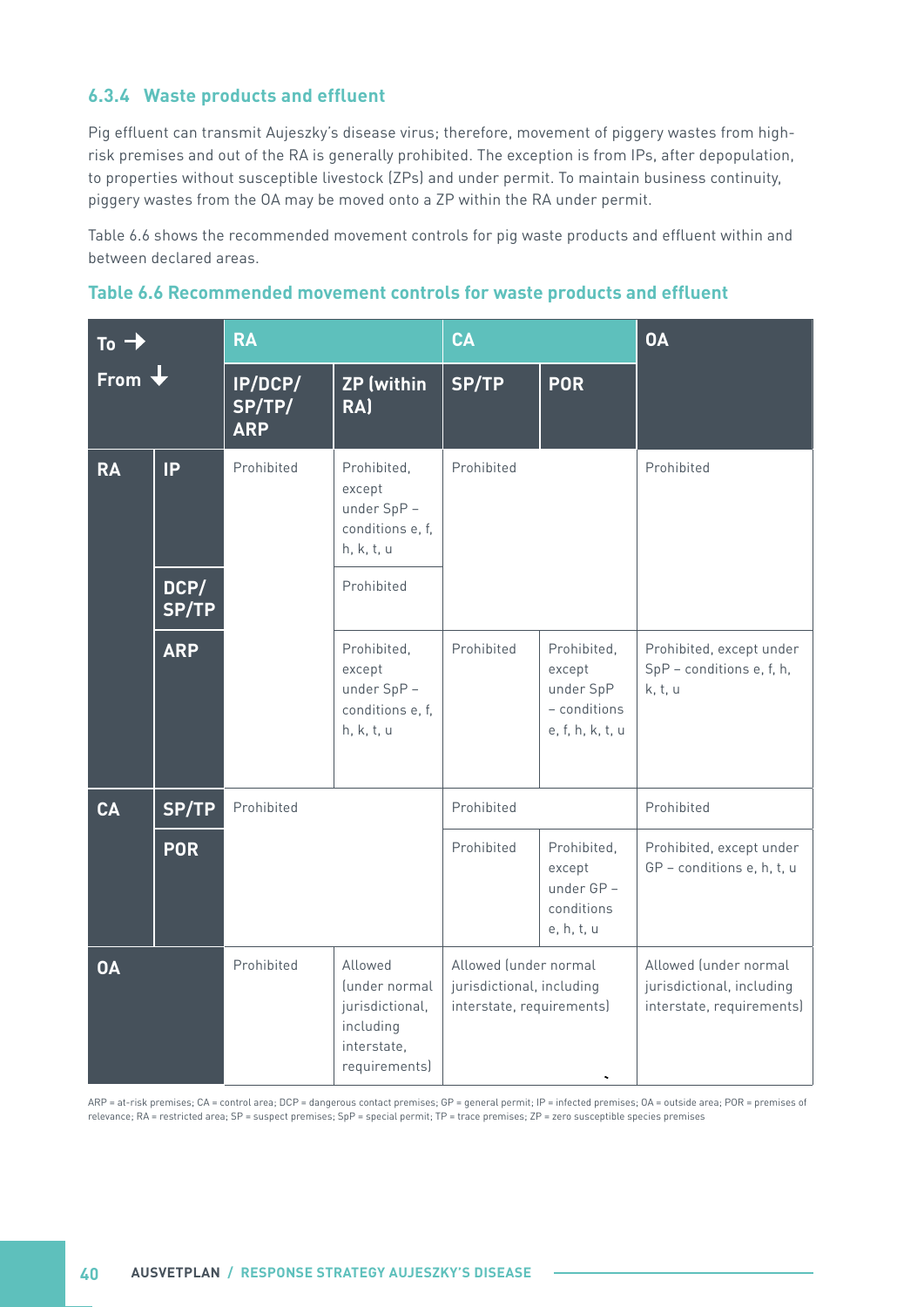### 6.3.4 Waste products and effluent

Pig effluent can transmit Aujeszky's disease virus; therefore, movement of piggery wastes from high-risk premises and out of the RA is generally prohibited. The exception is from IPs, after depopulation, to properties without susceptible livestock (ZPs) and under permit. To maintain business continuity, piggery wastes from the OA may be moved onto a ZP within the RA under permit.

Table 6.6 shows the recommended movement controls for pig waste products and effluent within and between declared areas.

**Table 6.6 Recommended movement controls for waste products and effluent**

| To → From ↓ | | RA | | CA | | OA |
|---|---|---|---|---|---|---|
| | | IP/DCP/SP/TP/ARP | ZP (within RA) | SP/TP | POR | |
| RA | IP | Prohibited | Prohibited, except under SpP – conditions e, f, h, k, t, u | Prohibited | | Prohibited |
| | DCP/SP/TP | | Prohibited | | | |
| | ARP | | Prohibited, except under SpP – conditions e, f, h, k, t, u | Prohibited | Prohibited, except under SpP – conditions e, f, h, k, t, u | Prohibited, except under SpP – conditions e, f, h, k, t, u |
| CA | SP/TP | Prohibited | | Prohibited | | Prohibited |
| | POR | | | Prohibited | Prohibited, except under GP – conditions e, h, t, u | Prohibited, except under GP – conditions e, h, t, u |
| OA | | Prohibited | Allowed (under normal jurisdictional, including interstate, requirements) | Allowed (under normal jurisdictional, including interstate, requirements) | | Allowed (under normal jurisdictional, including interstate, requirements) |

ARP = at-risk premises; CA = control area; DCP = dangerous contact premises; GP = general permit; IP = infected premises; OA = outside area; POR = premises of relevance; RA = restricted area; SP = suspect premises; SpP = special permit; TP = trace premises; ZP = zero susceptible species premises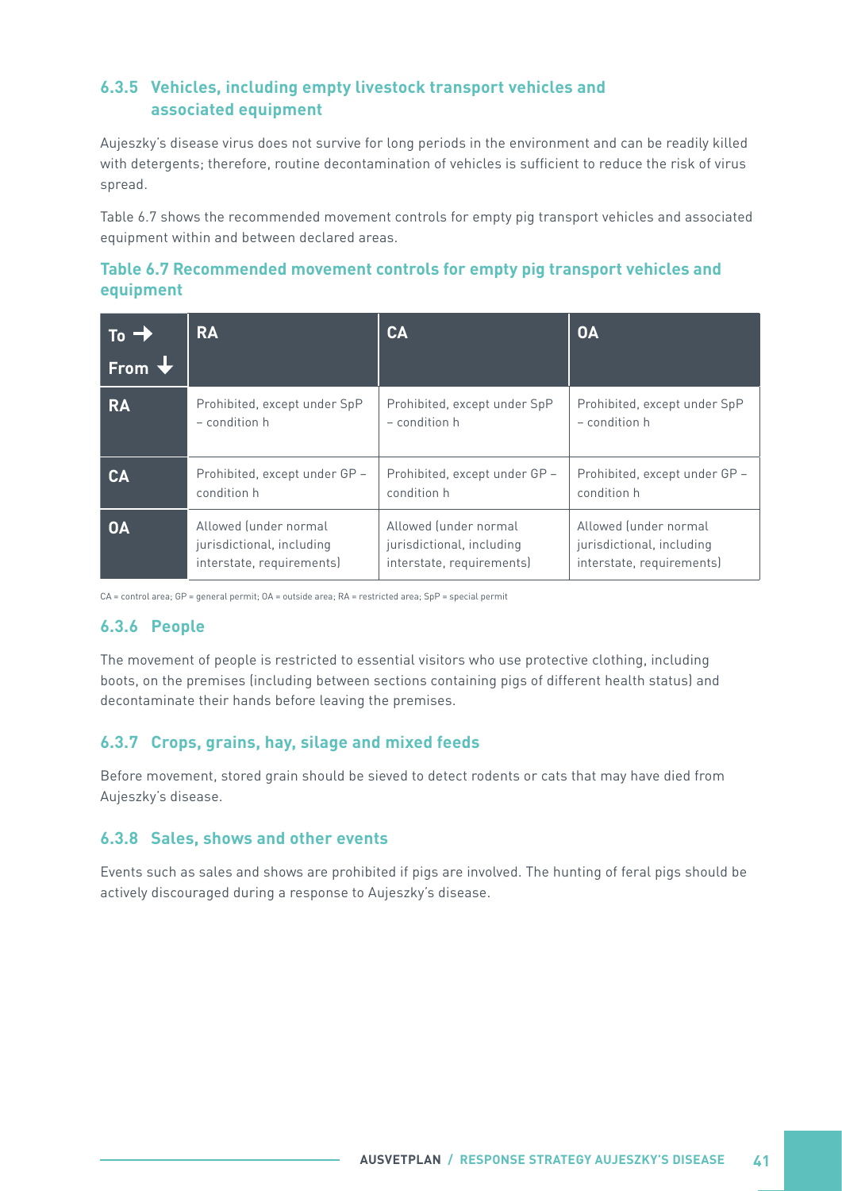### 6.3.5 Vehicles, including empty livestock transport vehicles and associated equipment

Aujeszky's disease virus does not survive for long periods in the environment and can be readily killed with detergents; therefore, routine decontamination of vehicles is sufficient to reduce the risk of virus spread.

Table 6.7 shows the recommended movement controls for empty pig transport vehicles and associated equipment within and between declared areas.

#### Table 6.7 Recommended movement controls for empty pig transport vehicles and equipment

| To → / From ↓ | RA | CA | OA |
|---|---|---|---|
| **RA** | Prohibited, except under SpP – condition h | Prohibited, except under SpP – condition h | Prohibited, except under SpP – condition h |
| **CA** | Prohibited, except under GP – condition h | Prohibited, except under GP – condition h | Prohibited, except under GP – condition h |
| **OA** | Allowed (under normal jurisdictional, including interstate, requirements) | Allowed (under normal jurisdictional, including interstate, requirements) | Allowed (under normal jurisdictional, including interstate, requirements) |

CA = control area; GP = general permit; OA = outside area; RA = restricted area; SpP = special permit

### 6.3.6 People

The movement of people is restricted to essential visitors who use protective clothing, including boots, on the premises (including between sections containing pigs of different health status) and decontaminate their hands before leaving the premises.

### 6.3.7 Crops, grains, hay, silage and mixed feeds

Before movement, stored grain should be sieved to detect rodents or cats that may have died from Aujeszky's disease.

### 6.3.8 Sales, shows and other events

Events such as sales and shows are prohibited if pigs are involved. The hunting of feral pigs should be actively discouraged during a response to Aujeszky's disease.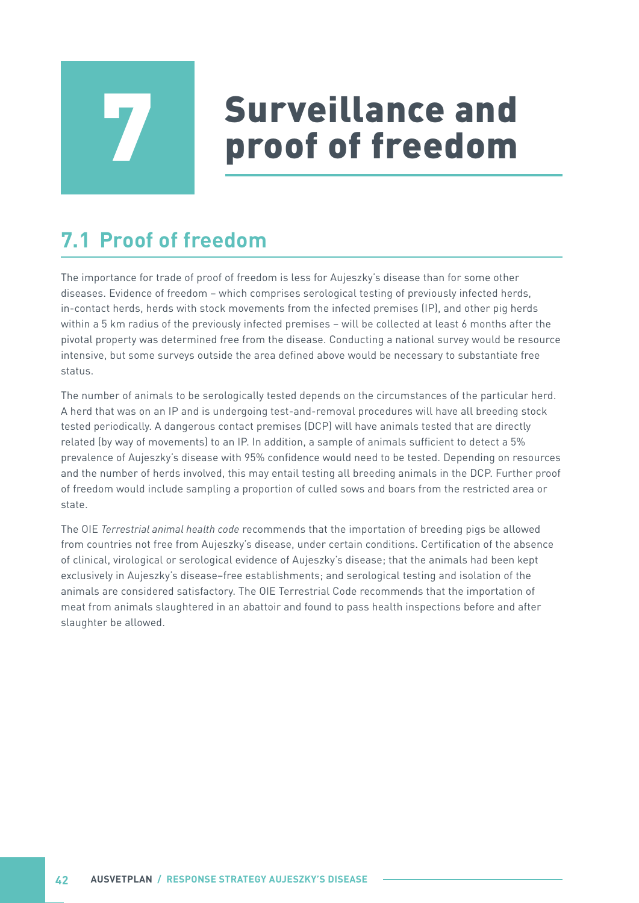# 7 Surveillance and proof of freedom

## 7.1 Proof of freedom

The importance for trade of proof of freedom is less for Aujeszky's disease than for some other diseases. Evidence of freedom – which comprises serological testing of previously infected herds, in-contact herds, herds with stock movements from the infected premises (IP), and other pig herds within a 5 km radius of the previously infected premises – will be collected at least 6 months after the pivotal property was determined free from the disease. Conducting a national survey would be resource intensive, but some surveys outside the area defined above would be necessary to substantiate free status.

The number of animals to be serologically tested depends on the circumstances of the particular herd. A herd that was on an IP and is undergoing test-and-removal procedures will have all breeding stock tested periodically. A dangerous contact premises (DCP) will have animals tested that are directly related (by way of movements) to an IP. In addition, a sample of animals sufficient to detect a 5% prevalence of Aujeszky's disease with 95% confidence would need to be tested. Depending on resources and the number of herds involved, this may entail testing all breeding animals in the DCP. Further proof of freedom would include sampling a proportion of culled sows and boars from the restricted area or state.

The OIE *Terrestrial animal health code* recommends that the importation of breeding pigs be allowed from countries not free from Aujeszky's disease, under certain conditions. Certification of the absence of clinical, virological or serological evidence of Aujeszky's disease; that the animals had been kept exclusively in Aujeszky's disease–free establishments; and serological testing and isolation of the animals are considered satisfactory. The OIE Terrestrial Code recommends that the importation of meat from animals slaughtered in an abattoir and found to pass health inspections before and after slaughter be allowed.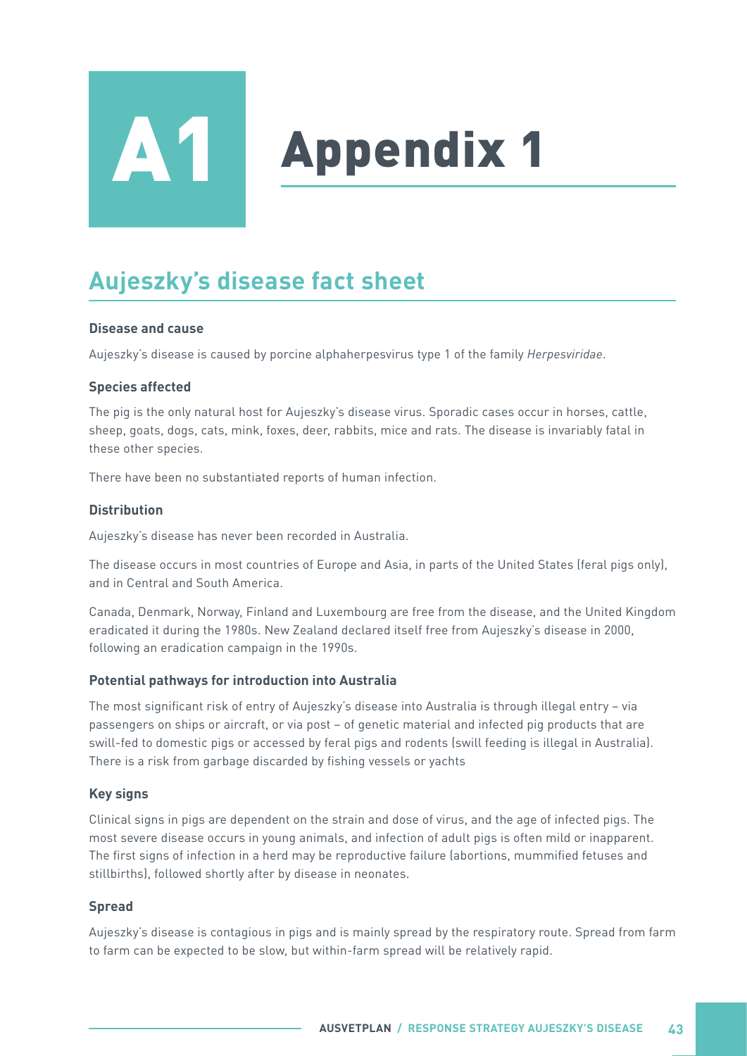# A1 Appendix 1

## Aujeszky's disease fact sheet

**Disease and cause**

Aujeszky's disease is caused by porcine alphaherpesvirus type 1 of the family *Herpesviridae*.

**Species affected**

The pig is the only natural host for Aujeszky's disease virus. Sporadic cases occur in horses, cattle, sheep, goats, dogs, cats, mink, foxes, deer, rabbits, mice and rats. The disease is invariably fatal in these other species.

There have been no substantiated reports of human infection.

**Distribution**

Aujeszky's disease has never been recorded in Australia.

The disease occurs in most countries of Europe and Asia, in parts of the United States (feral pigs only), and in Central and South America.

Canada, Denmark, Norway, Finland and Luxembourg are free from the disease, and the United Kingdom eradicated it during the 1980s. New Zealand declared itself free from Aujeszky's disease in 2000, following an eradication campaign in the 1990s.

**Potential pathways for introduction into Australia**

The most significant risk of entry of Aujeszky's disease into Australia is through illegal entry – via passengers on ships or aircraft, or via post – of genetic material and infected pig products that are swill-fed to domestic pigs or accessed by feral pigs and rodents (swill feeding is illegal in Australia). There is a risk from garbage discarded by fishing vessels or yachts

**Key signs**

Clinical signs in pigs are dependent on the strain and dose of virus, and the age of infected pigs. The most severe disease occurs in young animals, and infection of adult pigs is often mild or inapparent. The first signs of infection in a herd may be reproductive failure (abortions, mummified fetuses and stillbirths), followed shortly after by disease in neonates.

**Spread**

Aujeszky's disease is contagious in pigs and is mainly spread by the respiratory route. Spread from farm to farm can be expected to be slow, but within-farm spread will be relatively rapid.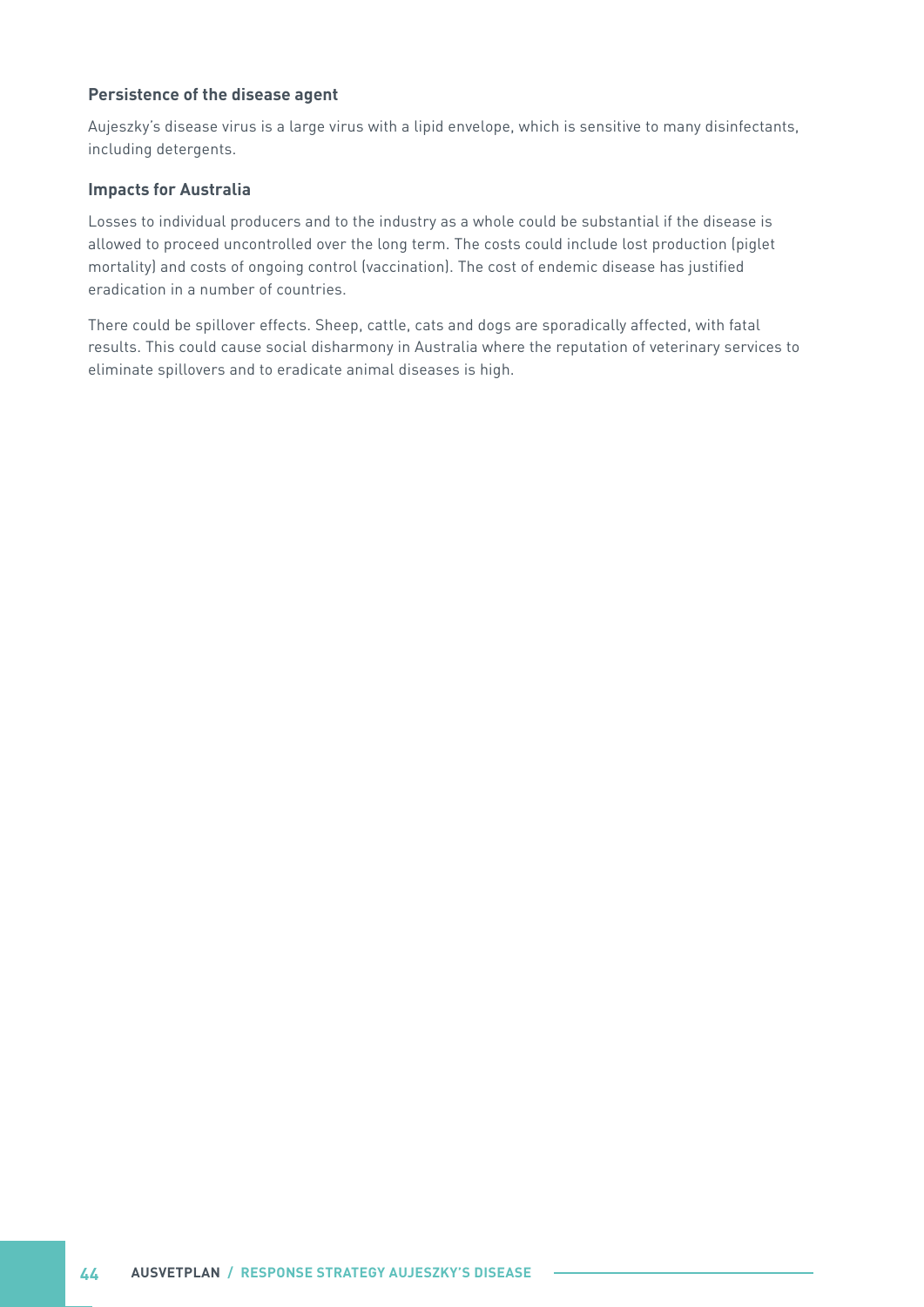### Persistence of the disease agent

Aujeszky's disease virus is a large virus with a lipid envelope, which is sensitive to many disinfectants, including detergents.

### Impacts for Australia

Losses to individual producers and to the industry as a whole could be substantial if the disease is allowed to proceed uncontrolled over the long term. The costs could include lost production (piglet mortality) and costs of ongoing control (vaccination). The cost of endemic disease has justified eradication in a number of countries.

There could be spillover effects. Sheep, cattle, cats and dogs are sporadically affected, with fatal results. This could cause social disharmony in Australia where the reputation of veterinary services to eliminate spillovers and to eradicate animal diseases is high.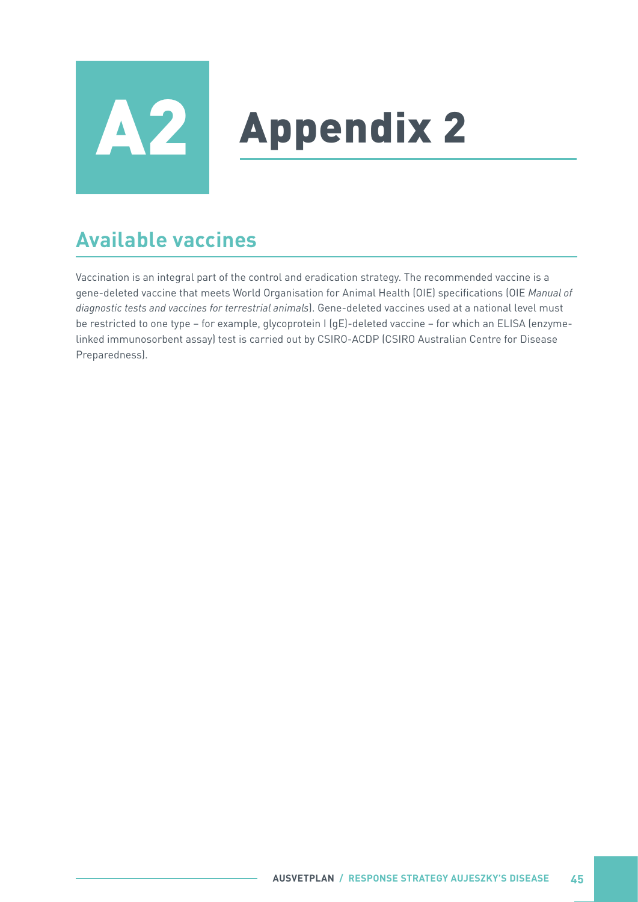# Appendix 2

## Available vaccines

Vaccination is an integral part of the control and eradication strategy. The recommended vaccine is a gene-deleted vaccine that meets World Organisation for Animal Health (OIE) specifications (OIE *Manual of diagnostic tests and vaccines for terrestrial animals*). Gene-deleted vaccines used at a national level must be restricted to one type – for example, glycoprotein I (gE)-deleted vaccine – for which an ELISA (enzyme-linked immunosorbent assay) test is carried out by CSIRO-ACDP (CSIRO Australian Centre for Disease Preparedness).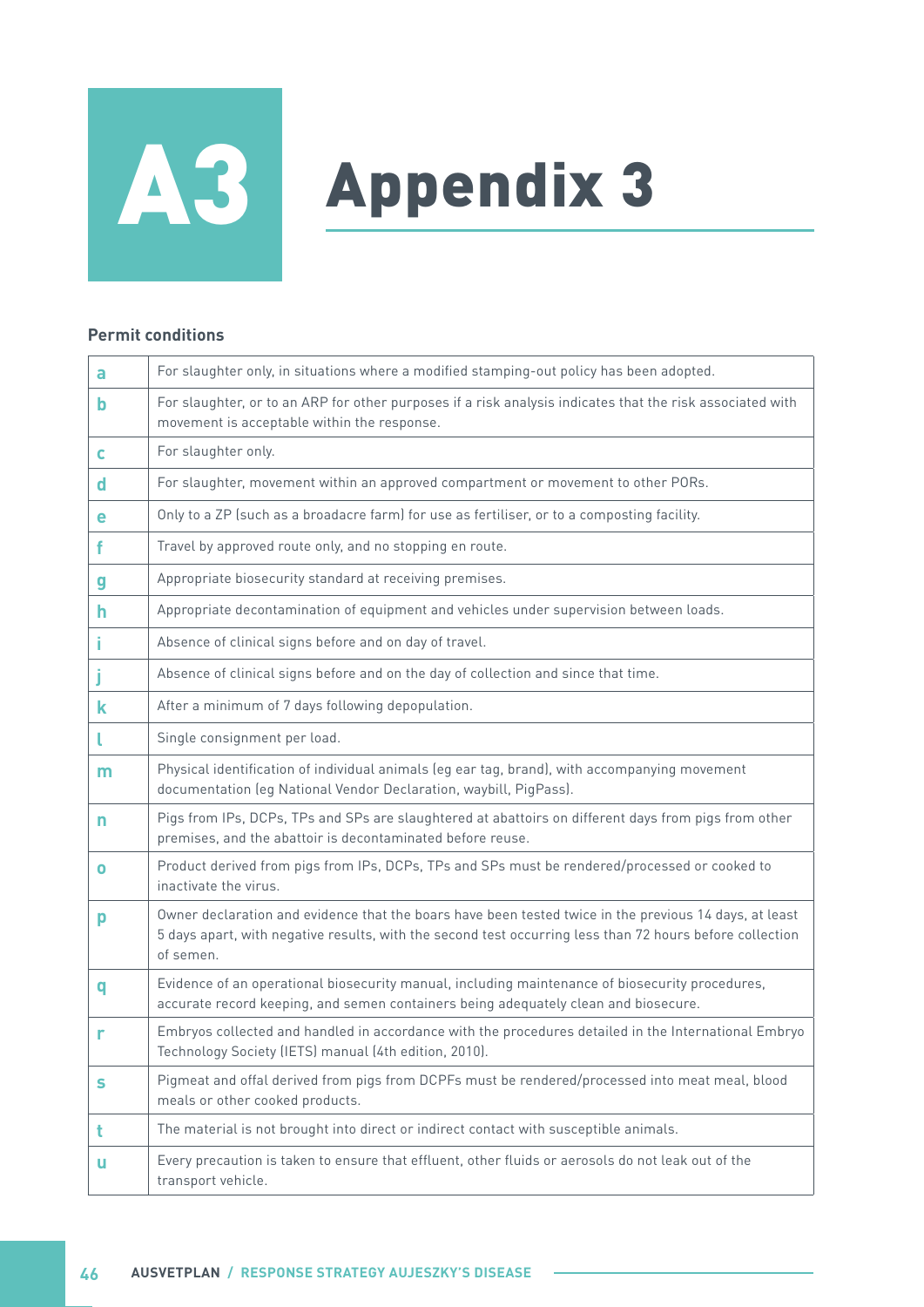# A3 Appendix 3

**Permit conditions**

| | |
|---|---|
| a | For slaughter only, in situations where a modified stamping-out policy has been adopted. |
| b | For slaughter, or to an ARP for other purposes if a risk analysis indicates that the risk associated with movement is acceptable within the response. |
| c | For slaughter only. |
| d | For slaughter, movement within an approved compartment or movement to other PORs. |
| e | Only to a ZP (such as a broadacre farm) for use as fertiliser, or to a composting facility. |
| f | Travel by approved route only, and no stopping en route. |
| g | Appropriate biosecurity standard at receiving premises. |
| h | Appropriate decontamination of equipment and vehicles under supervision between loads. |
| i | Absence of clinical signs before and on day of travel. |
| j | Absence of clinical signs before and on the day of collection and since that time. |
| k | After a minimum of 7 days following depopulation. |
| l | Single consignment per load. |
| m | Physical identification of individual animals (eg ear tag, brand), with accompanying movement documentation (eg National Vendor Declaration, waybill, PigPass). |
| n | Pigs from IPs, DCPs, TPs and SPs are slaughtered at abattoirs on different days from pigs from other premises, and the abattoir is decontaminated before reuse. |
| o | Product derived from pigs from IPs, DCPs, TPs and SPs must be rendered/processed or cooked to inactivate the virus. |
| p | Owner declaration and evidence that the boars have been tested twice in the previous 14 days, at least 5 days apart, with negative results, with the second test occurring less than 72 hours before collection of semen. |
| q | Evidence of an operational biosecurity manual, including maintenance of biosecurity procedures, accurate record keeping, and semen containers being adequately clean and biosecure. |
| r | Embryos collected and handled in accordance with the procedures detailed in the International Embryo Technology Society (IETS) manual (4th edition, 2010). |
| s | Pigmeat and offal derived from pigs from DCPFs must be rendered/processed into meat meal, blood meals or other cooked products. |
| t | The material is not brought into direct or indirect contact with susceptible animals. |
| u | Every precaution is taken to ensure that effluent, other fluids or aerosols do not leak out of the transport vehicle. |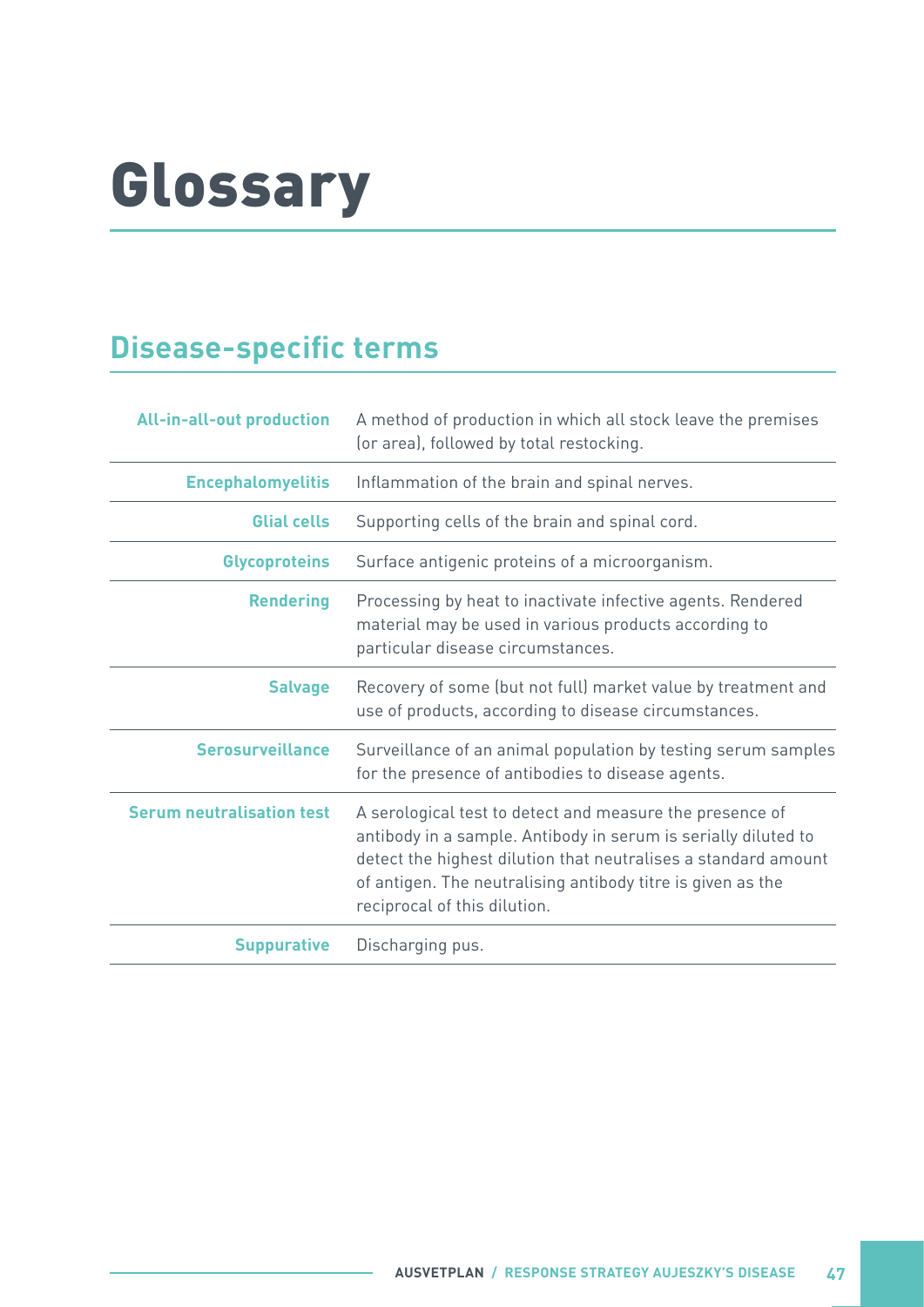# Glossary

## Disease-specific terms

| Term | Definition |
| --- | --- |
| **All-in-all-out production** | A method of production in which all stock leave the premises (or area), followed by total restocking. |
| **Encephalomyelitis** | Inflammation of the brain and spinal nerves. |
| **Glial cells** | Supporting cells of the brain and spinal cord. |
| **Glycoproteins** | Surface antigenic proteins of a microorganism. |
| **Rendering** | Processing by heat to inactivate infective agents. Rendered material may be used in various products according to particular disease circumstances. |
| **Salvage** | Recovery of some (but not full) market value by treatment and use of products, according to disease circumstances. |
| **Serosurveillance** | Surveillance of an animal population by testing serum samples for the presence of antibodies to disease agents. |
| **Serum neutralisation test** | A serological test to detect and measure the presence of antibody in a sample. Antibody in serum is serially diluted to detect the highest dilution that neutralises a standard amount of antigen. The neutralising antibody titre is given as the reciprocal of this dilution. |
| **Suppurative** | Discharging pus. |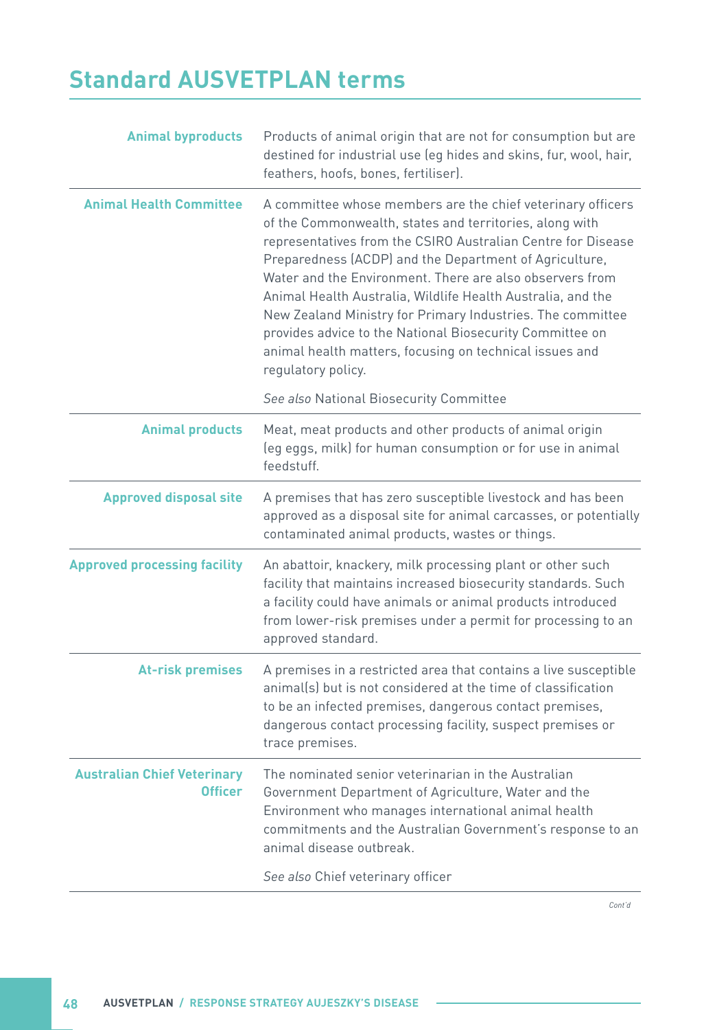# Standard AUSVETPLAN terms

| Term | Definition |
|---|---|
| **Animal byproducts** | Products of animal origin that are not for consumption but are destined for industrial use (eg hides and skins, fur, wool, hair, feathers, hoofs, bones, fertiliser). |
| **Animal Health Committee** | A committee whose members are the chief veterinary officers of the Commonwealth, states and territories, along with representatives from the CSIRO Australian Centre for Disease Preparedness (ACDP) and the Department of Agriculture, Water and the Environment. There are also observers from Animal Health Australia, Wildlife Health Australia, and the New Zealand Ministry for Primary Industries. The committee provides advice to the National Biosecurity Committee on animal health matters, focusing on technical issues and regulatory policy.<br><br>*See also* National Biosecurity Committee |
| **Animal products** | Meat, meat products and other products of animal origin (eg eggs, milk) for human consumption or for use in animal feedstuff. |
| **Approved disposal site** | A premises that has zero susceptible livestock and has been approved as a disposal site for animal carcasses, or potentially contaminated animal products, wastes or things. |
| **Approved processing facility** | An abattoir, knackery, milk processing plant or other such facility that maintains increased biosecurity standards. Such a facility could have animals or animal products introduced from lower-risk premises under a permit for processing to an approved standard. |
| **At-risk premises** | A premises in a restricted area that contains a live susceptible animal(s) but is not considered at the time of classification to be an infected premises, dangerous contact premises, dangerous contact processing facility, suspect premises or trace premises. |
| **Australian Chief Veterinary Officer** | The nominated senior veterinarian in the Australian Government Department of Agriculture, Water and the Environment who manages international animal health commitments and the Australian Government's response to an animal disease outbreak.<br><br>*See also* Chief veterinary officer |

*Cont'd*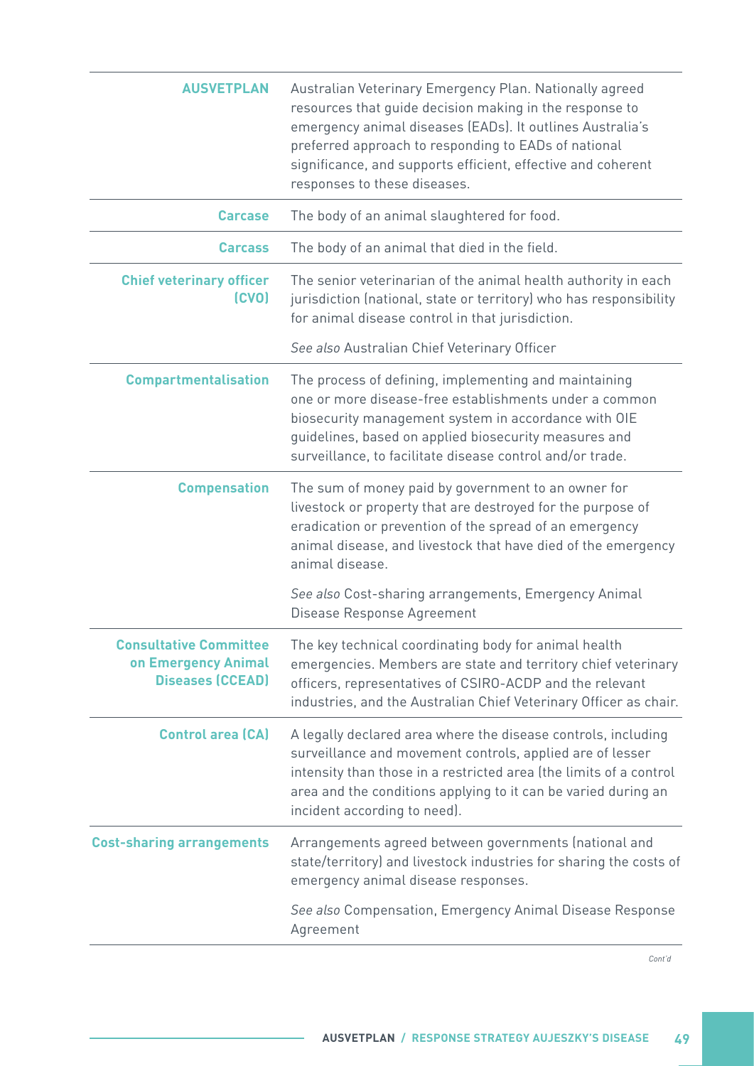| | |
|---|---|
| **AUSVETPLAN** | Australian Veterinary Emergency Plan. Nationally agreed resources that guide decision making in the response to emergency animal diseases (EADs). It outlines Australia's preferred approach to responding to EADs of national significance, and supports efficient, effective and coherent responses to these diseases. |
| **Carcase** | The body of an animal slaughtered for food. |
| **Carcass** | The body of an animal that died in the field. |
| **Chief veterinary officer (CVO)** | The senior veterinarian of the animal health authority in each jurisdiction (national, state or territory) who has responsibility for animal disease control in that jurisdiction.<br><br>*See also* Australian Chief Veterinary Officer |
| **Compartmentalisation** | The process of defining, implementing and maintaining one or more disease-free establishments under a common biosecurity management system in accordance with OIE guidelines, based on applied biosecurity measures and surveillance, to facilitate disease control and/or trade. |
| **Compensation** | The sum of money paid by government to an owner for livestock or property that are destroyed for the purpose of eradication or prevention of the spread of an emergency animal disease, and livestock that have died of the emergency animal disease.<br><br>*See also* Cost-sharing arrangements, Emergency Animal Disease Response Agreement |
| **Consultative Committee on Emergency Animal Diseases (CCEAD)** | The key technical coordinating body for animal health emergencies. Members are state and territory chief veterinary officers, representatives of CSIRO-ACDP and the relevant industries, and the Australian Chief Veterinary Officer as chair. |
| **Control area (CA)** | A legally declared area where the disease controls, including surveillance and movement controls, applied are of lesser intensity than those in a restricted area (the limits of a control area and the conditions applying to it can be varied during an incident according to need). |
| **Cost-sharing arrangements** | Arrangements agreed between governments (national and state/territory) and livestock industries for sharing the costs of emergency animal disease responses.<br><br>*See also* Compensation, Emergency Animal Disease Response Agreement |

*Cont'd*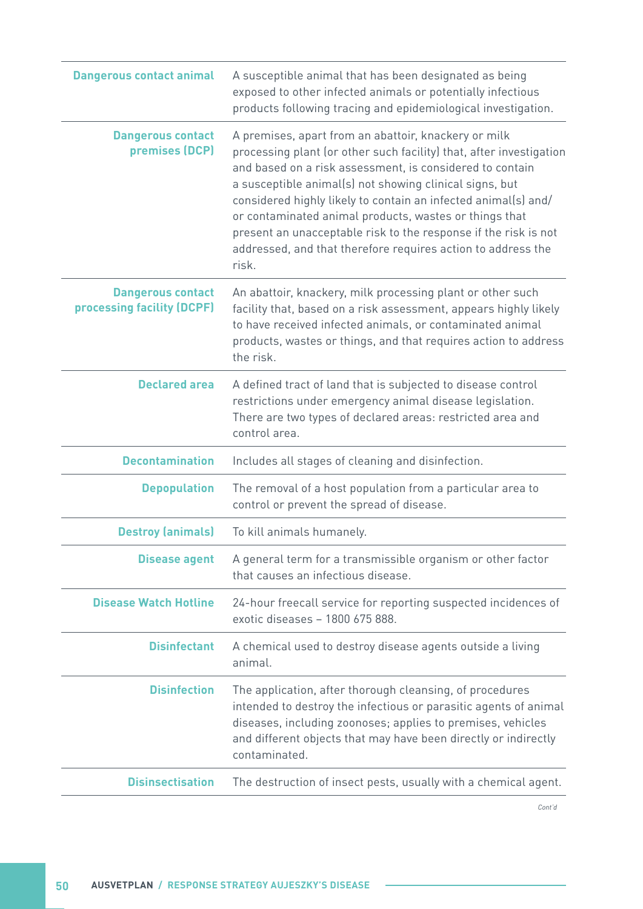| | |
|---|---|
| **Dangerous contact animal** | A susceptible animal that has been designated as being exposed to other infected animals or potentially infectious products following tracing and epidemiological investigation. |
| **Dangerous contact premises (DCP)** | A premises, apart from an abattoir, knackery or milk processing plant (or other such facility) that, after investigation and based on a risk assessment, is considered to contain a susceptible animal(s) not showing clinical signs, but considered highly likely to contain an infected animal(s) and/or contaminated animal products, wastes or things that present an unacceptable risk to the response if the risk is not addressed, and that therefore requires action to address the risk. |
| **Dangerous contact processing facility (DCPF)** | An abattoir, knackery, milk processing plant or other such facility that, based on a risk assessment, appears highly likely to have received infected animals, or contaminated animal products, wastes or things, and that requires action to address the risk. |
| **Declared area** | A defined tract of land that is subjected to disease control restrictions under emergency animal disease legislation. There are two types of declared areas: restricted area and control area. |
| **Decontamination** | Includes all stages of cleaning and disinfection. |
| **Depopulation** | The removal of a host population from a particular area to control or prevent the spread of disease. |
| **Destroy (animals)** | To kill animals humanely. |
| **Disease agent** | A general term for a transmissible organism or other factor that causes an infectious disease. |
| **Disease Watch Hotline** | 24-hour freecall service for reporting suspected incidences of exotic diseases – 1800 675 888. |
| **Disinfectant** | A chemical used to destroy disease agents outside a living animal. |
| **Disinfection** | The application, after thorough cleansing, of procedures intended to destroy the infectious or parasitic agents of animal diseases, including zoonoses; applies to premises, vehicles and different objects that may have been directly or indirectly contaminated. |
| **Disinsectisation** | The destruction of insect pests, usually with a chemical agent. |

*Cont'd*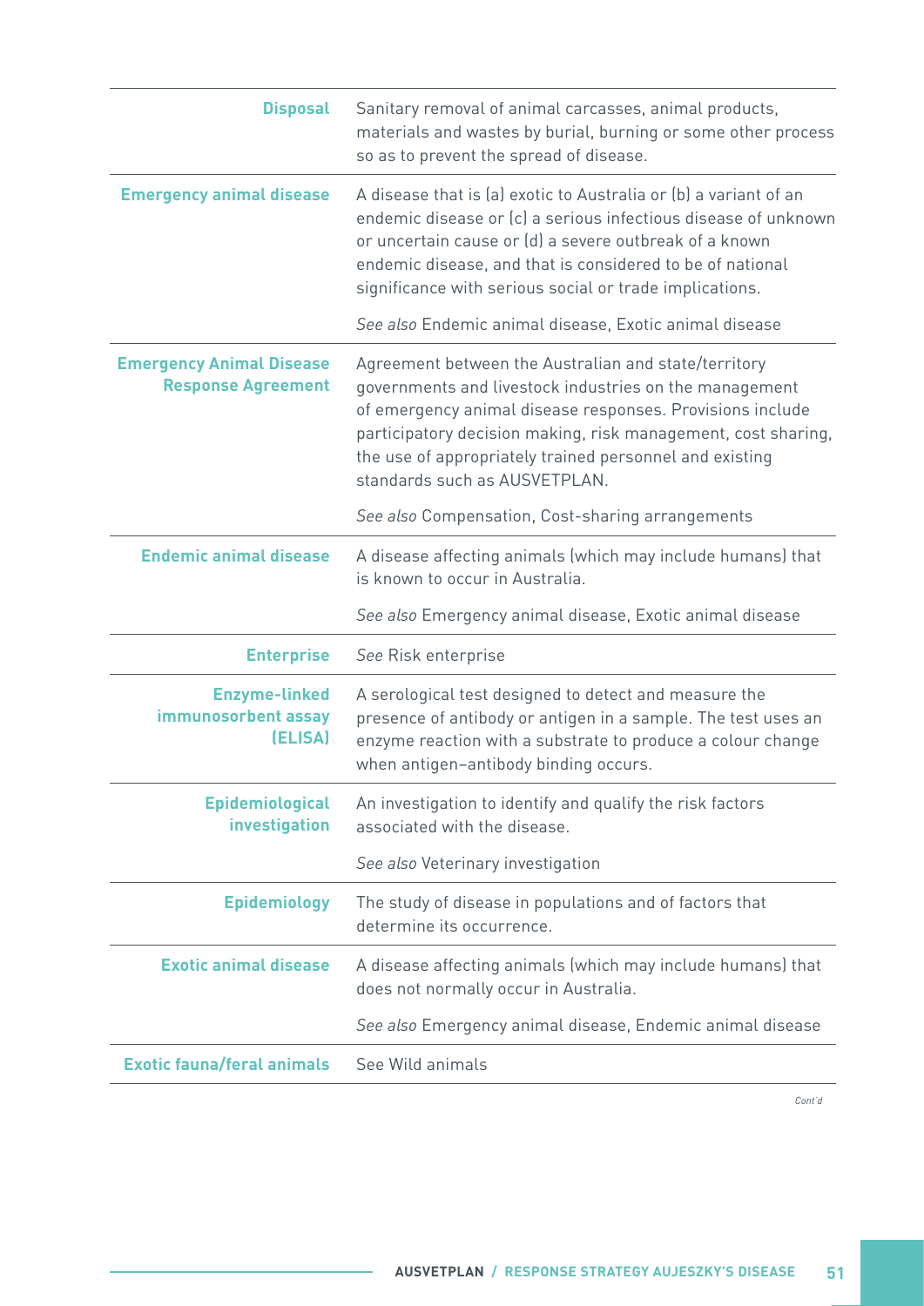| | |
|---|---|
| **Disposal** | Sanitary removal of animal carcasses, animal products, materials and wastes by burial, burning or some other process so as to prevent the spread of disease. |
| **Emergency animal disease** | A disease that is (a) exotic to Australia or (b) a variant of an endemic disease or (c) a serious infectious disease of unknown or uncertain cause or (d) a severe outbreak of a known endemic disease, and that is considered to be of national significance with serious social or trade implications.<br><br>*See also* Endemic animal disease, Exotic animal disease |
| **Emergency Animal Disease Response Agreement** | Agreement between the Australian and state/territory governments and livestock industries on the management of emergency animal disease responses. Provisions include participatory decision making, risk management, cost sharing, the use of appropriately trained personnel and existing standards such as AUSVETPLAN.<br><br>*See also* Compensation, Cost-sharing arrangements |
| **Endemic animal disease** | A disease affecting animals (which may include humans) that is known to occur in Australia.<br><br>*See also* Emergency animal disease, Exotic animal disease |
| **Enterprise** | *See* Risk enterprise |
| **Enzyme-linked immunosorbent assay (ELISA)** | A serological test designed to detect and measure the presence of antibody or antigen in a sample. The test uses an enzyme reaction with a substrate to produce a colour change when antigen–antibody binding occurs. |
| **Epidemiological investigation** | An investigation to identify and qualify the risk factors associated with the disease.<br><br>*See also* Veterinary investigation |
| **Epidemiology** | The study of disease in populations and of factors that determine its occurrence. |
| **Exotic animal disease** | A disease affecting animals (which may include humans) that does not normally occur in Australia.<br><br>*See also* Emergency animal disease, Endemic animal disease |
| **Exotic fauna/feral animals** | See Wild animals |

*Cont'd*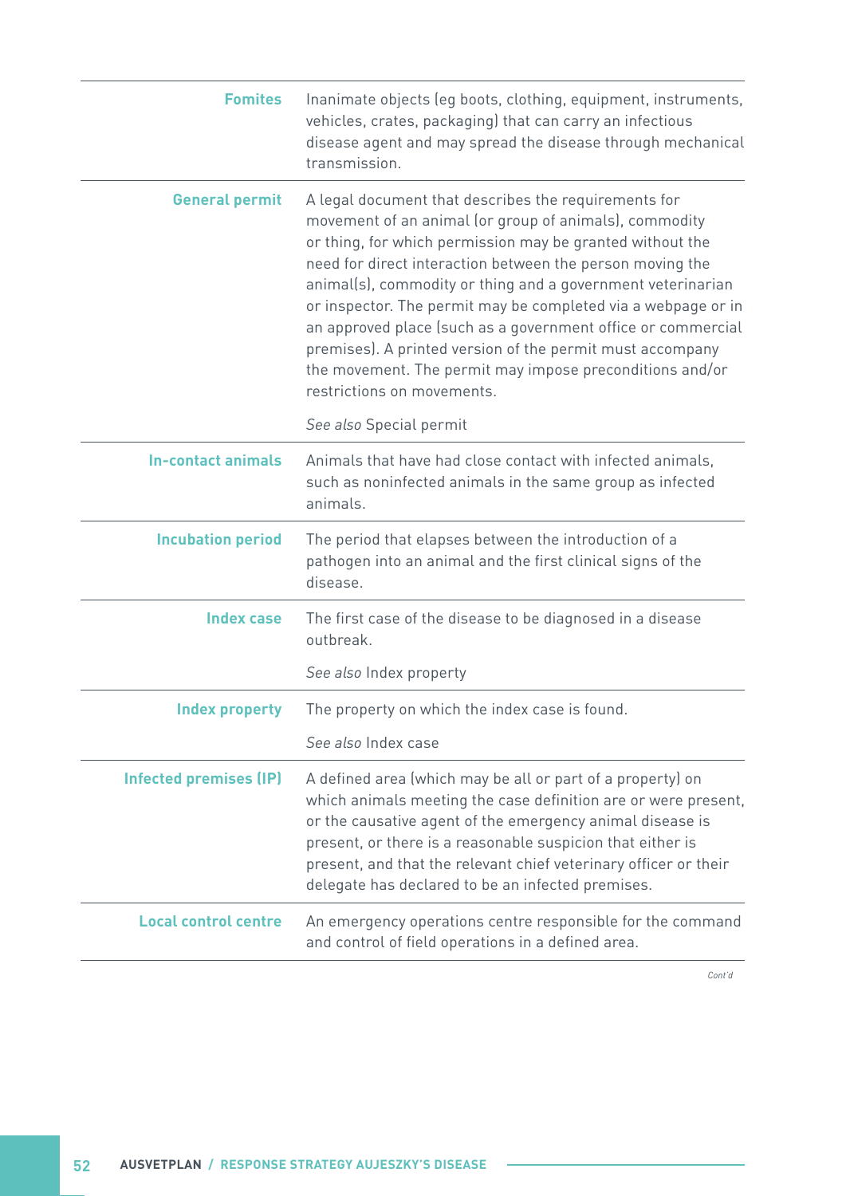| | |
|---|---|
| **Fomites** | Inanimate objects (eg boots, clothing, equipment, instruments, vehicles, crates, packaging) that can carry an infectious disease agent and may spread the disease through mechanical transmission. |
| **General permit** | A legal document that describes the requirements for movement of an animal (or group of animals), commodity or thing, for which permission may be granted without the need for direct interaction between the person moving the animal(s), commodity or thing and a government veterinarian or inspector. The permit may be completed via a webpage or in an approved place (such as a government office or commercial premises). A printed version of the permit must accompany the movement. The permit may impose preconditions and/or restrictions on movements.<br><br>*See also* Special permit |
| **In-contact animals** | Animals that have had close contact with infected animals, such as noninfected animals in the same group as infected animals. |
| **Incubation period** | The period that elapses between the introduction of a pathogen into an animal and the first clinical signs of the disease. |
| **Index case** | The first case of the disease to be diagnosed in a disease outbreak.<br><br>*See also* Index property |
| **Index property** | The property on which the index case is found.<br><br>*See also* Index case |
| **Infected premises (IP)** | A defined area (which may be all or part of a property) on which animals meeting the case definition are or were present, or the causative agent of the emergency animal disease is present, or there is a reasonable suspicion that either is present, and that the relevant chief veterinary officer or their delegate has declared to be an infected premises. |
| **Local control centre** | An emergency operations centre responsible for the command and control of field operations in a defined area. |

*Cont'd*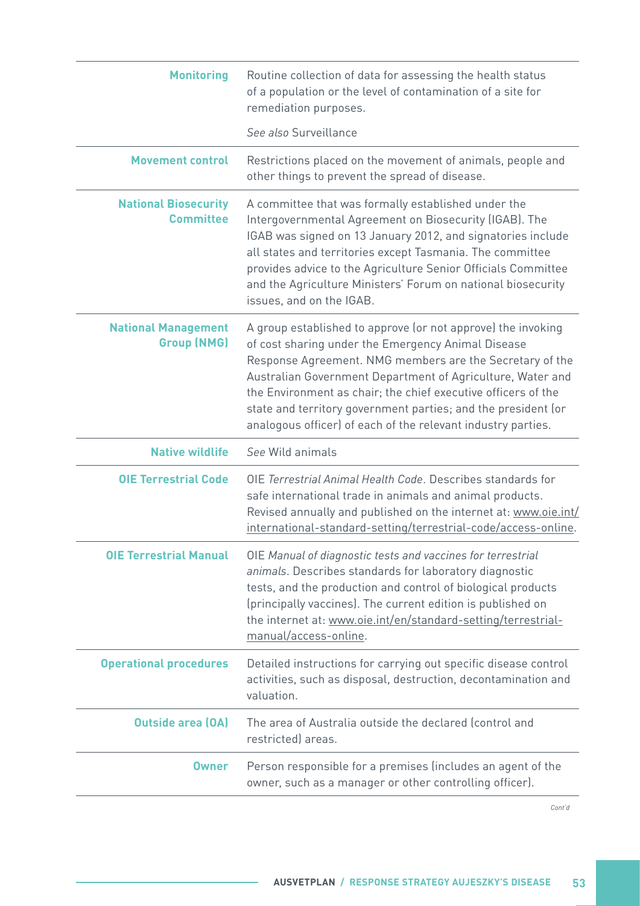| | |
|---|---|
| **Monitoring** | Routine collection of data for assessing the health status of a population or the level of contamination of a site for remediation purposes.<br><br>*See also* Surveillance |
| **Movement control** | Restrictions placed on the movement of animals, people and other things to prevent the spread of disease. |
| **National Biosecurity Committee** | A committee that was formally established under the Intergovernmental Agreement on Biosecurity (IGAB). The IGAB was signed on 13 January 2012, and signatories include all states and territories except Tasmania. The committee provides advice to the Agriculture Senior Officials Committee and the Agriculture Ministers' Forum on national biosecurity issues, and on the IGAB. |
| **National Management Group (NMG)** | A group established to approve (or not approve) the invoking of cost sharing under the Emergency Animal Disease Response Agreement. NMG members are the Secretary of the Australian Government Department of Agriculture, Water and the Environment as chair; the chief executive officers of the state and territory government parties; and the president (or analogous officer) of each of the relevant industry parties. |
| **Native wildlife** | *See* Wild animals |
| **OIE Terrestrial Code** | OIE *Terrestrial Animal Health Code*. Describes standards for safe international trade in animals and animal products. Revised annually and published on the internet at: www.oie.int/international-standard-setting/terrestrial-code/access-online. |
| **OIE Terrestrial Manual** | OIE *Manual of diagnostic tests and vaccines for terrestrial animals*. Describes standards for laboratory diagnostic tests, and the production and control of biological products (principally vaccines). The current edition is published on the internet at: www.oie.int/en/standard-setting/terrestrial-manual/access-online. |
| **Operational procedures** | Detailed instructions for carrying out specific disease control activities, such as disposal, destruction, decontamination and valuation. |
| **Outside area (OA)** | The area of Australia outside the declared (control and restricted) areas. |
| **Owner** | Person responsible for a premises (includes an agent of the owner, such as a manager or other controlling officer). |

*Cont'd*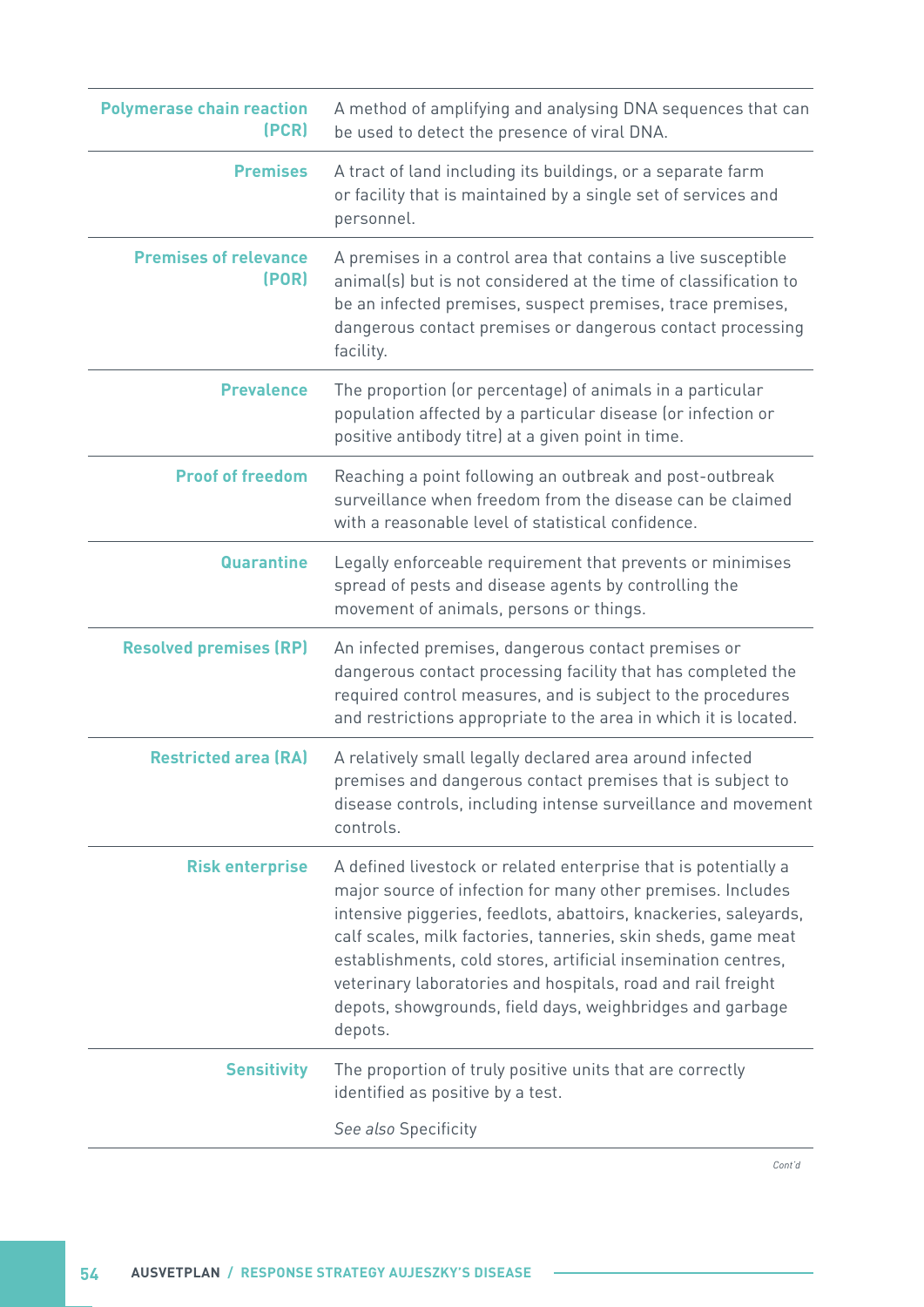| | |
|---|---|
| **Polymerase chain reaction (PCR)** | A method of amplifying and analysing DNA sequences that can be used to detect the presence of viral DNA. |
| **Premises** | A tract of land including its buildings, or a separate farm or facility that is maintained by a single set of services and personnel. |
| **Premises of relevance (POR)** | A premises in a control area that contains a live susceptible animal(s) but is not considered at the time of classification to be an infected premises, suspect premises, trace premises, dangerous contact premises or dangerous contact processing facility. |
| **Prevalence** | The proportion (or percentage) of animals in a particular population affected by a particular disease (or infection or positive antibody titre) at a given point in time. |
| **Proof of freedom** | Reaching a point following an outbreak and post-outbreak surveillance when freedom from the disease can be claimed with a reasonable level of statistical confidence. |
| **Quarantine** | Legally enforceable requirement that prevents or minimises spread of pests and disease agents by controlling the movement of animals, persons or things. |
| **Resolved premises (RP)** | An infected premises, dangerous contact premises or dangerous contact processing facility that has completed the required control measures, and is subject to the procedures and restrictions appropriate to the area in which it is located. |
| **Restricted area (RA)** | A relatively small legally declared area around infected premises and dangerous contact premises that is subject to disease controls, including intense surveillance and movement controls. |
| **Risk enterprise** | A defined livestock or related enterprise that is potentially a major source of infection for many other premises. Includes intensive piggeries, feedlots, abattoirs, knackeries, saleyards, calf scales, milk factories, tanneries, skin sheds, game meat establishments, cold stores, artificial insemination centres, veterinary laboratories and hospitals, road and rail freight depots, showgrounds, field days, weighbridges and garbage depots. |
| **Sensitivity** | The proportion of truly positive units that are correctly identified as positive by a test. <br><br> *See also* Specificity |

*Cont'd*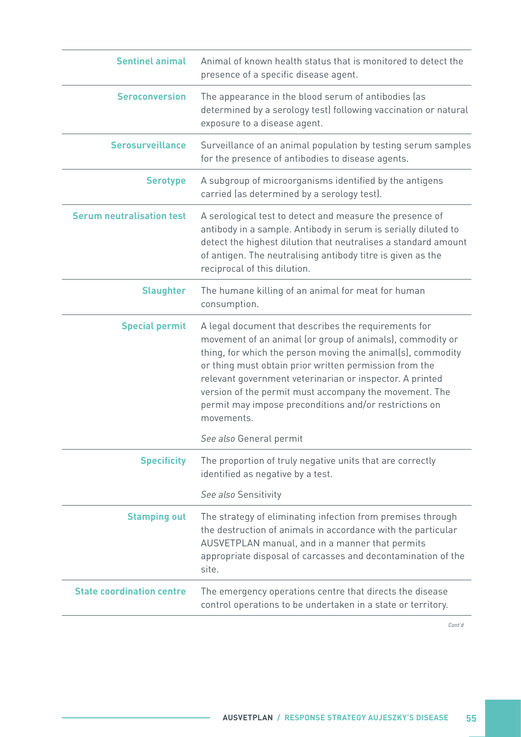| | |
|---|---|
| **Sentinel animal** | Animal of known health status that is monitored to detect the presence of a specific disease agent. |
| **Seroconversion** | The appearance in the blood serum of antibodies (as determined by a serology test) following vaccination or natural exposure to a disease agent. |
| **Serosurveillance** | Surveillance of an animal population by testing serum samples for the presence of antibodies to disease agents. |
| **Serotype** | A subgroup of microorganisms identified by the antigens carried (as determined by a serology test). |
| **Serum neutralisation test** | A serological test to detect and measure the presence of antibody in a sample. Antibody in serum is serially diluted to detect the highest dilution that neutralises a standard amount of antigen. The neutralising antibody titre is given as the reciprocal of this dilution. |
| **Slaughter** | The humane killing of an animal for meat for human consumption. |
| **Special permit** | A legal document that describes the requirements for movement of an animal (or group of animals), commodity or thing, for which the person moving the animal(s), commodity or thing must obtain prior written permission from the relevant government veterinarian or inspector. A printed version of the permit must accompany the movement. The permit may impose preconditions and/or restrictions on movements.<br><br>*See also* General permit |
| **Specificity** | The proportion of truly negative units that are correctly identified as negative by a test.<br><br>*See also* Sensitivity |
| **Stamping out** | The strategy of eliminating infection from premises through the destruction of animals in accordance with the particular AUSVETPLAN manual, and in a manner that permits appropriate disposal of carcasses and decontamination of the site. |
| **State coordination centre** | The emergency operations centre that directs the disease control operations to be undertaken in a state or territory. |

*Cont'd*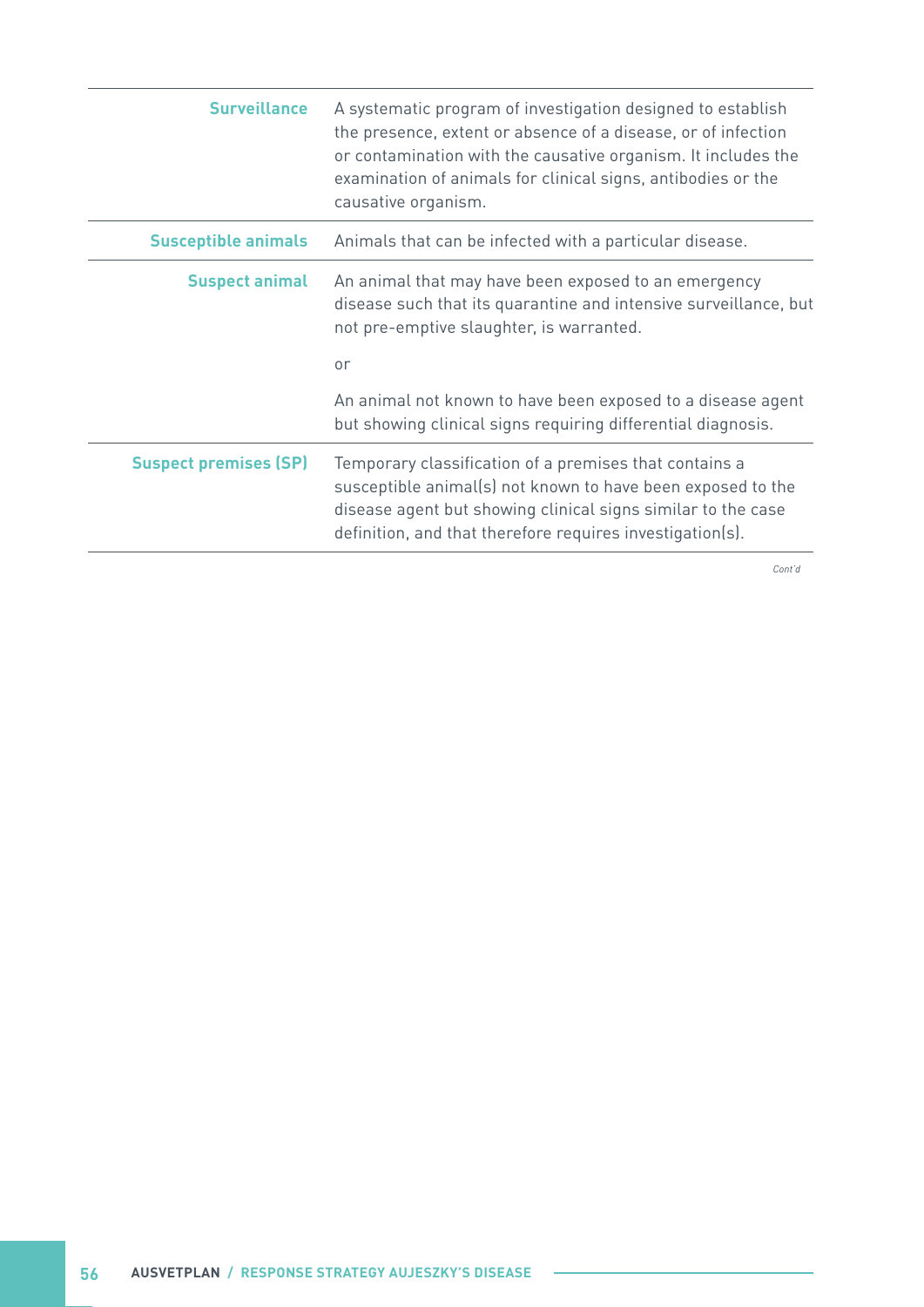| | |
|---|---|
| **Surveillance** | A systematic program of investigation designed to establish the presence, extent or absence of a disease, or of infection or contamination with the causative organism. It includes the examination of animals for clinical signs, antibodies or the causative organism. |
| **Susceptible animals** | Animals that can be infected with a particular disease. |
| **Suspect animal** | An animal that may have been exposed to an emergency disease such that its quarantine and intensive surveillance, but not pre-emptive slaughter, is warranted.<br><br>or<br><br>An animal not known to have been exposed to a disease agent but showing clinical signs requiring differential diagnosis. |
| **Suspect premises (SP)** | Temporary classification of a premises that contains a susceptible animal(s) not known to have been exposed to the disease agent but showing clinical signs similar to the case definition, and that therefore requires investigation(s). |

*Cont'd*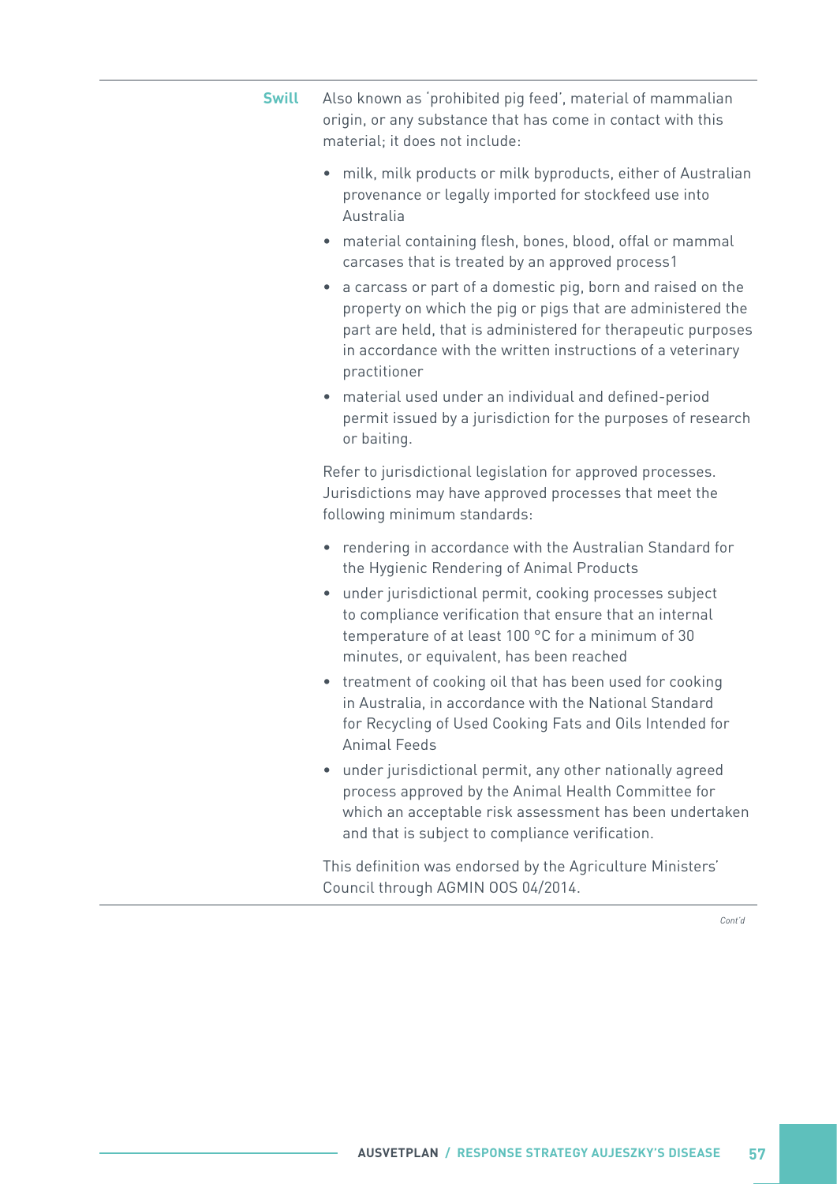**Swill** Also known as 'prohibited pig feed', material of mammalian origin, or any substance that has come in contact with this material; it does not include:

- milk, milk products or milk byproducts, either of Australian provenance or legally imported for stockfeed use into Australia
- material containing flesh, bones, blood, offal or mammal carcases that is treated by an approved process1
- a carcass or part of a domestic pig, born and raised on the property on which the pig or pigs that are administered the part are held, that is administered for therapeutic purposes in accordance with the written instructions of a veterinary practitioner
- material used under an individual and defined-period permit issued by a jurisdiction for the purposes of research or baiting.

Refer to jurisdictional legislation for approved processes. Jurisdictions may have approved processes that meet the following minimum standards:

- rendering in accordance with the Australian Standard for the Hygienic Rendering of Animal Products
- under jurisdictional permit, cooking processes subject to compliance verification that ensure that an internal temperature of at least 100 °C for a minimum of 30 minutes, or equivalent, has been reached
- treatment of cooking oil that has been used for cooking in Australia, in accordance with the National Standard for Recycling of Used Cooking Fats and Oils Intended for Animal Feeds
- under jurisdictional permit, any other nationally agreed process approved by the Animal Health Committee for which an acceptable risk assessment has been undertaken and that is subject to compliance verification.

This definition was endorsed by the Agriculture Ministers' Council through AGMIN OOS 04/2014.

*Cont'd*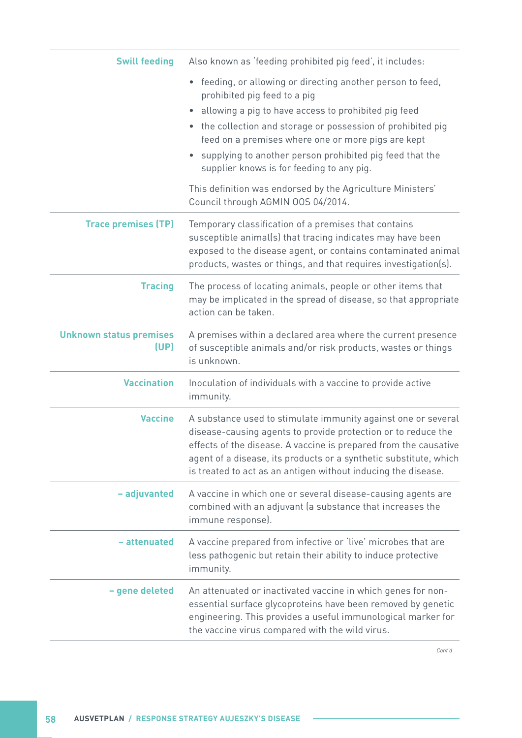| | |
|---|---|
| **Swill feeding** | Also known as 'feeding prohibited pig feed', it includes:<br>• feeding, or allowing or directing another person to feed, prohibited pig feed to a pig<br>• allowing a pig to have access to prohibited pig feed<br>• the collection and storage or possession of prohibited pig feed on a premises where one or more pigs are kept<br>• supplying to another person prohibited pig feed that the supplier knows is for feeding to any pig.<br><br>This definition was endorsed by the Agriculture Ministers' Council through AGMIN OOS 04/2014. |
| **Trace premises (TP)** | Temporary classification of a premises that contains susceptible animal(s) that tracing indicates may have been exposed to the disease agent, or contains contaminated animal products, wastes or things, and that requires investigation(s). |
| **Tracing** | The process of locating animals, people or other items that may be implicated in the spread of disease, so that appropriate action can be taken. |
| **Unknown status premises (UP)** | A premises within a declared area where the current presence of susceptible animals and/or risk products, wastes or things is unknown. |
| **Vaccination** | Inoculation of individuals with a vaccine to provide active immunity. |
| **Vaccine** | A substance used to stimulate immunity against one or several disease-causing agents to provide protection or to reduce the effects of the disease. A vaccine is prepared from the causative agent of a disease, its products or a synthetic substitute, which is treated to act as an antigen without inducing the disease. |
| **– adjuvanted** | A vaccine in which one or several disease-causing agents are combined with an adjuvant (a substance that increases the immune response). |
| **– attenuated** | A vaccine prepared from infective or 'live' microbes that are less pathogenic but retain their ability to induce protective immunity. |
| **– gene deleted** | An attenuated or inactivated vaccine in which genes for non-essential surface glycoproteins have been removed by genetic engineering. This provides a useful immunological marker for the vaccine virus compared with the wild virus. |

*Cont'd*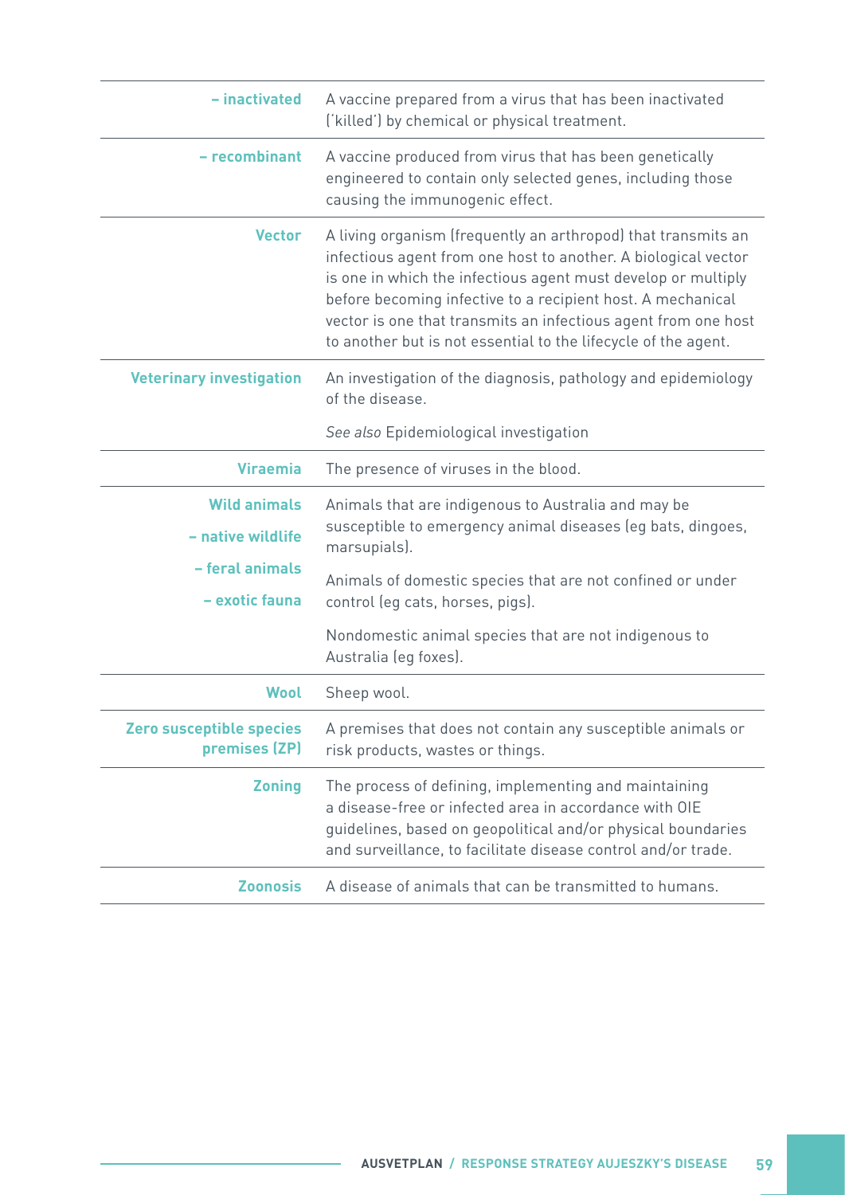| | |
|---|---|
| **– inactivated** | A vaccine prepared from a virus that has been inactivated ('killed') by chemical or physical treatment. |
| **– recombinant** | A vaccine produced from virus that has been genetically engineered to contain only selected genes, including those causing the immunogenic effect. |
| **Vector** | A living organism (frequently an arthropod) that transmits an infectious agent from one host to another. A biological vector is one in which the infectious agent must develop or multiply before becoming infective to a recipient host. A mechanical vector is one that transmits an infectious agent from one host to another but is not essential to the lifecycle of the agent. |
| **Veterinary investigation** | An investigation of the diagnosis, pathology and epidemiology of the disease.<br><br>*See also* Epidemiological investigation |
| **Viraemia** | The presence of viruses in the blood. |
| **Wild animals** | |
| **– native wildlife** | Animals that are indigenous to Australia and may be susceptible to emergency animal diseases (eg bats, dingoes, marsupials). |
| **– feral animals** | Animals of domestic species that are not confined or under control (eg cats, horses, pigs). |
| **– exotic fauna** | Nondomestic animal species that are not indigenous to Australia (eg foxes). |
| **Wool** | Sheep wool. |
| **Zero susceptible species premises (ZP)** | A premises that does not contain any susceptible animals or risk products, wastes or things. |
| **Zoning** | The process of defining, implementing and maintaining a disease-free or infected area in accordance with OIE guidelines, based on geopolitical and/or physical boundaries and surveillance, to facilitate disease control and/or trade. |
| **Zoonosis** | A disease of animals that can be transmitted to humans. |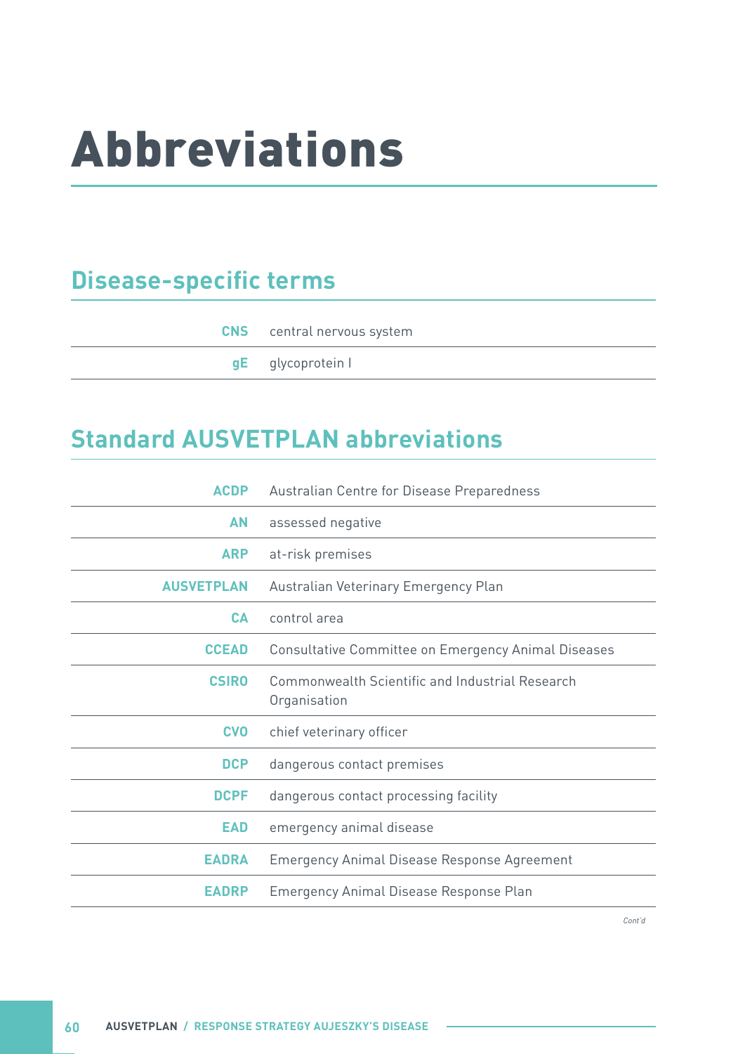# Abbreviations

## Disease-specific terms

| | |
|---|---|
| CNS | central nervous system |
| gE | glycoprotein I |

## Standard AUSVETPLAN abbreviations

| | |
|---|---|
| ACDP | Australian Centre for Disease Preparedness |
| AN | assessed negative |
| ARP | at-risk premises |
| AUSVETPLAN | Australian Veterinary Emergency Plan |
| CA | control area |
| CCEAD | Consultative Committee on Emergency Animal Diseases |
| CSIRO | Commonwealth Scientific and Industrial Research Organisation |
| CVO | chief veterinary officer |
| DCP | dangerous contact premises |
| DCPF | dangerous contact processing facility |
| EAD | emergency animal disease |
| EADRA | Emergency Animal Disease Response Agreement |
| EADRP | Emergency Animal Disease Response Plan |

*Cont'd*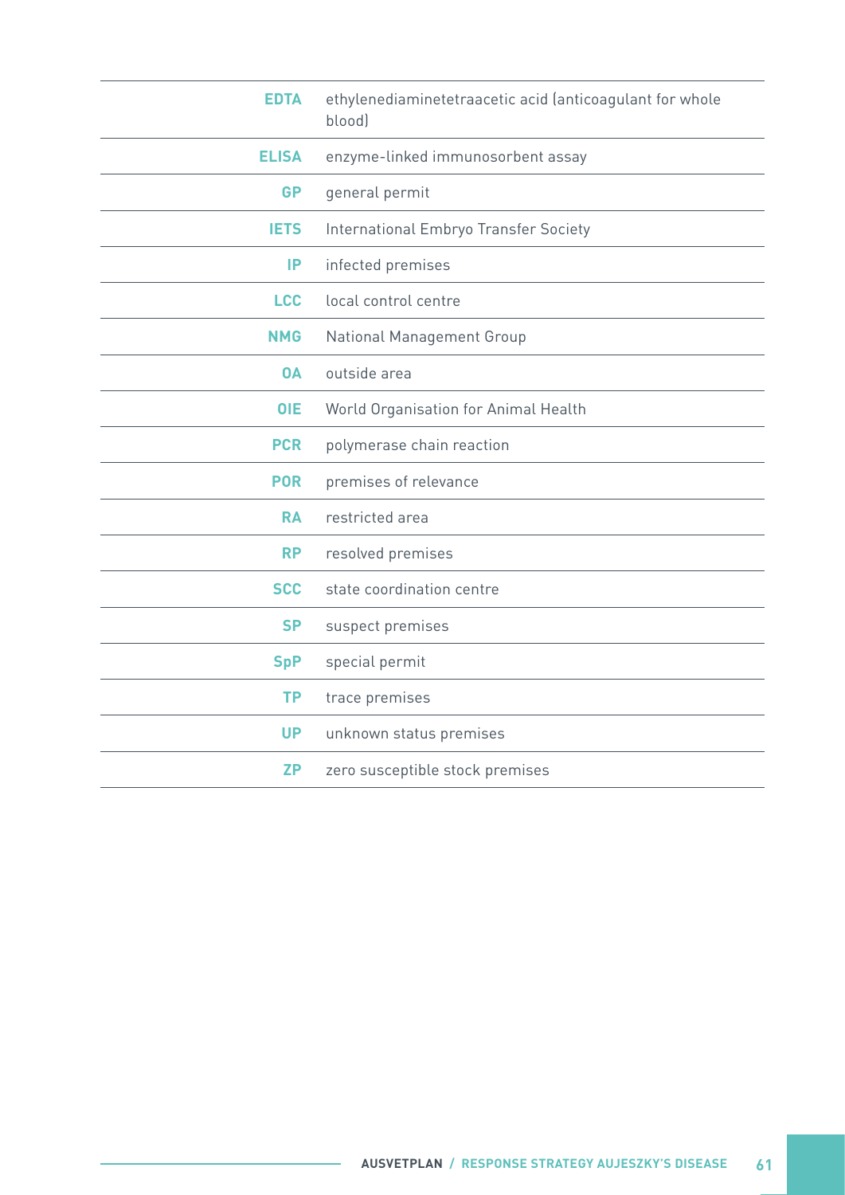| | |
|---|---|
| **EDTA** | ethylenediaminetetraacetic acid (anticoagulant for whole blood) |
| **ELISA** | enzyme-linked immunosorbent assay |
| **GP** | general permit |
| **IETS** | International Embryo Transfer Society |
| **IP** | infected premises |
| **LCC** | local control centre |
| **NMG** | National Management Group |
| **OA** | outside area |
| **OIE** | World Organisation for Animal Health |
| **PCR** | polymerase chain reaction |
| **POR** | premises of relevance |
| **RA** | restricted area |
| **RP** | resolved premises |
| **SCC** | state coordination centre |
| **SP** | suspect premises |
| **SpP** | special permit |
| **TP** | trace premises |
| **UP** | unknown status premises |
| **ZP** | zero susceptible stock premises |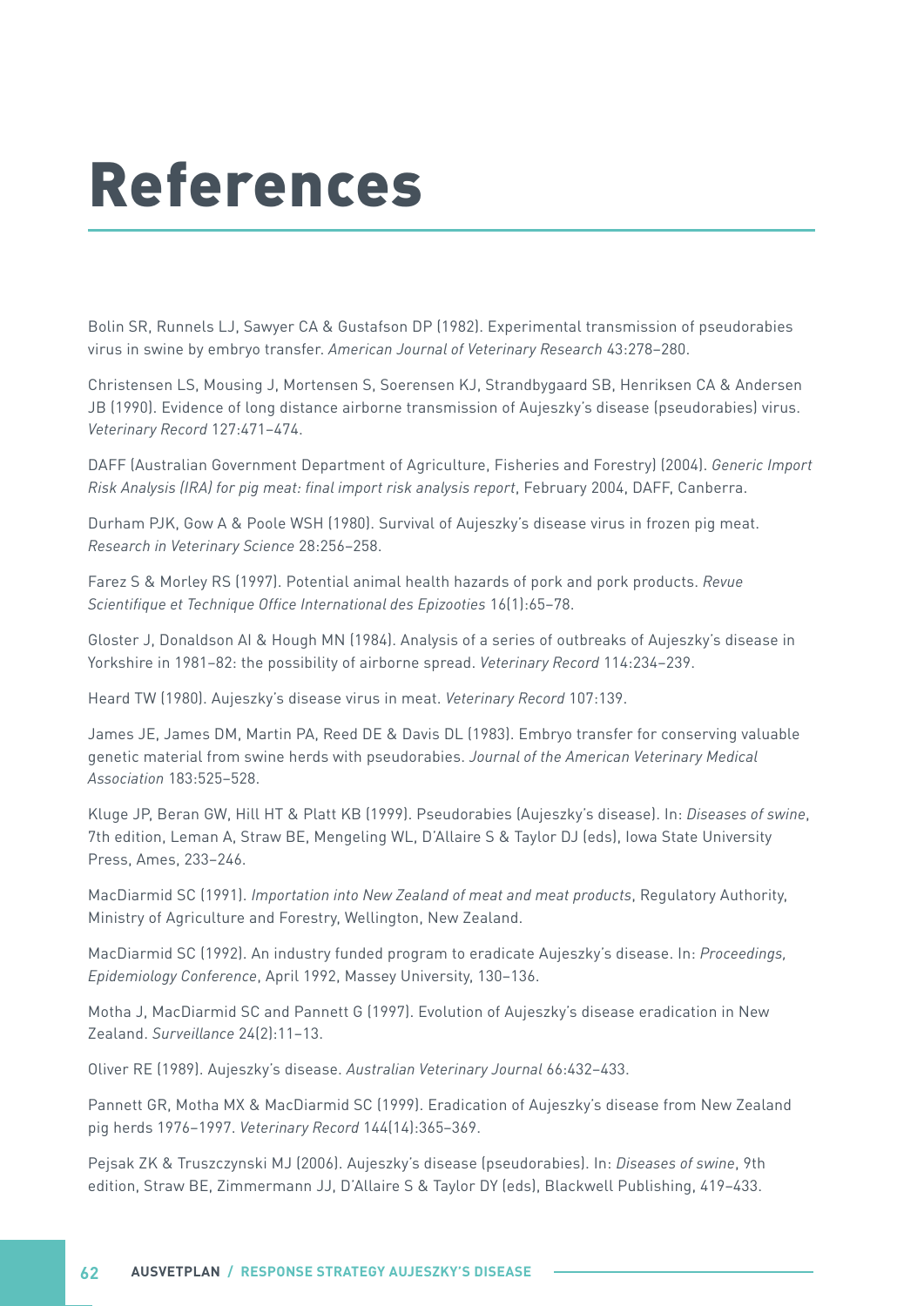# References

Bolin SR, Runnels LJ, Sawyer CA & Gustafson DP (1982). Experimental transmission of pseudorabies virus in swine by embryo transfer. *American Journal of Veterinary Research* 43:278–280.

Christensen LS, Mousing J, Mortensen S, Soerensen KJ, Strandbygaard SB, Henriksen CA & Andersen JB (1990). Evidence of long distance airborne transmission of Aujeszky's disease (pseudorabies) virus. *Veterinary Record* 127:471–474.

DAFF (Australian Government Department of Agriculture, Fisheries and Forestry) (2004). *Generic Import Risk Analysis (IRA) for pig meat: final import risk analysis report*, February 2004, DAFF, Canberra.

Durham PJK, Gow A & Poole WSH (1980). Survival of Aujeszky's disease virus in frozen pig meat. *Research in Veterinary Science* 28:256–258.

Farez S & Morley RS (1997). Potential animal health hazards of pork and pork products. *Revue Scientifique et Technique Office International des Epizooties* 16(1):65–78.

Gloster J, Donaldson AI & Hough MN (1984). Analysis of a series of outbreaks of Aujeszky's disease in Yorkshire in 1981–82: the possibility of airborne spread. *Veterinary Record* 114:234–239.

Heard TW (1980). Aujeszky's disease virus in meat. *Veterinary Record* 107:139.

James JE, James DM, Martin PA, Reed DE & Davis DL (1983). Embryo transfer for conserving valuable genetic material from swine herds with pseudorabies. *Journal of the American Veterinary Medical Association* 183:525–528.

Kluge JP, Beran GW, Hill HT & Platt KB (1999). Pseudorabies (Aujeszky's disease). In: *Diseases of swine*, 7th edition, Leman A, Straw BE, Mengeling WL, D'Allaire S & Taylor DJ (eds), Iowa State University Press, Ames, 233–246.

MacDiarmid SC (1991). *Importation into New Zealand of meat and meat products*, Regulatory Authority, Ministry of Agriculture and Forestry, Wellington, New Zealand.

MacDiarmid SC (1992). An industry funded program to eradicate Aujeszky's disease. In: *Proceedings, Epidemiology Conference*, April 1992, Massey University, 130–136.

Motha J, MacDiarmid SC and Pannett G (1997). Evolution of Aujeszky's disease eradication in New Zealand. *Surveillance* 24(2):11–13.

Oliver RE (1989). Aujeszky's disease. *Australian Veterinary Journal* 66:432–433.

Pannett GR, Motha MX & MacDiarmid SC (1999). Eradication of Aujeszky's disease from New Zealand pig herds 1976–1997. *Veterinary Record* 144(14):365–369.

Pejsak ZK & Truszczynski MJ (2006). Aujeszky's disease (pseudorabies). In: *Diseases of swine*, 9th edition, Straw BE, Zimmermann JJ, D'Allaire S & Taylor DY (eds), Blackwell Publishing, 419–433.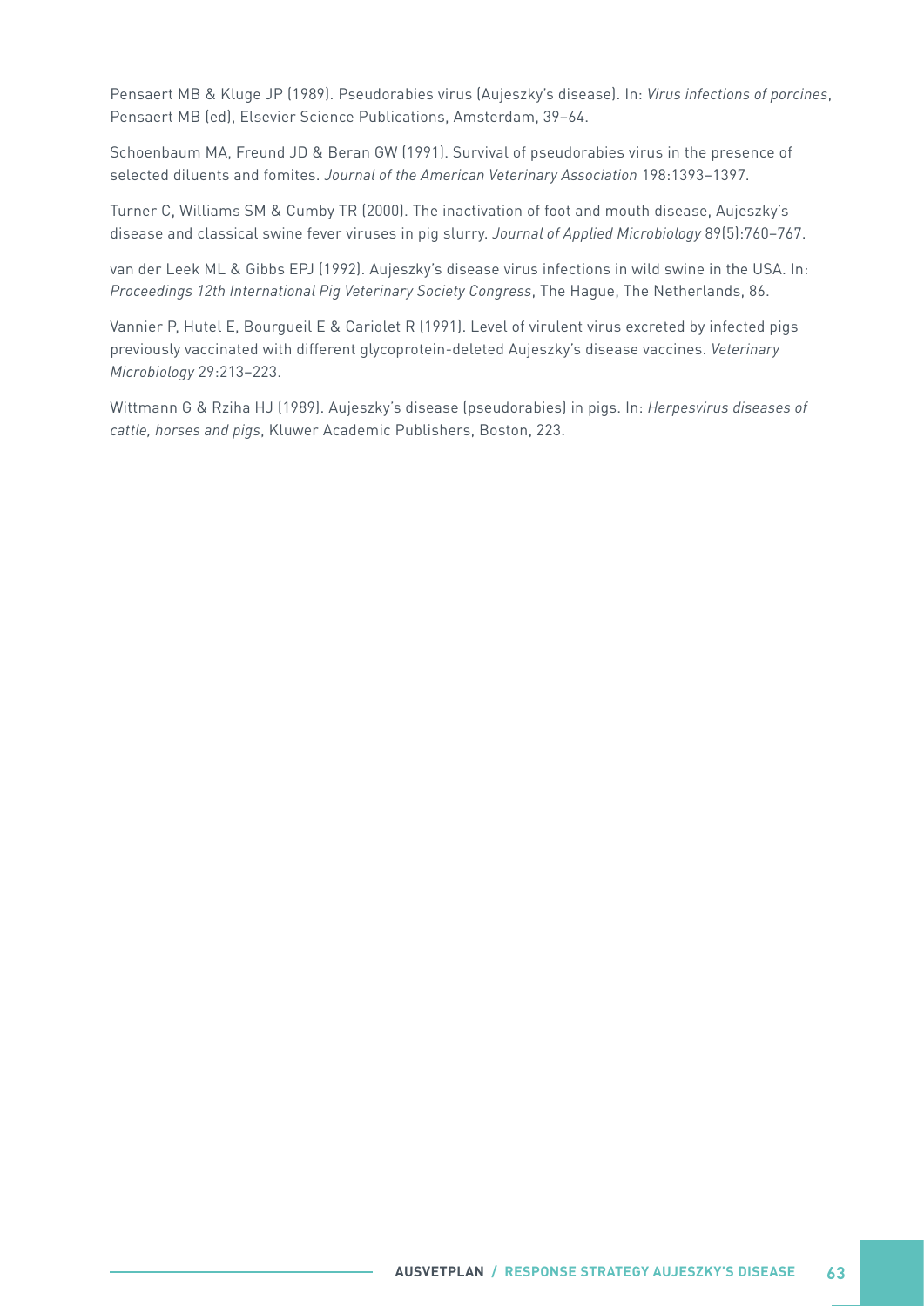Pensaert MB & Kluge JP (1989). Pseudorabies virus (Aujeszky's disease). In: *Virus infections of porcines*, Pensaert MB (ed), Elsevier Science Publications, Amsterdam, 39–64.

Schoenbaum MA, Freund JD & Beran GW (1991). Survival of pseudorabies virus in the presence of selected diluents and fomites. *Journal of the American Veterinary Association* 198:1393–1397.

Turner C, Williams SM & Cumby TR (2000). The inactivation of foot and mouth disease, Aujeszky's disease and classical swine fever viruses in pig slurry. *Journal of Applied Microbiology* 89(5):760–767.

van der Leek ML & Gibbs EPJ (1992). Aujeszky's disease virus infections in wild swine in the USA. In: *Proceedings 12th International Pig Veterinary Society Congress*, The Hague, The Netherlands, 86.

Vannier P, Hutel E, Bourgueil E & Cariolet R (1991). Level of virulent virus excreted by infected pigs previously vaccinated with different glycoprotein-deleted Aujeszky's disease vaccines. *Veterinary Microbiology* 29:213–223.

Wittmann G & Rziha HJ (1989). Aujeszky's disease (pseudorabies) in pigs. In: *Herpesvirus diseases of cattle, horses and pigs*, Kluwer Academic Publishers, Boston, 223.